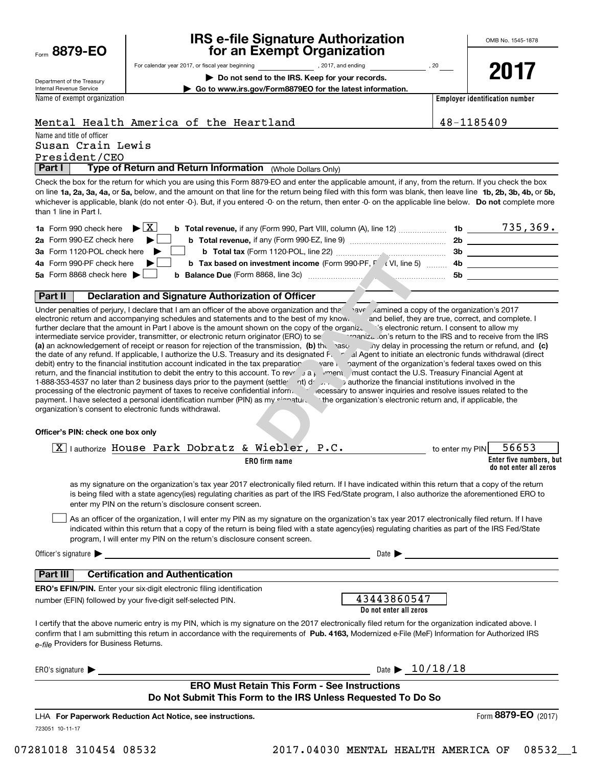Form **8879-EO**

Department of the Treasury
Internal Revenue Service

# IRS e-file Signature Authorization for an Exempt Organization

For calendar year 2017, or fiscal year beginning ______________, 2017, and ending ______________, 20____

▶ **Do not send to the IRS. Keep for your records.**

▶ **Go to www.irs.gov/Form8879EO for the latest information.**

OMB No. 1545-1878

**2017**

Name of exempt organization: Mental Health America of the Heartland

**Employer identification number:** 48-1185409

Name and title of officer:
Susan Crain Lewis
President/CEO

## Part I — Type of Return and Return Information (Whole Dollars Only)

Check the box for the return for which you are using this Form 8879-EO and enter the applicable amount, if any, from the return. If you check the box on line **1a, 2a, 3a, 4a,** or **5a,** below, and the amount on that line for the return being filed with this form was blank, then leave line **1b, 2b, 3b, 4b,** or **5b,** whichever is applicable, blank (do not enter -0-). But, if you entered -0- on the return, then enter -0- on the applicable line below. **Do not** complete more than 1 line in Part I.

| | | | | |
|---|---|---|---|---|
| **1a** Form 990 check here ▶ [X] | **b** **Total revenue,** if any (Form 990, Part VIII, column (A), line 12) | **1b** | 735,369. |
| **2a** Form 990-EZ check here ▶ [ ] | **b** **Total revenue,** if any (Form 990-EZ, line 9) | **2b** | |
| **3a** Form 1120-POL check here ▶ [ ] | **b** **Total tax** (Form 1120-POL, line 22) | **3b** | |
| **4a** Form 990-PF check here ▶ [ ] | **b** **Tax based on investment income** (Form 990-PF, Part VI, line 5) | **4b** | |
| **5a** Form 8868 check here ▶ [ ] | **b** **Balance Due** (Form 8868, line 3c) | **5b** | |

## Part II — Declaration and Signature Authorization of Officer

Under penalties of perjury, I declare that I am an officer of the above organization and that I have examined a copy of the organization's 2017 electronic return and accompanying schedules and statements and to the best of my knowledge and belief, they are true, correct, and complete. I further declare that the amount in Part I above is the amount shown on the copy of the organization's electronic return. I consent to allow my intermediate service provider, transmitter, or electronic return originator (ERO) to send the organization's return to the IRS and to receive from the IRS **(a)** an acknowledgement of receipt or reason for rejection of the transmission, **(b)** the reason for any delay in processing the return or refund, and **(c)** the date of any refund. If applicable, I authorize the U.S. Treasury and its designated Financial Agent to initiate an electronic funds withdrawal (direct debit) entry to the financial institution account indicated in the tax preparation software for payment of the organization's federal taxes owed on this return, and the financial institution to debit the entry to this account. To revoke a payment, I must contact the U.S. Treasury Financial Agent at 1-888-353-4537 no later than 2 business days prior to the payment (settlement) date. I also authorize the financial institutions involved in the processing of the electronic payment of taxes to receive confidential information necessary to answer inquiries and resolve issues related to the payment. I have selected a personal identification number (PIN) as my signature for the organization's electronic return and, if applicable, the organization's consent to electronic funds withdrawal.

**Officer's PIN: check one box only**

[X] I authorize House Park Dobratz & Wiebler, P.C. (ERO firm name) to enter my PIN 56653 (Enter five numbers, but do not enter all zeros)

as my signature on the organization's tax year 2017 electronically filed return. If I have indicated within this return that a copy of the return is being filed with a state agency(ies) regulating charities as part of the IRS Fed/State program, I also authorize the aforementioned ERO to enter my PIN on the return's disclosure consent screen.

[ ] As an officer of the organization, I will enter my PIN as my signature on the organization's tax year 2017 electronically filed return. If I have indicated within this return that a copy of the return is being filed with a state agency(ies) regulating charities as part of the IRS Fed/State program, I will enter my PIN on the return's disclosure consent screen.

Officer's signature ▶ ______________________ Date ▶ ______________

## Part III — Certification and Authentication

**ERO's EFIN/PIN.** Enter your six-digit electronic filing identification number (EFIN) followed by your five-digit self-selected PIN.

43443860547 (Do not enter all zeros)

I certify that the above numeric entry is my PIN, which is my signature on the 2017 electronically filed return for the organization indicated above. I confirm that I am submitting this return in accordance with the requirements of **Pub. 4163,** Modernized e-File (MeF) Information for Authorized IRS *e-file* Providers for Business Returns.

ERO's signature ▶ ______________________ Date ▶ 10/18/18

**ERO Must Retain This Form - See Instructions**
**Do Not Submit This Form to the IRS Unless Requested To Do So**

LHA **For Paperwork Reduction Act Notice, see instructions.** Form **8879-EO** (2017)

723051 10-11-17

07281018 310454 08532 2017.04030 MENTAL HEALTH AMERICA OF 08532__1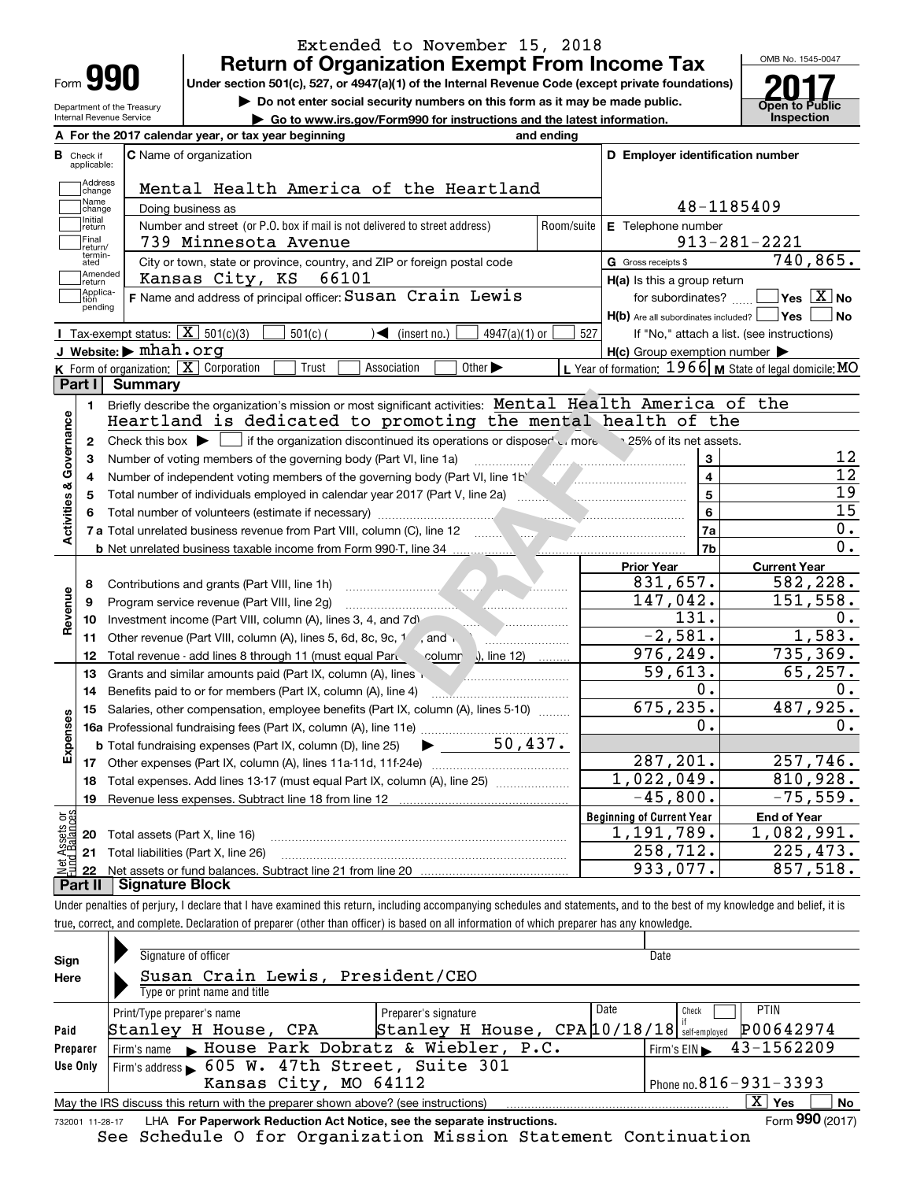Extended to November 15, 2018

# Form 990 — Return of Organization Exempt From Income Tax

Under section 501(c), 527, or 4947(a)(1) of the Internal Revenue Code (except private foundations)

▶ Do not enter social security numbers on this form as it may be made public.

▶ Go to www.irs.gov/Form990 for instructions and the latest information.

Department of the Treasury, Internal Revenue Service

OMB No. 1545-0047

**2017** — Open to Public Inspection

**A** For the 2017 calendar year, or tax year beginning and ending

**B** Check if applicable: Address change, Name change, Initial return, Final return/terminated, Amended return, Application pending

**C** Name of organization: Mental Health America of the Heartland

Doing business as

Number and street (or P.O. box if mail is not delivered to street address): 739 Minnesota Avenue — Room/suite

City or town, state or province, country, and ZIP or foreign postal code: Kansas City, KS 66101

**D** Employer identification number: 48-1185409

**E** Telephone number: 913-281-2221

**G** Gross receipts $ 740,865.

**F** Name and address of principal officer: Susan Crain Lewis

**H(a)** Is this a group return for subordinates? ☐ Yes ☒ No

**H(b)** Are all subordinates included? ☐ Yes ☐ No — If "No," attach a list. (see instructions)

**H(c)** Group exemption number ▶

**I** Tax-exempt status: ☒ 501(c)(3) ☐ 501(c)( ) ◀ (insert no.) ☐ 4947(a)(1) or ☐ 527

**J** Website: ▶ mhah.org

**K** Form of organization: ☒ Corporation ☐ Trust ☐ Association ☐ Other ▶

**L** Year of formation: 1966 **M** State of legal domicile: MO

## Part I Summary

**Activities & Governance**

1. Briefly describe the organization's mission or most significant activities: Mental Health America of the Heartland is dedicated to promoting the mental health of the
2. Check this box ▶ ☐ if the organization discontinued its operations or disposed of more than 25% of its net assets.

| | | | |
|---|---|---|---|
| 3 | Number of voting members of the governing body (Part VI, line 1a) | 3 | 12 |
| 4 | Number of independent voting members of the governing body (Part VI, line 1b) | 4 | 12 |
| 5 | Total number of individuals employed in calendar year 2017 (Part V, line 2a) | 5 | 19 |
| 6 | Total number of volunteers (estimate if necessary) | 6 | 15 |
| 7a | Total unrelated business revenue from Part VIII, column (C), line 12 | 7a | 0. |
| b | Net unrelated business taxable income from Form 990-T, line 34 | 7b | 0. |

| | | | Prior Year | Current Year |
|---|---|---|---|---|
| **Revenue** | 8 | Contributions and grants (Part VIII, line 1h) | 831,657. | 582,228. |
| | 9 | Program service revenue (Part VIII, line 2g) | 147,042. | 151,558. |
| | 10 | Investment income (Part VIII, column (A), lines 3, 4, and 7d) | 131. | 0. |
| | 11 | Other revenue (Part VIII, column (A), lines 5, 6d, 8c, 9c, 10c, and 11e) | -2,581. | 1,583. |
| | 12 | Total revenue - add lines 8 through 11 (must equal Part VIII, column (A), line 12) | 976,249. | 735,369. |
| **Expenses** | 13 | Grants and similar amounts paid (Part IX, column (A), lines 1-3) | 59,613. | 65,257. |
| | 14 | Benefits paid to or for members (Part IX, column (A), line 4) | 0. | 0. |
| | 15 | Salaries, other compensation, employee benefits (Part IX, column (A), lines 5-10) | 675,235. | 487,925. |
| | 16a | Professional fundraising fees (Part IX, column (A), line 11e) | 0. | 0. |
| | b | Total fundraising expenses (Part IX, column (D), line 25) ▶ 50,437. | | |
| | 17 | Other expenses (Part IX, column (A), lines 11a-11d, 11f-24e) | 287,201. | 257,746. |
| | 18 | Total expenses. Add lines 13-17 (must equal Part IX, column (A), line 25) | 1,022,049. | 810,928. |
| | 19 | Revenue less expenses. Subtract line 18 from line 12 | -45,800. | -75,559. |

| | | | Beginning of Current Year | End of Year |
|---|---|---|---|---|
| **Net Assets or Fund Balances** | 20 | Total assets (Part X, line 16) | 1,191,789. | 1,082,991. |
| | 21 | Total liabilities (Part X, line 26) | 258,712. | 225,473. |
| | 22 | Net assets or fund balances. Subtract line 21 from line 20 | 933,077. | 857,518. |

## Part II Signature Block

Under penalties of perjury, I declare that I have examined this return, including accompanying schedules and statements, and to the best of my knowledge and belief, it is true, correct, and complete. Declaration of preparer (other than officer) is based on all information of which preparer has any knowledge.

**Sign Here**

Signature of officer — Date

Susan Crain Lewis, President/CEO

Type or print name and title

**Paid Preparer Use Only**

| Print/Type preparer's name | Preparer's signature | Date | Check if self-employed | PTIN |
|---|---|---|---|---|
| Stanley H House, CPA | Stanley H House, CPA | 10/18/18 | ☐ | P00642974 |

Firm's name ▶ House Park Dobratz & Wiebler, P.C. — Firm's EIN ▶ 43-1562209

Firm's address ▶ 605 W. 47th Street, Suite 301, Kansas City, MO 64112 — Phone no. 816-931-3393

May the IRS discuss this return with the preparer shown above? (see instructions) ☒ Yes ☐ No

732001 11-28-17 LHA For Paperwork Reduction Act Notice, see the separate instructions. Form **990** (2017)

See Schedule O for Organization Mission Statement Continuation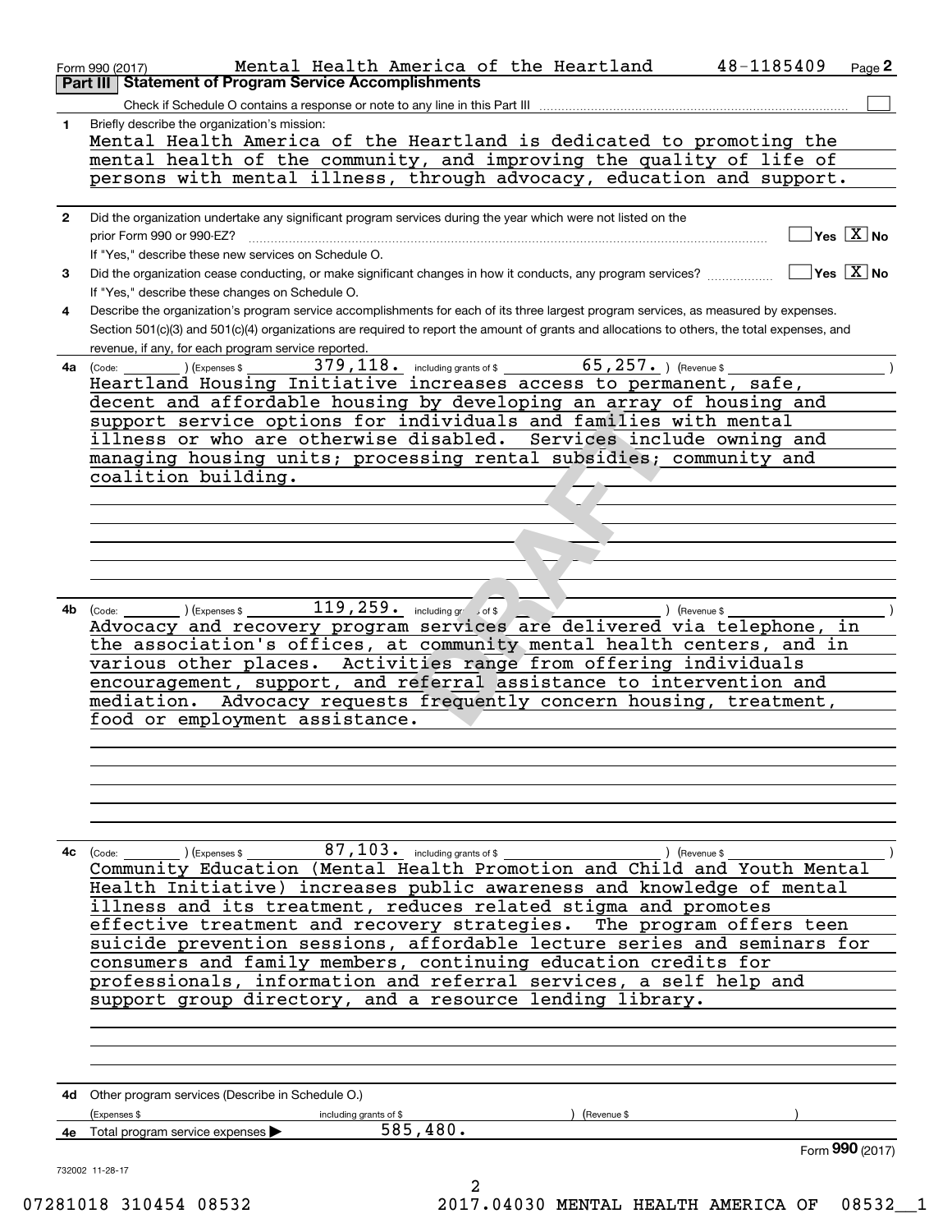Form 990 (2017) Mental Health America of the Heartland 48-1185409 Page **2**

## Part III Statement of Program Service Accomplishments

Check if Schedule O contains a response or note to any line in this Part III ☐

**1** Briefly describe the organization's mission:

Mental Health America of the Heartland is dedicated to promoting the mental health of the community, and improving the quality of life of persons with mental illness, through advocacy, education and support.

**2** Did the organization undertake any significant program services during the year which were not listed on the prior Form 990 or 990-EZ? ☐ Yes ☒ No

If "Yes," describe these new services on Schedule O.

**3** Did the organization cease conducting, or make significant changes in how it conducts, any program services? ☐ Yes ☒ No

If "Yes," describe these changes on Schedule O.

**4** Describe the organization's program service accomplishments for each of its three largest program services, as measured by expenses. Section 501(c)(3) and 501(c)(4) organizations are required to report the amount of grants and allocations to others, the total expenses, and revenue, if any, for each program service reported.

**4a** (Code: ) (Expenses $ 379,118. including grants of $ 65,257. ) (Revenue $ )

Heartland Housing Initiative increases access to permanent, safe, decent and affordable housing by developing an array of housing and support service options for individuals and families with mental illness or who are otherwise disabled. Services include owning and managing housing units; processing rental subsidies; community and coalition building.

**4b** (Code: ) (Expenses $ 119,259. including grants of $ ) (Revenue $ )

Advocacy and recovery program services are delivered via telephone, in the association's offices, at community mental health centers, and in various other places. Activities range from offering individuals encouragement, support, and referral assistance to intervention and mediation. Advocacy requests frequently concern housing, treatment, food or employment assistance.

**4c** (Code: ) (Expenses $ 87,103. including grants of $ ) (Revenue $ )

Community Education (Mental Health Promotion and Child and Youth Mental Health Initiative) increases public awareness and knowledge of mental illness and its treatment, reduces related stigma and promotes effective treatment and recovery strategies. The program offers teen suicide prevention sessions, affordable lecture series and seminars for consumers and family members, continuing education credits for professionals, information and referral services, a self help and support group directory, and a resource lending library.

**4d** Other program services (Describe in Schedule O.)

(Expenses $ including grants of $ ) (Revenue $ )

**4e** Total program service expenses ▶ 585,480.

Form **990** (2017)

732002 11-28-17

07281018 310454 08532 2017.04030 MENTAL HEALTH AMERICA OF 08532__1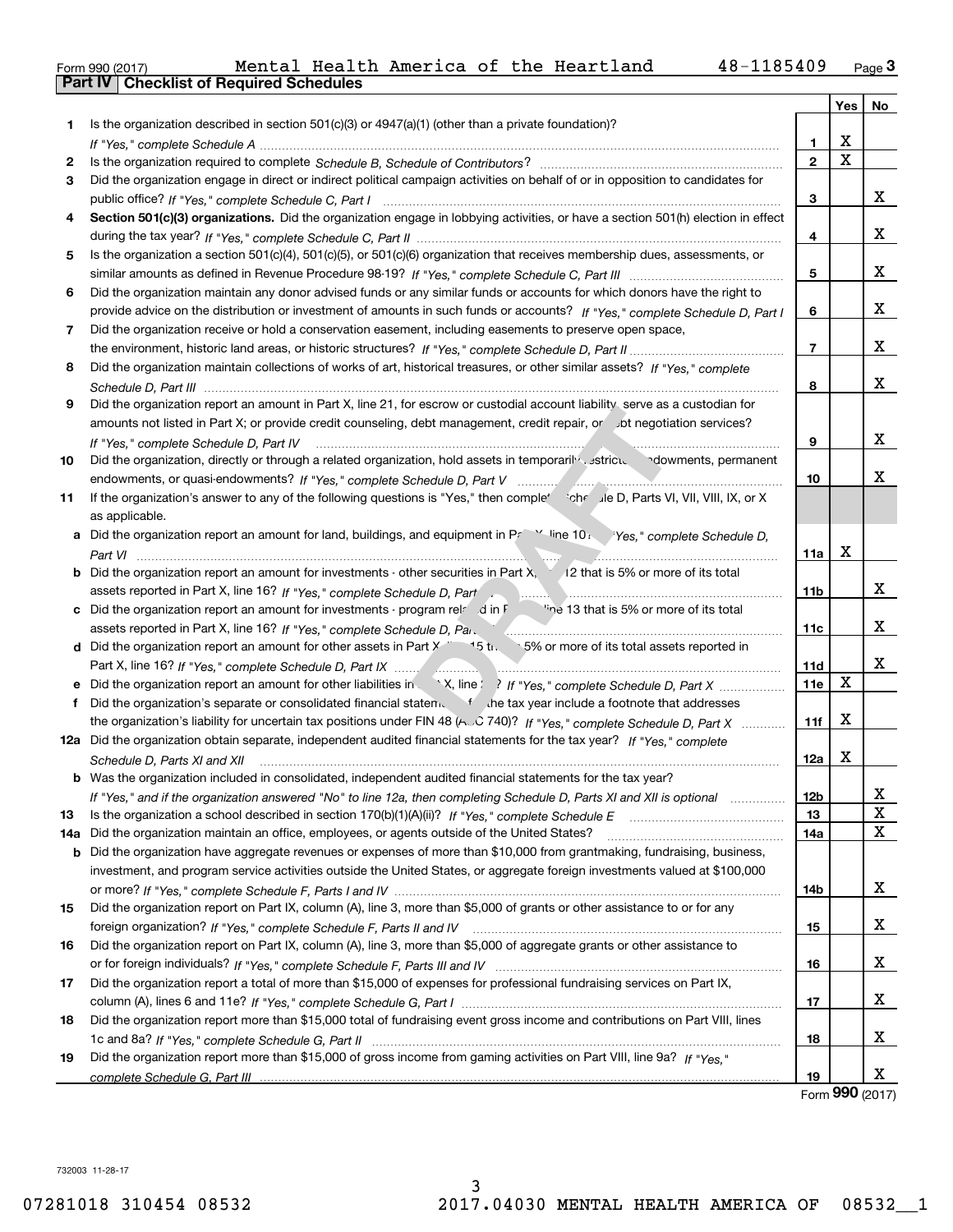Form 990 (2017) Mental Health America of the Heartland 48-1185409 Page 3

## Part IV Checklist of Required Schedules

| | | | Yes | No |
|---|---|---|---|---|
| 1 | Is the organization described in section 501(c)(3) or 4947(a)(1) (other than a private foundation)? *If "Yes," complete Schedule A* | 1 | X | |
| 2 | Is the organization required to complete *Schedule B, Schedule of Contributors*? | 2 | X | |
| 3 | Did the organization engage in direct or indirect political campaign activities on behalf of or in opposition to candidates for public office? *If "Yes," complete Schedule C, Part I* | 3 | | X |
| 4 | **Section 501(c)(3) organizations.** Did the organization engage in lobbying activities, or have a section 501(h) election in effect during the tax year? *If "Yes," complete Schedule C, Part II* | 4 | | X |
| 5 | Is the organization a section 501(c)(4), 501(c)(5), or 501(c)(6) organization that receives membership dues, assessments, or similar amounts as defined in Revenue Procedure 98-19? *If "Yes," complete Schedule C, Part III* | 5 | | X |
| 6 | Did the organization maintain any donor advised funds or any similar funds or accounts for which donors have the right to provide advice on the distribution or investment of amounts in such funds or accounts? *If "Yes," complete Schedule D, Part I* | 6 | | X |
| 7 | Did the organization receive or hold a conservation easement, including easements to preserve open space, the environment, historic land areas, or historic structures? *If "Yes," complete Schedule D, Part II* | 7 | | X |
| 8 | Did the organization maintain collections of works of art, historical treasures, or other similar assets? *If "Yes," complete Schedule D, Part III* | 8 | | X |
| 9 | Did the organization report an amount in Part X, line 21, for escrow or custodial account liability, serve as a custodian for amounts not listed in Part X; or provide credit counseling, debt management, credit repair, or debt negotiation services? *If "Yes," complete Schedule D, Part IV* | 9 | | X |
| 10 | Did the organization, directly or through a related organization, hold assets in temporarily restricted endowments, permanent endowments, or quasi-endowments? *If "Yes," complete Schedule D, Part V* | 10 | | X |
| 11 | If the organization's answer to any of the following questions is "Yes," then complete Schedule D, Parts VI, VII, VIII, IX, or X as applicable. | | | |
| a | Did the organization report an amount for land, buildings, and equipment in Part X, line 10? *If "Yes," complete Schedule D, Part VI* | 11a | X | |
| b | Did the organization report an amount for investments - other securities in Part X, line 12 that is 5% or more of its total assets reported in Part X, line 16? *If "Yes," complete Schedule D, Part VII* | 11b | | X |
| c | Did the organization report an amount for investments - program related in Part X, line 13 that is 5% or more of its total assets reported in Part X, line 16? *If "Yes," complete Schedule D, Part VIII* | 11c | | X |
| d | Did the organization report an amount for other assets in Part X, line 15 that is 5% or more of its total assets reported in Part X, line 16? *If "Yes," complete Schedule D, Part IX* | 11d | | X |
| e | Did the organization report an amount for other liabilities in Part X, line 25? *If "Yes," complete Schedule D, Part X* | 11e | X | |
| f | Did the organization's separate or consolidated financial statements for the tax year include a footnote that addresses the organization's liability for uncertain tax positions under FIN 48 (ASC 740)? *If "Yes," complete Schedule D, Part X* | 11f | X | |
| 12a | Did the organization obtain separate, independent audited financial statements for the tax year? *If "Yes," complete Schedule D, Parts XI and XII* | 12a | X | |
| b | Was the organization included in consolidated, independent audited financial statements for the tax year? *If "Yes," and if the organization answered "No" to line 12a, then completing Schedule D, Parts XI and XII is optional* | 12b | | X |
| 13 | Is the organization a school described in section 170(b)(1)(A)(ii)? *If "Yes," complete Schedule E* | 13 | | X |
| 14a | Did the organization maintain an office, employees, or agents outside of the United States? | 14a | | X |
| b | Did the organization have aggregate revenues or expenses of more than $10,000 from grantmaking, fundraising, business, investment, and program service activities outside the United States, or aggregate foreign investments valued at $100,000 or more? *If "Yes," complete Schedule F, Parts I and IV* | 14b | | X |
| 15 | Did the organization report on Part IX, column (A), line 3, more than $5,000 of grants or other assistance to or for any foreign organization? *If "Yes," complete Schedule F, Parts II and IV* | 15 | | X |
| 16 | Did the organization report on Part IX, column (A), line 3, more than $5,000 of aggregate grants or other assistance to or for foreign individuals? *If "Yes," complete Schedule F, Parts III and IV* | 16 | | X |
| 17 | Did the organization report a total of more than $15,000 of expenses for professional fundraising services on Part IX, column (A), lines 6 and 11e? *If "Yes," complete Schedule G, Part I* | 17 | | X |
| 18 | Did the organization report more than $15,000 total of fundraising event gross income and contributions on Part VIII, lines 1c and 8a? *If "Yes," complete Schedule G, Part II* | 18 | | X |
| 19 | Did the organization report more than $15,000 of gross income from gaming activities on Part VIII, line 9a? *If "Yes," complete Schedule G, Part III* | 19 | | X |

Form **990** (2017)

732003 11-28-17

07281018 310454 08532 2017.04030 MENTAL HEALTH AMERICA OF 08532__1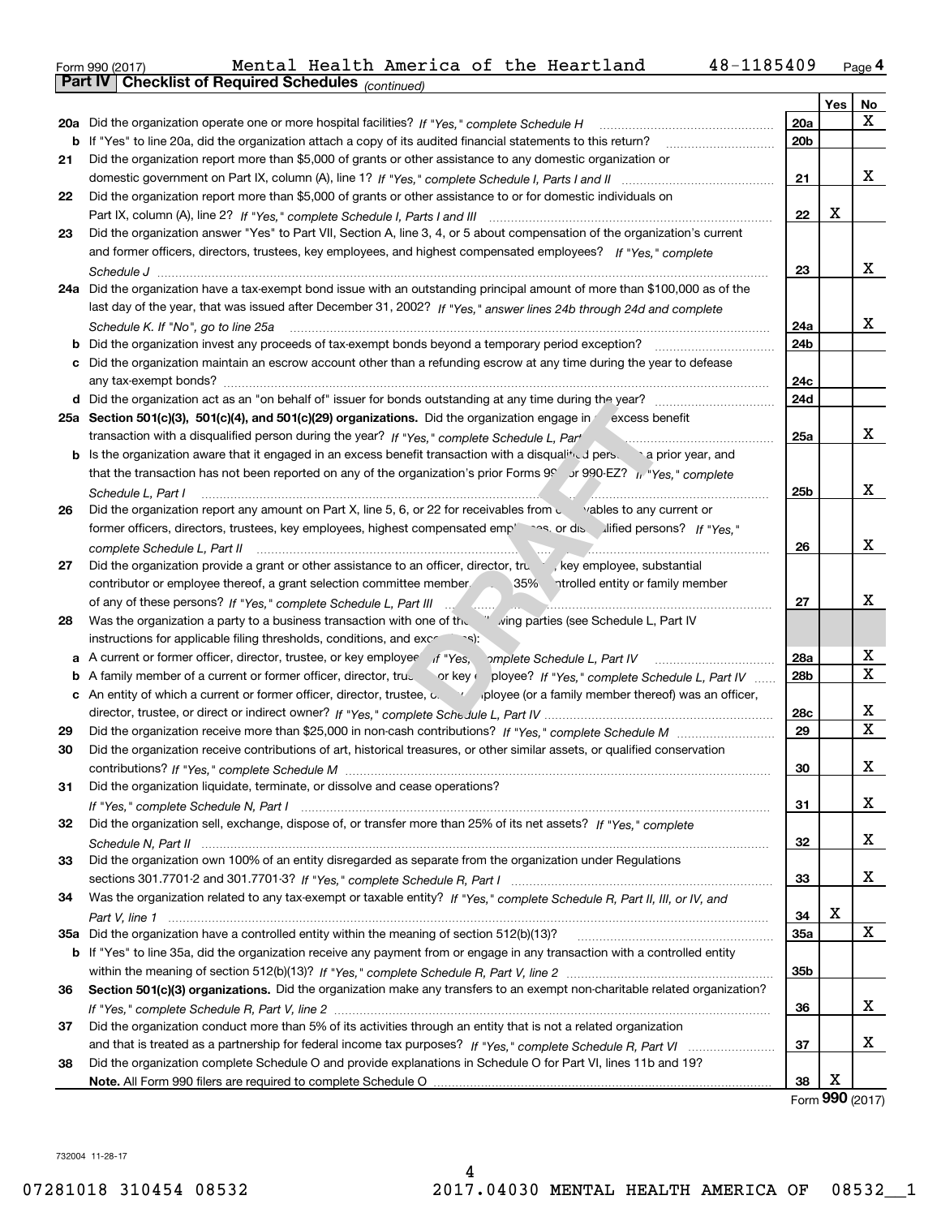Form 990 (2017) Mental Health America of the Heartland 48-1185409 Page 4

**Part IV | Checklist of Required Schedules** *(continued)*

| | | | Yes | No |
|---|---|---|---|---|
| **20a** | Did the organization operate one or more hospital facilities? *If "Yes," complete Schedule H* | 20a | | X |
| **b** | If "Yes" to line 20a, did the organization attach a copy of its audited financial statements to this return? | 20b | | |
| **21** | Did the organization report more than $5,000 of grants or other assistance to any domestic organization or domestic government on Part IX, column (A), line 1? *If "Yes," complete Schedule I, Parts I and II* | 21 | | X |
| **22** | Did the organization report more than $5,000 of grants or other assistance to or for domestic individuals on Part IX, column (A), line 2? *If "Yes," complete Schedule I, Parts I and III* | 22 | X | |
| **23** | Did the organization answer "Yes" to Part VII, Section A, line 3, 4, or 5 about compensation of the organization's current and former officers, directors, trustees, key employees, and highest compensated employees? *If "Yes," complete Schedule J* | 23 | | X |
| **24a** | Did the organization have a tax-exempt bond issue with an outstanding principal amount of more than $100,000 as of the last day of the year, that was issued after December 31, 2002? *If "Yes," answer lines 24b through 24d and complete Schedule K. If "No", go to line 25a* | 24a | | X |
| **b** | Did the organization invest any proceeds of tax-exempt bonds beyond a temporary period exception? | 24b | | |
| **c** | Did the organization maintain an escrow account other than a refunding escrow at any time during the year to defease any tax-exempt bonds? | 24c | | |
| **d** | Did the organization act as an "on behalf of" issuer for bonds outstanding at any time during the year? | 24d | | |
| **25a** | **Section 501(c)(3), 501(c)(4), and 501(c)(29) organizations.** Did the organization engage in an excess benefit transaction with a disqualified person during the year? *If "Yes," complete Schedule L, Part I* | 25a | | X |
| **b** | Is the organization aware that it engaged in an excess benefit transaction with a disqualified person in a prior year, and that the transaction has not been reported on any of the organization's prior Forms 990 or 990-EZ? *If "Yes," complete Schedule L, Part I* | 25b | | X |
| **26** | Did the organization report any amount on Part X, line 5, 6, or 22 for receivables from or payables to any current or former officers, directors, trustees, key employees, highest compensated employees, or disqualified persons? *If "Yes," complete Schedule L, Part II* | 26 | | X |
| **27** | Did the organization provide a grant or other assistance to an officer, director, trustee, key employee, substantial contributor or employee thereof, a grant selection committee member, or to a 35% controlled entity or family member of any of these persons? *If "Yes," complete Schedule L, Part III* | 27 | | X |
| **28** | Was the organization a party to a business transaction with one of the following parties (see Schedule L, Part IV instructions for applicable filing thresholds, conditions, and exceptions): | | | |
| **a** | A current or former officer, director, trustee, or key employee? *If "Yes," complete Schedule L, Part IV* | 28a | | X |
| **b** | A family member of a current or former officer, director, trustee, or key employee? *If "Yes," complete Schedule L, Part IV* | 28b | | X |
| **c** | An entity of which a current or former officer, director, trustee, or key employee (or a family member thereof) was an officer, director, trustee, or direct or indirect owner? *If "Yes," complete Schedule L, Part IV* | 28c | | X |
| **29** | Did the organization receive more than $25,000 in non-cash contributions? *If "Yes," complete Schedule M* | 29 | | X |
| **30** | Did the organization receive contributions of art, historical treasures, or other similar assets, or qualified conservation contributions? *If "Yes," complete Schedule M* | 30 | | X |
| **31** | Did the organization liquidate, terminate, or dissolve and cease operations? *If "Yes," complete Schedule N, Part I* | 31 | | X |
| **32** | Did the organization sell, exchange, dispose of, or transfer more than 25% of its net assets? *If "Yes," complete Schedule N, Part II* | 32 | | X |
| **33** | Did the organization own 100% of an entity disregarded as separate from the organization under Regulations sections 301.7701-2 and 301.7701-3? *If "Yes," complete Schedule R, Part I* | 33 | | X |
| **34** | Was the organization related to any tax-exempt or taxable entity? *If "Yes," complete Schedule R, Part II, III, or IV, and Part V, line 1* | 34 | X | |
| **35a** | Did the organization have a controlled entity within the meaning of section 512(b)(13)? | 35a | | X |
| **b** | If "Yes" to line 35a, did the organization receive any payment from or engage in any transaction with a controlled entity within the meaning of section 512(b)(13)? *If "Yes," complete Schedule R, Part V, line 2* | 35b | | |
| **36** | **Section 501(c)(3) organizations.** Did the organization make any transfers to an exempt non-charitable related organization? *If "Yes," complete Schedule R, Part V, line 2* | 36 | | X |
| **37** | Did the organization conduct more than 5% of its activities through an entity that is not a related organization and that is treated as a partnership for federal income tax purposes? *If "Yes," complete Schedule R, Part VI* | 37 | | X |
| **38** | Did the organization complete Schedule O and provide explanations in Schedule O for Part VI, lines 11b and 19? **Note.** All Form 990 filers are required to complete Schedule O | 38 | X | |

Form **990** (2017)

732004 11-28-17

07281018 310454 08532 2017.04030 MENTAL HEALTH AMERICA OF 08532__1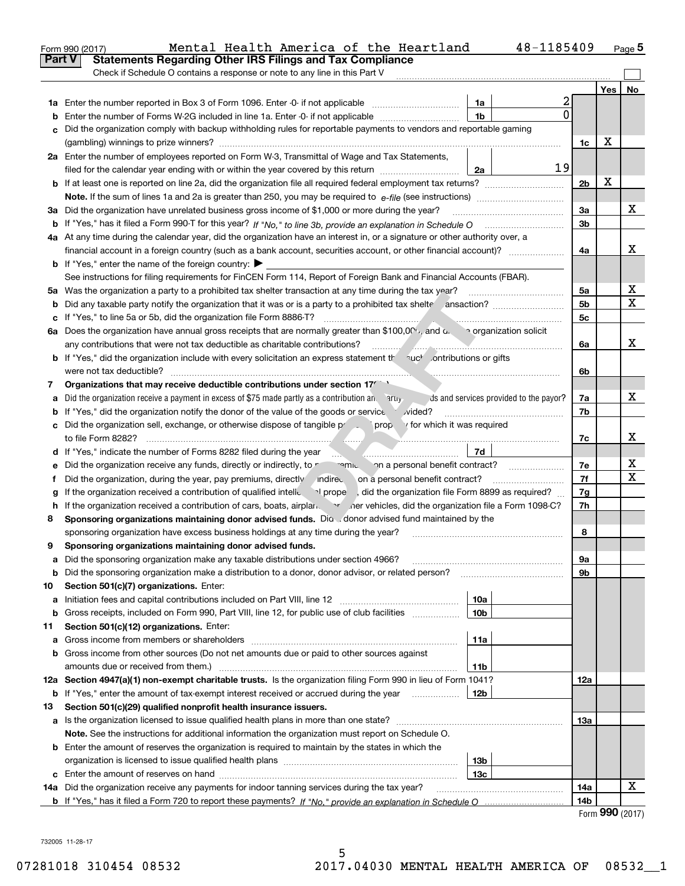Form 990 (2017) Mental Health America of the Heartland 48-1185409 Page 5

## Part V Statements Regarding Other IRS Filings and Tax Compliance

Check if Schedule O contains a response or note to any line in this Part V

| | | | | | Yes | No |
|---|---|---|---|---|---|---|
| **1a** | Enter the number reported in Box 3 of Form 1096. Enter -0- if not applicable | 1a | 2 | | | |
| **b** | Enter the number of Forms W-2G included in line 1a. Enter -0- if not applicable | 1b | 0 | | | |
| **c** | Did the organization comply with backup withholding rules for reportable payments to vendors and reportable gaming (gambling) winnings to prize winners? | | | 1c | X | |
| **2a** | Enter the number of employees reported on Form W-3, Transmittal of Wage and Tax Statements, filed for the calendar year ending with or within the year covered by this return | 2a | 19 | | | |
| **b** | If at least one is reported on line 2a, did the organization file all required federal employment tax returns? | | | 2b | X | |
| | **Note.** If the sum of lines 1a and 2a is greater than 250, you may be required to *e-file* (see instructions) | | | | | |
| **3a** | Did the organization have unrelated business gross income of $1,000 or more during the year? | | | 3a | | X |
| **b** | If "Yes," has it filed a Form 990-T for this year? *If "No," to line 3b, provide an explanation in Schedule O* | | | 3b | | |
| **4a** | At any time during the calendar year, did the organization have an interest in, or a signature or other authority over, a financial account in a foreign country (such as a bank account, securities account, or other financial account)? | | | 4a | | X |
| **b** | If "Yes," enter the name of the foreign country: ▶ | | | | | |
| | See instructions for filing requirements for FinCEN Form 114, Report of Foreign Bank and Financial Accounts (FBAR). | | | | | |
| **5a** | Was the organization a party to a prohibited tax shelter transaction at any time during the tax year? | | | 5a | | X |
| **b** | Did any taxable party notify the organization that it was or is a party to a prohibited tax shelter transaction? | | | 5b | | X |
| **c** | If "Yes," to line 5a or 5b, did the organization file Form 8886-T? | | | 5c | | |
| **6a** | Does the organization have annual gross receipts that are normally greater than $100,000, and did the organization solicit any contributions that were not tax deductible as charitable contributions? | | | 6a | | X |
| **b** | If "Yes," did the organization include with every solicitation an express statement that such contributions or gifts were not tax deductible? | | | 6b | | |
| **7** | **Organizations that may receive deductible contributions under section 170(c).** | | | | | |
| **a** | Did the organization receive a payment in excess of $75 made partly as a contribution and partly for goods and services provided to the payor? | | | 7a | | X |
| **b** | If "Yes," did the organization notify the donor of the value of the goods or services provided? | | | 7b | | |
| **c** | Did the organization sell, exchange, or otherwise dispose of tangible personal property for which it was required to file Form 8282? | | | 7c | | X |
| **d** | If "Yes," indicate the number of Forms 8282 filed during the year | 7d | | | | |
| **e** | Did the organization receive any funds, directly or indirectly, to pay premiums on a personal benefit contract? | | | 7e | | X |
| **f** | Did the organization, during the year, pay premiums, directly or indirectly, on a personal benefit contract? | | | 7f | | X |
| **g** | If the organization received a contribution of qualified intellectual property, did the organization file Form 8899 as required? | | | 7g | | |
| **h** | If the organization received a contribution of cars, boats, airplanes, or other vehicles, did the organization file a Form 1098-C? | | | 7h | | |
| **8** | **Sponsoring organizations maintaining donor advised funds.** Did a donor advised fund maintained by the sponsoring organization have excess business holdings at any time during the year? | | | 8 | | |
| **9** | **Sponsoring organizations maintaining donor advised funds.** | | | | | |
| **a** | Did the sponsoring organization make any taxable distributions under section 4966? | | | 9a | | |
| **b** | Did the sponsoring organization make a distribution to a donor, donor advisor, or related person? | | | 9b | | |
| **10** | **Section 501(c)(7) organizations.** Enter: | | | | | |
| **a** | Initiation fees and capital contributions included on Part VIII, line 12 | 10a | | | | |
| **b** | Gross receipts, included on Form 990, Part VIII, line 12, for public use of club facilities | 10b | | | | |
| **11** | **Section 501(c)(12) organizations.** Enter: | | | | | |
| **a** | Gross income from members or shareholders | 11a | | | | |
| **b** | Gross income from other sources (Do not net amounts due or paid to other sources against amounts due or received from them.) | 11b | | | | |
| **12a** | **Section 4947(a)(1) non-exempt charitable trusts.** Is the organization filing Form 990 in lieu of Form 1041? | | | 12a | | |
| **b** | If "Yes," enter the amount of tax-exempt interest received or accrued during the year | 12b | | | | |
| **13** | **Section 501(c)(29) qualified nonprofit health insurance issuers.** | | | | | |
| **a** | Is the organization licensed to issue qualified health plans in more than one state? | | | 13a | | |
| | **Note.** See the instructions for additional information the organization must report on Schedule O. | | | | | |
| **b** | Enter the amount of reserves the organization is required to maintain by the states in which the organization is licensed to issue qualified health plans | 13b | | | | |
| **c** | Enter the amount of reserves on hand | 13c | | | | |
| **14a** | Did the organization receive any payments for indoor tanning services during the tax year? | | | 14a | | X |
| **b** | If "Yes," has it filed a Form 720 to report these payments? *If "No," provide an explanation in Schedule O* | | | 14b | | |

Form **990** (2017)

732005 11-28-17

07281018 310454 08532 2017.04030 MENTAL HEALTH AMERICA OF 08532__1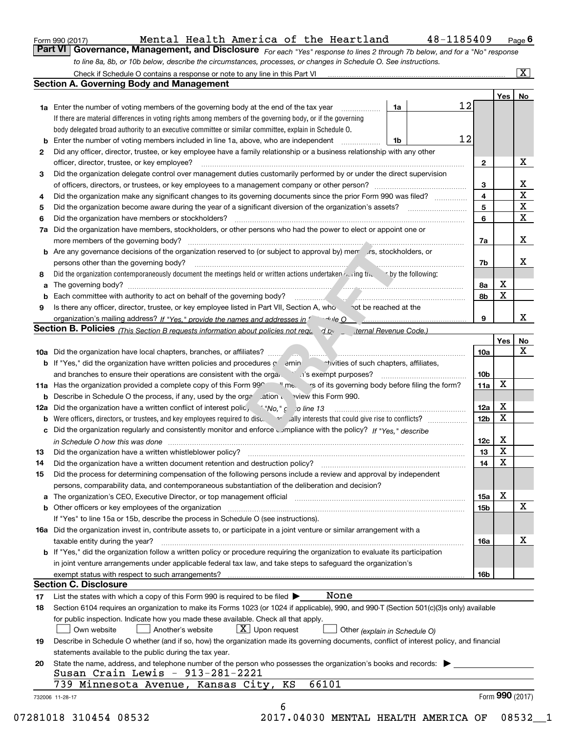Form 990 (2017) Mental Health America of the Heartland 48-1185409 Page 6

**Part VI Governance, Management, and Disclosure** *For each "Yes" response to lines 2 through 7b below, and for a "No" response to line 8a, 8b, or 10b below, describe the circumstances, processes, or changes in Schedule O. See instructions.*

Check if Schedule O contains a response or note to any line in this Part VI [X]

## Section A. Governing Body and Management

| | | | | Yes | No |
|---|---|---|---|---|---|
| **1a** | Enter the number of voting members of the governing body at the end of the tax year | 1a | 12 | | |
| | If there are material differences in voting rights among members of the governing body, or if the governing body delegated broad authority to an executive committee or similar committee, explain in Schedule O. | | | | |
| **b** | Enter the number of voting members included in line 1a, above, who are independent | 1b | 12 | | |
| **2** | Did any officer, director, trustee, or key employee have a family relationship or a business relationship with any other officer, director, trustee, or key employee? | 2 | | | X |
| **3** | Did the organization delegate control over management duties customarily performed by or under the direct supervision of officers, directors, or trustees, or key employees to a management company or other person? | 3 | | | X |
| **4** | Did the organization make any significant changes to its governing documents since the prior Form 990 was filed? | 4 | | | X |
| **5** | Did the organization become aware during the year of a significant diversion of the organization's assets? | 5 | | | X |
| **6** | Did the organization have members or stockholders? | 6 | | | X |
| **7a** | Did the organization have members, stockholders, or other persons who had the power to elect or appoint one or more members of the governing body? | 7a | | | X |
| **b** | Are any governance decisions of the organization reserved to (or subject to approval by) members, stockholders, or persons other than the governing body? | 7b | | | X |
| **8** | Did the organization contemporaneously document the meetings held or written actions undertaken during the year by the following: | | | | |
| **a** | The governing body? | 8a | | X | |
| **b** | Each committee with authority to act on behalf of the governing body? | 8b | | X | |
| **9** | Is there any officer, director, trustee, or key employee listed in Part VII, Section A, who cannot be reached at the organization's mailing address? *If "Yes," provide the names and addresses in Schedule O* | 9 | | | X |

## Section B. Policies *(This Section B requests information about policies not required by the Internal Revenue Code.)*

| | | | Yes | No |
|---|---|---|---|---|
| **10a** | Did the organization have local chapters, branches, or affiliates? | 10a | | X |
| **b** | If "Yes," did the organization have written policies and procedures governing the activities of such chapters, affiliates, and branches to ensure their operations are consistent with the organization's exempt purposes? | 10b | | |
| **11a** | Has the organization provided a complete copy of this Form 990 to all members of its governing body before filing the form? | 11a | X | |
| **b** | Describe in Schedule O the process, if any, used by the organization to review this Form 990. | | | |
| **12a** | Did the organization have a written conflict of interest policy? *If "No," go to line 13* | 12a | X | |
| **b** | Were officers, directors, or trustees, and key employees required to disclose annually interests that could give rise to conflicts? | 12b | X | |
| **c** | Did the organization regularly and consistently monitor and enforce compliance with the policy? *If "Yes," describe in Schedule O how this was done* | 12c | X | |
| **13** | Did the organization have a written whistleblower policy? | 13 | X | |
| **14** | Did the organization have a written document retention and destruction policy? | 14 | X | |
| **15** | Did the process for determining compensation of the following persons include a review and approval by independent persons, comparability data, and contemporaneous substantiation of the deliberation and decision? | | | |
| **a** | The organization's CEO, Executive Director, or top management official | 15a | X | |
| **b** | Other officers or key employees of the organization | 15b | | X |
| | If "Yes" to line 15a or 15b, describe the process in Schedule O (see instructions). | | | |
| **16a** | Did the organization invest in, contribute assets to, or participate in a joint venture or similar arrangement with a taxable entity during the year? | 16a | | X |
| **b** | If "Yes," did the organization follow a written policy or procedure requiring the organization to evaluate its participation in joint venture arrangements under applicable federal tax law, and take steps to safeguard the organization's exempt status with respect to such arrangements? | 16b | | |

## Section C. Disclosure

**17** List the states with which a copy of this Form 990 is required to be filed ▶ None

**18** Section 6104 requires an organization to make its Forms 1023 (or 1024 if applicable), 990, and 990-T (Section 501(c)(3)s only) available for public inspection. Indicate how you made these available. Check all that apply.

[ ] Own website [ ] Another's website [X] Upon request [ ] Other *(explain in Schedule O)*

**19** Describe in Schedule O whether (and if so, how) the organization made its governing documents, conflict of interest policy, and financial statements available to the public during the tax year.

**20** State the name, address, and telephone number of the person who possesses the organization's books and records: ▶

Susan Crain Lewis - 913-281-2221
739 Minnesota Avenue, Kansas City, KS 66101

732006 11-28-17 Form **990** (2017)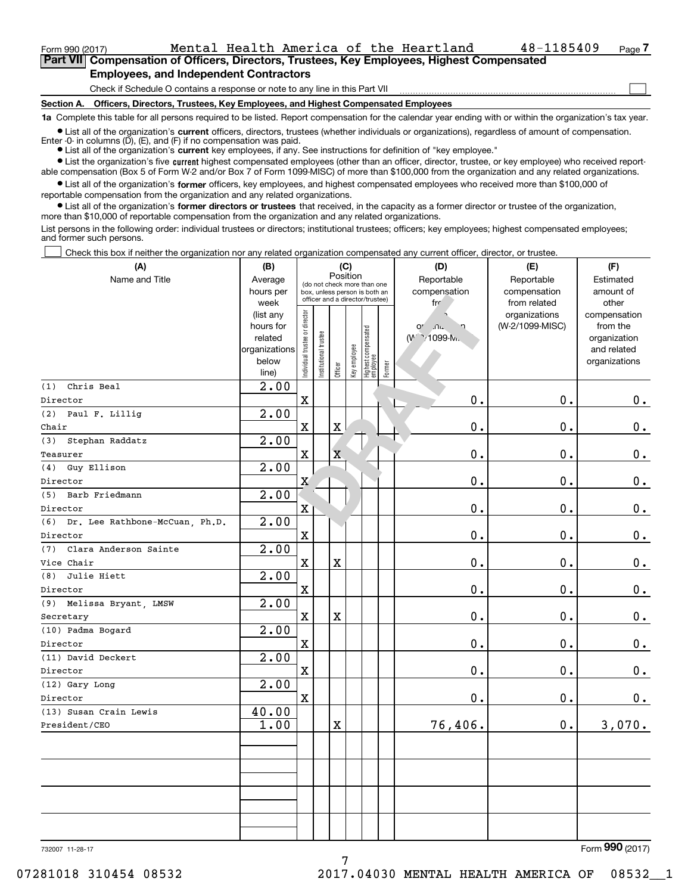Form 990 (2017) Mental Health America of the Heartland 48-1185409 Page 7

## Part VII Compensation of Officers, Directors, Trustees, Key Employees, Highest Compensated Employees, and Independent Contractors

Check if Schedule O contains a response or note to any line in this Part VII

### Section A. Officers, Directors, Trustees, Key Employees, and Highest Compensated Employees

**1a** Complete this table for all persons required to be listed. Report compensation for the calendar year ending with or within the organization's tax year.

- List all of the organization's **current** officers, directors, trustees (whether individuals or organizations), regardless of amount of compensation. Enter -0- in columns (D), (E), and (F) if no compensation was paid.
- List all of the organization's **current** key employees, if any. See instructions for definition of "key employee."
- List the organization's five **current** highest compensated employees (other than an officer, director, trustee, or key employee) who received reportable compensation (Box 5 of Form W-2 and/or Box 7 of Form 1099-MISC) of more than $100,000 from the organization and any related organizations.
- List all of the organization's **former** officers, key employees, and highest compensated employees who received more than $100,000 of reportable compensation from the organization and any related organizations.
- List all of the organization's **former directors or trustees** that received, in the capacity as a former director or trustee of the organization, more than $10,000 of reportable compensation from the organization and any related organizations.

List persons in the following order: individual trustees or directors; institutional trustees; officers; key employees; highest compensated employees; and former such persons.

Check this box if neither the organization nor any related organization compensated any current officer, director, or trustee.

| (A) Name and Title | (B) Average hours per week (list any hours for related organizations below line) | (C) Position: Individual trustee or director | Institutional trustee | Officer | Key employee | Highest compensated employee | Former | (D) Reportable compensation from the organization (W-2/1099-MISC) | (E) Reportable compensation from related organizations (W-2/1099-MISC) | (F) Estimated amount of other compensation from the organization and related organizations |
|---|---|---|---|---|---|---|---|---|---|---|
| (1) Chris Beal<br>Director | 2.00 | X | | | | | | 0. | 0. | 0. |
| (2) Paul F. Lillig<br>Chair | 2.00 | X | | X | | | | 0. | 0. | 0. |
| (3) Stephan Raddatz<br>Teasurer | 2.00 | X | | X | | | | 0. | 0. | 0. |
| (4) Guy Ellison<br>Director | 2.00 | X | | | | | | 0. | 0. | 0. |
| (5) Barb Friedmann<br>Director | 2.00 | X | | | | | | 0. | 0. | 0. |
| (6) Dr. Lee Rathbone-McCuan, Ph.D.<br>Director | 2.00 | X | | | | | | 0. | 0. | 0. |
| (7) Clara Anderson Sainte<br>Vice Chair | 2.00 | X | | X | | | | 0. | 0. | 0. |
| (8) Julie Hiett<br>Director | 2.00 | X | | | | | | 0. | 0. | 0. |
| (9) Melissa Bryant, LMSW<br>Secretary | 2.00 | X | | X | | | | 0. | 0. | 0. |
| (10) Padma Bogard<br>Director | 2.00 | X | | | | | | 0. | 0. | 0. |
| (11) David Deckert<br>Director | 2.00 | X | | | | | | 0. | 0. | 0. |
| (12) Gary Long<br>Director | 2.00 | X | | | | | | 0. | 0. | 0. |
| (13) Susan Crain Lewis<br>President/CEO | 40.00<br>1.00 | | | X | | | | 76,406. | 0. | 3,070. |

732007 11-28-17

Form 990 (2017)

07281018 310454 08532 2017.04030 MENTAL HEALTH AMERICA OF 08532__1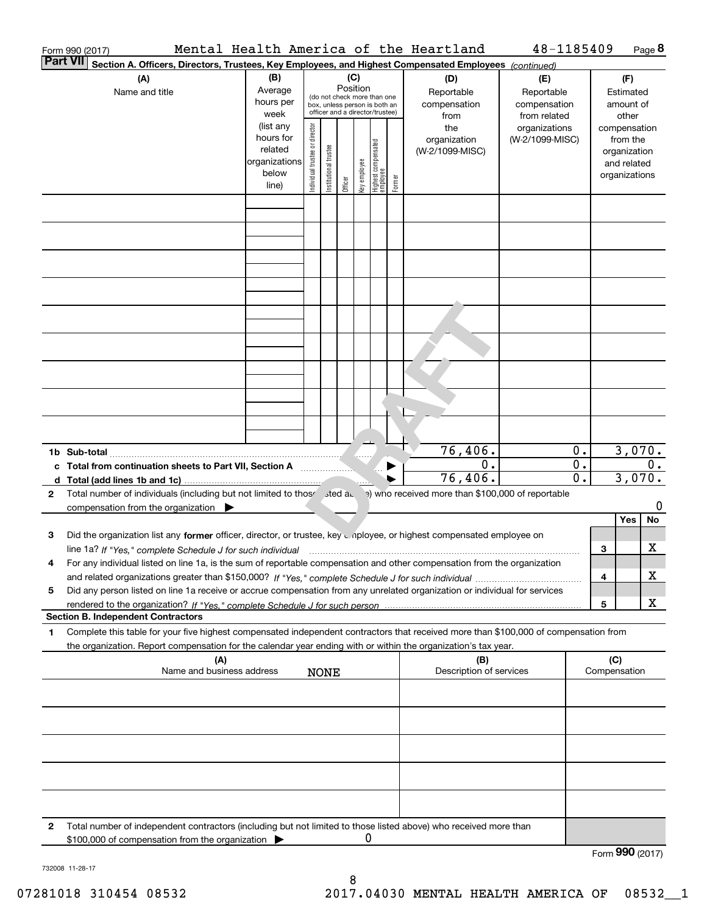Form 990 (2017) Mental Health America of the Heartland 48-1185409 Page **8**

**Part VII** **Section A. Officers, Directors, Trustees, Key Employees, and Highest Compensated Employees** *(continued)*

| (A) Name and title | (B) Average hours per week (list any hours for related organizations below line) | (C) Position (do not check more than one box, unless person is both an officer and a director/trustee): Individual trustee or director | Institutional trustee | Officer | Key employee | Highest compensated employee | Former | (D) Reportable compensation from the organization (W-2/1099-MISC) | (E) Reportable compensation from related organizations (W-2/1099-MISC) | (F) Estimated amount of other compensation from the organization and related organizations |
|---|---|---|---|---|---|---|---|---|---|---|
| | | | | | | | | | | |
| | | | | | | | | | | |
| | | | | | | | | | | |
| | | | | | | | | | | |
| | | | | | | | | | | |
| | | | | | | | | | | |
| | | | | | | | | | | |
| | | | | | | | | | | |
| | | | | | | | | | | |
| **1b Sub-total** | | | | | | | | 76,406. | 0. | 3,070. |
| **c Total from continuation sheets to Part VII, Section A** | | | | | | | | 0. | 0. | 0. |
| **d Total (add lines 1b and 1c)** | | | | | | | | 76,406. | 0. | 3,070. |

**2** Total number of individuals (including but not limited to those listed above) who received more than $100,000 of reportable compensation from the organization ▶ 0

| | | | Yes | No |
|---|---|---|---|---|
| **3** | Did the organization list any **former** officer, director, or trustee, key employee, or highest compensated employee on line 1a? *If "Yes," complete Schedule J for such individual* | 3 | | X |
| **4** | For any individual listed on line 1a, is the sum of reportable compensation and other compensation from the organization and related organizations greater than $150,000? *If "Yes," complete Schedule J for such individual* | 4 | | X |
| **5** | Did any person listed on line 1a receive or accrue compensation from any unrelated organization or individual for services rendered to the organization? *If "Yes," complete Schedule J for such person* | 5 | | X |

**Section B. Independent Contractors**

**1** Complete this table for your five highest compensated independent contractors that received more than $100,000 of compensation from the organization. Report compensation for the calendar year ending with or within the organization's tax year.

| (A) Name and business address | (B) Description of services | (C) Compensation |
|---|---|---|
| NONE | | |
| | | |
| | | |
| | | |
| | | |

**2** Total number of independent contractors (including but not limited to those listed above) who received more than $100,000 of compensation from the organization ▶ 0

Form **990** (2017)

732008 11-28-17

07281018 310454 08532 2017.04030 MENTAL HEALTH AMERICA OF 08532__1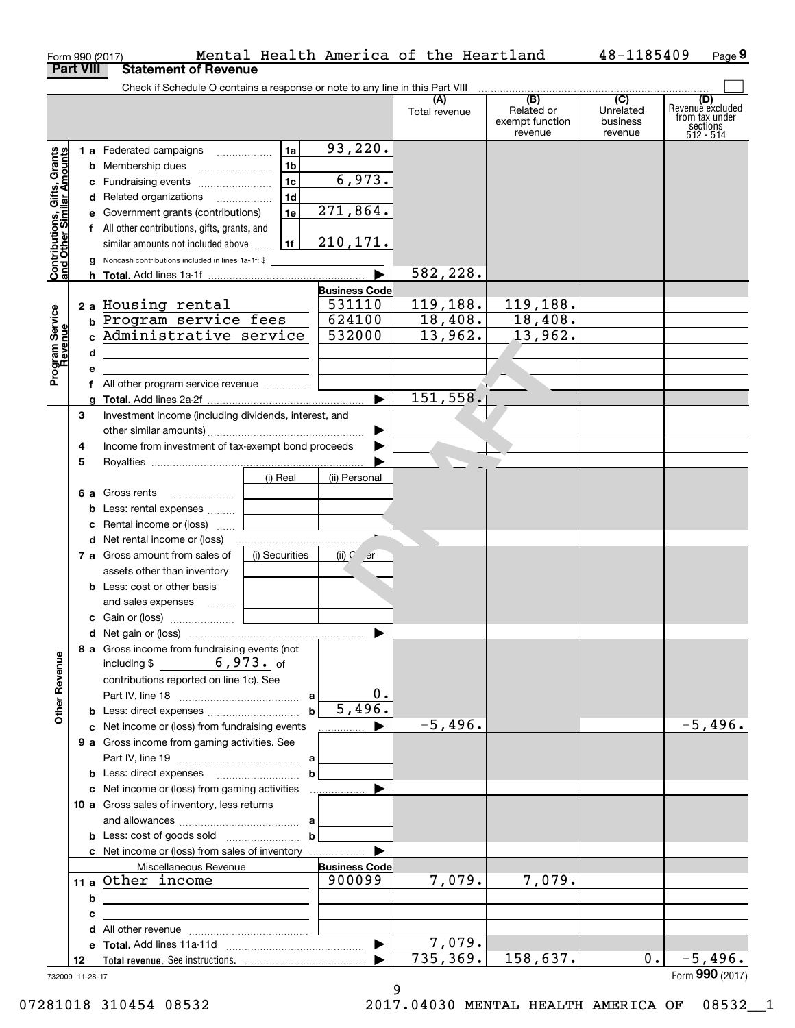Form 990 (2017) Mental Health America of the Heartland 48-1185409 Page 9

**Part VIII Statement of Revenue**

Check if Schedule O contains a response or note to any line in this Part VIII ☐

| | | | (A) Total revenue | (B) Related or exempt function revenue | (C) Unrelated business revenue | (D) Revenue excluded from tax under sections 512 - 514 |
|---|---|---|---|---|---|---|
| **Contributions, Gifts, Grants and Other Similar Amounts** | 1a Federated campaigns | 1a 93,220. | | | | |
| | b Membership dues | 1b | | | | |
| | c Fundraising events | 1c 6,973. | | | | |
| | d Related organizations | 1d | | | | |
| | e Government grants (contributions) | 1e 271,864. | | | | |
| | f All other contributions, gifts, grants, and similar amounts not included above | 1f 210,171. | | | | |
| | g Noncash contributions included in lines 1a-1f: $ | | | | | |
| | h **Total.** Add lines 1a-1f | ▶ | 582,228. | | | |
| **Program Service Revenue** | | **Business Code** | | | | |
| | 2a Housing rental | 531110 | 119,188. | 119,188. | | |
| | b Program service fees | 624100 | 18,408. | 18,408. | | |
| | c Administrative service | 532000 | 13,962. | 13,962. | | |
| | d | | | | | |
| | e | | | | | |
| | f All other program service revenue | | | | | |
| | g **Total.** Add lines 2a-2f | ▶ | 151,558. | | | |
| **Other Revenue** | 3 Investment income (including dividends, interest, and other similar amounts) | ▶ | | | | |
| | 4 Income from investment of tax-exempt bond proceeds | ▶ | | | | |
| | 5 Royalties | ▶ | | | | |
| | | (i) Real / (ii) Personal | | | | |
| | 6a Gross rents | | | | | |
| | b Less: rental expenses | | | | | |
| | c Rental income or (loss) | | | | | |
| | d Net rental income or (loss) | ▶ | | | | |
| | | (i) Securities / (ii) Other | | | | |
| | 7a Gross amount from sales of assets other than inventory | | | | | |
| | b Less: cost or other basis and sales expenses | | | | | |
| | c Gain or (loss) | | | | | |
| | d Net gain or (loss) | ▶ | | | | |
| | 8a Gross income from fundraising events (not including $ 6,973. of contributions reported on line 1c). See Part IV, line 18 | a 0. | | | | |
| | b Less: direct expenses | b 5,496. | | | | |
| | c Net income or (loss) from fundraising events | ▶ | -5,496. | | | -5,496. |
| | 9a Gross income from gaming activities. See Part IV, line 19 | a | | | | |
| | b Less: direct expenses | b | | | | |
| | c Net income or (loss) from gaming activities | ▶ | | | | |
| | 10a Gross sales of inventory, less returns and allowances | a | | | | |
| | b Less: cost of goods sold | b | | | | |
| | c Net income or (loss) from sales of inventory | ▶ | | | | |
| | Miscellaneous Revenue | **Business Code** | | | | |
| | 11a Other income | 900099 | 7,079. | 7,079. | | |
| | b | | | | | |
| | c | | | | | |
| | d All other revenue | | | | | |
| | e **Total.** Add lines 11a-11d | ▶ | 7,079. | | | |
| | 12 **Total revenue.** See instructions. | ▶ | 735,369. | 158,637. | 0. | -5,496. |

732009 11-28-17

Form **990** (2017)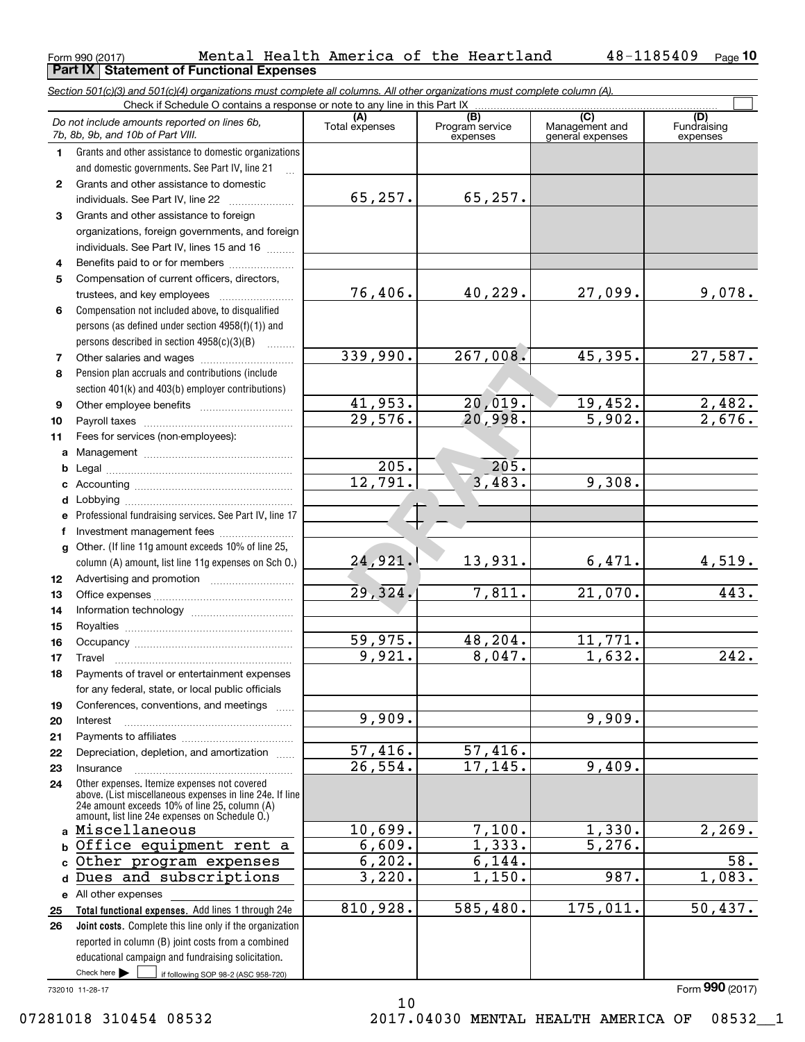Form 990 (2017) Mental Health America of the Heartland 48-1185409

## Part IX Statement of Functional Expenses

*Section 501(c)(3) and 501(c)(4) organizations must complete all columns. All other organizations must complete column (A).*

Check if Schedule O contains a response or note to any line in this Part IX

| *Do not include amounts reported on lines 6b, 7b, 8b, 9b, and 10b of Part VIII.* | (A) Total expenses | (B) Program service expenses | (C) Management and general expenses | (D) Fundraising expenses |
|---|---|---|---|---|
| 1 Grants and other assistance to domestic organizations and domestic governments. See Part IV, line 21 | | | | |
| 2 Grants and other assistance to domestic individuals. See Part IV, line 22 | 65,257. | 65,257. | | |
| 3 Grants and other assistance to foreign organizations, foreign governments, and foreign individuals. See Part IV, lines 15 and 16 | | | | |
| 4 Benefits paid to or for members | | | | |
| 5 Compensation of current officers, directors, trustees, and key employees | 76,406. | 40,229. | 27,099. | 9,078. |
| 6 Compensation not included above, to disqualified persons (as defined under section 4958(f)(1)) and persons described in section 4958(c)(3)(B) | | | | |
| 7 Other salaries and wages | 339,990. | 267,008. | 45,395. | 27,587. |
| 8 Pension plan accruals and contributions (include section 401(k) and 403(b) employer contributions) | | | | |
| 9 Other employee benefits | 41,953. | 20,019. | 19,452. | 2,482. |
| 10 Payroll taxes | 29,576. | 20,998. | 5,902. | 2,676. |
| 11 Fees for services (non-employees): | | | | |
| a Management | | | | |
| b Legal | 205. | 205. | | |
| c Accounting | 12,791. | 3,483. | 9,308. | |
| d Lobbying | | | | |
| e Professional fundraising services. See Part IV, line 17 | | | | |
| f Investment management fees | | | | |
| g Other. (If line 11g amount exceeds 10% of line 25, column (A) amount, list line 11g expenses on Sch O.) | 24,921. | 13,931. | 6,471. | 4,519. |
| 12 Advertising and promotion | | | | |
| 13 Office expenses | 29,324. | 7,811. | 21,070. | 443. |
| 14 Information technology | | | | |
| 15 Royalties | | | | |
| 16 Occupancy | 59,975. | 48,204. | 11,771. | |
| 17 Travel | 9,921. | 8,047. | 1,632. | 242. |
| 18 Payments of travel or entertainment expenses for any federal, state, or local public officials | | | | |
| 19 Conferences, conventions, and meetings | | | | |
| 20 Interest | 9,909. | | 9,909. | |
| 21 Payments to affiliates | | | | |
| 22 Depreciation, depletion, and amortization | 57,416. | 57,416. | | |
| 23 Insurance | 26,554. | 17,145. | 9,409. | |
| 24 Other expenses. Itemize expenses not covered above. (List miscellaneous expenses in line 24e. If line 24e amount exceeds 10% of line 25, column (A) amount, list line 24e expenses on Schedule O.) | | | | |
| a Miscellaneous | 10,699. | 7,100. | 1,330. | 2,269. |
| b Office equipment rent a | 6,609. | 1,333. | 5,276. | |
| c Other program expenses | 6,202. | 6,144. | | 58. |
| d Dues and subscriptions | 3,220. | 1,150. | 987. | 1,083. |
| e All other expenses | | | | |
| 25 **Total functional expenses.** Add lines 1 through 24e | 810,928. | 585,480. | 175,011. | 50,437. |
| 26 **Joint costs.** Complete this line only if the organization reported in column (B) joint costs from a combined educational campaign and fundraising solicitation. Check here ☐ if following SOP 98-2 (ASC 958-720) | | | | |

732010 11-28-17

Form **990** (2017)

07281018 310454 08532 2017.04030 MENTAL HEALTH AMERICA OF 08532__1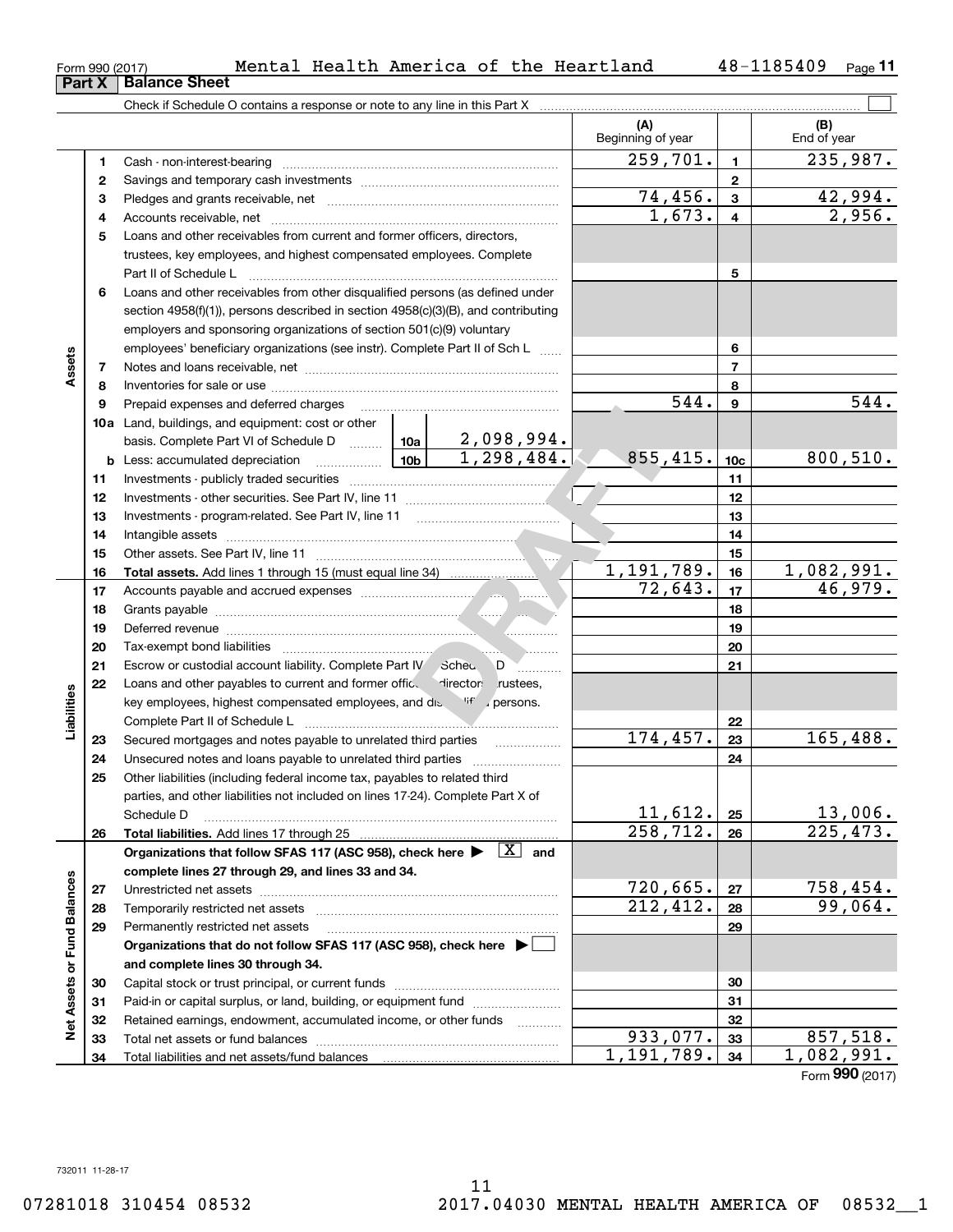Form 990 (2017) Mental Health America of the Heartland 48-1185409

## Part X Balance Sheet

Check if Schedule O contains a response or note to any line in this Part X

| | | | | (A) Beginning of year | | (B) End of year |
|---|---|---|---|---|---|---|
| Assets | 1 | Cash - non-interest-bearing | | 259,701. | 1 | 235,987. |
| | 2 | Savings and temporary cash investments | | | 2 | |
| | 3 | Pledges and grants receivable, net | | 74,456. | 3 | 42,994. |
| | 4 | Accounts receivable, net | | 1,673. | 4 | 2,956. |
| | 5 | Loans and other receivables from current and former officers, directors, trustees, key employees, and highest compensated employees. Complete Part II of Schedule L | | | 5 | |
| | 6 | Loans and other receivables from other disqualified persons (as defined under section 4958(f)(1)), persons described in section 4958(c)(3)(B), and contributing employers and sponsoring organizations of section 501(c)(9) voluntary employees' beneficiary organizations (see instr). Complete Part II of Sch L | | | 6 | |
| | 7 | Notes and loans receivable, net | | | 7 | |
| | 8 | Inventories for sale or use | | | 8 | |
| | 9 | Prepaid expenses and deferred charges | | 544. | 9 | 544. |
| | 10a | Land, buildings, and equipment: cost or other basis. Complete Part VI of Schedule D | 10a 2,098,994. | | | |
| | b | Less: accumulated depreciation | 10b 1,298,484. | 855,415. | 10c | 800,510. |
| | 11 | Investments - publicly traded securities | | | 11 | |
| | 12 | Investments - other securities. See Part IV, line 11 | | | 12 | |
| | 13 | Investments - program-related. See Part IV, line 11 | | | 13 | |
| | 14 | Intangible assets | | | 14 | |
| | 15 | Other assets. See Part IV, line 11 | | | 15 | |
| | 16 | **Total assets.** Add lines 1 through 15 (must equal line 34) | | 1,191,789. | 16 | 1,082,991. |
| Liabilities | 17 | Accounts payable and accrued expenses | | 72,643. | 17 | 46,979. |
| | 18 | Grants payable | | | 18 | |
| | 19 | Deferred revenue | | | 19 | |
| | 20 | Tax-exempt bond liabilities | | | 20 | |
| | 21 | Escrow or custodial account liability. Complete Part IV of Schedule D | | | 21 | |
| | 22 | Loans and other payables to current and former officers, directors, trustees, key employees, highest compensated employees, and disqualified persons. Complete Part II of Schedule L | | | 22 | |
| | 23 | Secured mortgages and notes payable to unrelated third parties | | 174,457. | 23 | 165,488. |
| | 24 | Unsecured notes and loans payable to unrelated third parties | | | 24 | |
| | 25 | Other liabilities (including federal income tax, payables to related third parties, and other liabilities not included on lines 17-24). Complete Part X of Schedule D | | 11,612. | 25 | 13,006. |
| | 26 | **Total liabilities.** Add lines 17 through 25 | | 258,712. | 26 | 225,473. |
| Net Assets or Fund Balances | | **Organizations that follow SFAS 117 (ASC 958), check here ▶ [X] and complete lines 27 through 29, and lines 33 and 34.** | | | | |
| | 27 | Unrestricted net assets | | 720,665. | 27 | 758,454. |
| | 28 | Temporarily restricted net assets | | 212,412. | 28 | 99,064. |
| | 29 | Permanently restricted net assets | | | 29 | |
| | | **Organizations that do not follow SFAS 117 (ASC 958), check here ▶ [ ] and complete lines 30 through 34.** | | | | |
| | 30 | Capital stock or trust principal, or current funds | | | 30 | |
| | 31 | Paid-in or capital surplus, or land, building, or equipment fund | | | 31 | |
| | 32 | Retained earnings, endowment, accumulated income, or other funds | | | 32 | |
| | 33 | Total net assets or fund balances | | 933,077. | 33 | 857,518. |
| | 34 | Total liabilities and net assets/fund balances | | 1,191,789. | 34 | 1,082,991. |

Form **990** (2017)

DRAFT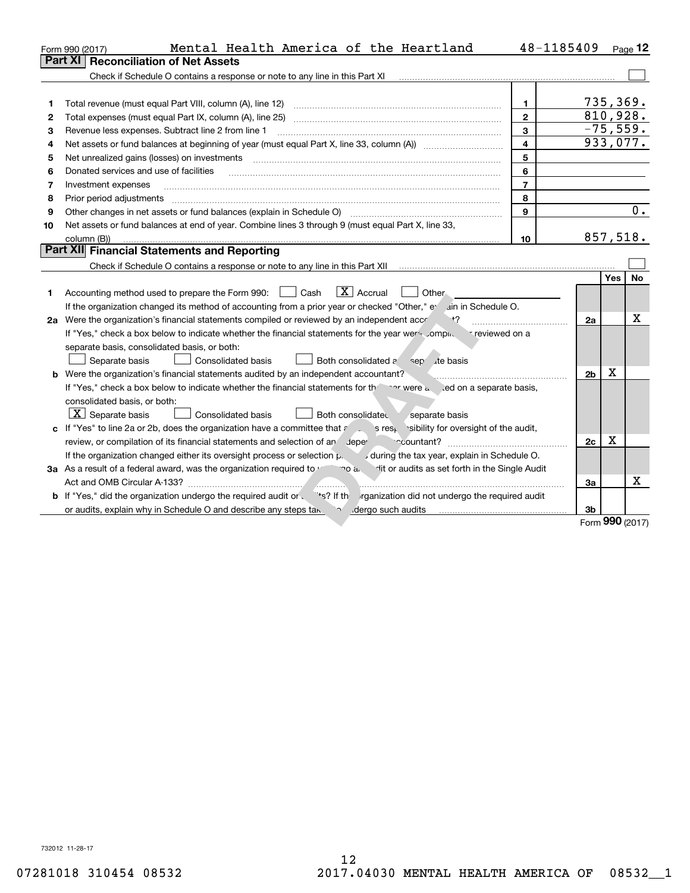Form 990 (2017) Mental Health America of the Heartland 48-1185409 Page 12

## Part XI Reconciliation of Net Assets

Check if Schedule O contains a response or note to any line in this Part XI

| | | | |
|---|---|---|---|
| 1 | Total revenue (must equal Part VIII, column (A), line 12) | 1 | 735,369. |
| 2 | Total expenses (must equal Part IX, column (A), line 25) | 2 | 810,928. |
| 3 | Revenue less expenses. Subtract line 2 from line 1 | 3 | -75,559. |
| 4 | Net assets or fund balances at beginning of year (must equal Part X, line 33, column (A)) | 4 | 933,077. |
| 5 | Net unrealized gains (losses) on investments | 5 | |
| 6 | Donated services and use of facilities | 6 | |
| 7 | Investment expenses | 7 | |
| 8 | Prior period adjustments | 8 | |
| 9 | Other changes in net assets or fund balances (explain in Schedule O) | 9 | 0. |
| 10 | Net assets or fund balances at end of year. Combine lines 3 through 9 (must equal Part X, line 33, column (B)) | 10 | 857,518. |

## Part XII Financial Statements and Reporting

Check if Schedule O contains a response or note to any line in this Part XII

| | | | Yes | No |
|---|---|---|---|---|
| 1 | Accounting method used to prepare the Form 990: ☐ Cash ☒ Accrual ☐ Other<br>If the organization changed its method of accounting from a prior year or checked "Other," explain in Schedule O. | | | |
| 2a | Were the organization's financial statements compiled or reviewed by an independent accountant?<br>If "Yes," check a box below to indicate whether the financial statements for the year were compiled or reviewed on a separate basis, consolidated basis, or both:<br>☐ Separate basis ☐ Consolidated basis ☐ Both consolidated and separate basis | 2a | | X |
| b | Were the organization's financial statements audited by an independent accountant?<br>If "Yes," check a box below to indicate whether the financial statements for the year were audited on a separate basis, consolidated basis, or both:<br>☒ Separate basis ☐ Consolidated basis ☐ Both consolidated and separate basis | 2b | X | |
| c | If "Yes" to line 2a or 2b, does the organization have a committee that assumes responsibility for oversight of the audit, review, or compilation of its financial statements and selection of an independent accountant?<br>If the organization changed either its oversight process or selection process during the tax year, explain in Schedule O. | 2c | X | |
| 3a | As a result of a federal award, was the organization required to undergo an audit or audits as set forth in the Single Audit Act and OMB Circular A-133? | 3a | | X |
| b | If "Yes," did the organization undergo the required audit or audits? If the organization did not undergo the required audit or audits, explain why in Schedule O and describe any steps taken to undergo such audits | 3b | | |

Form **990** (2017)

DRAFT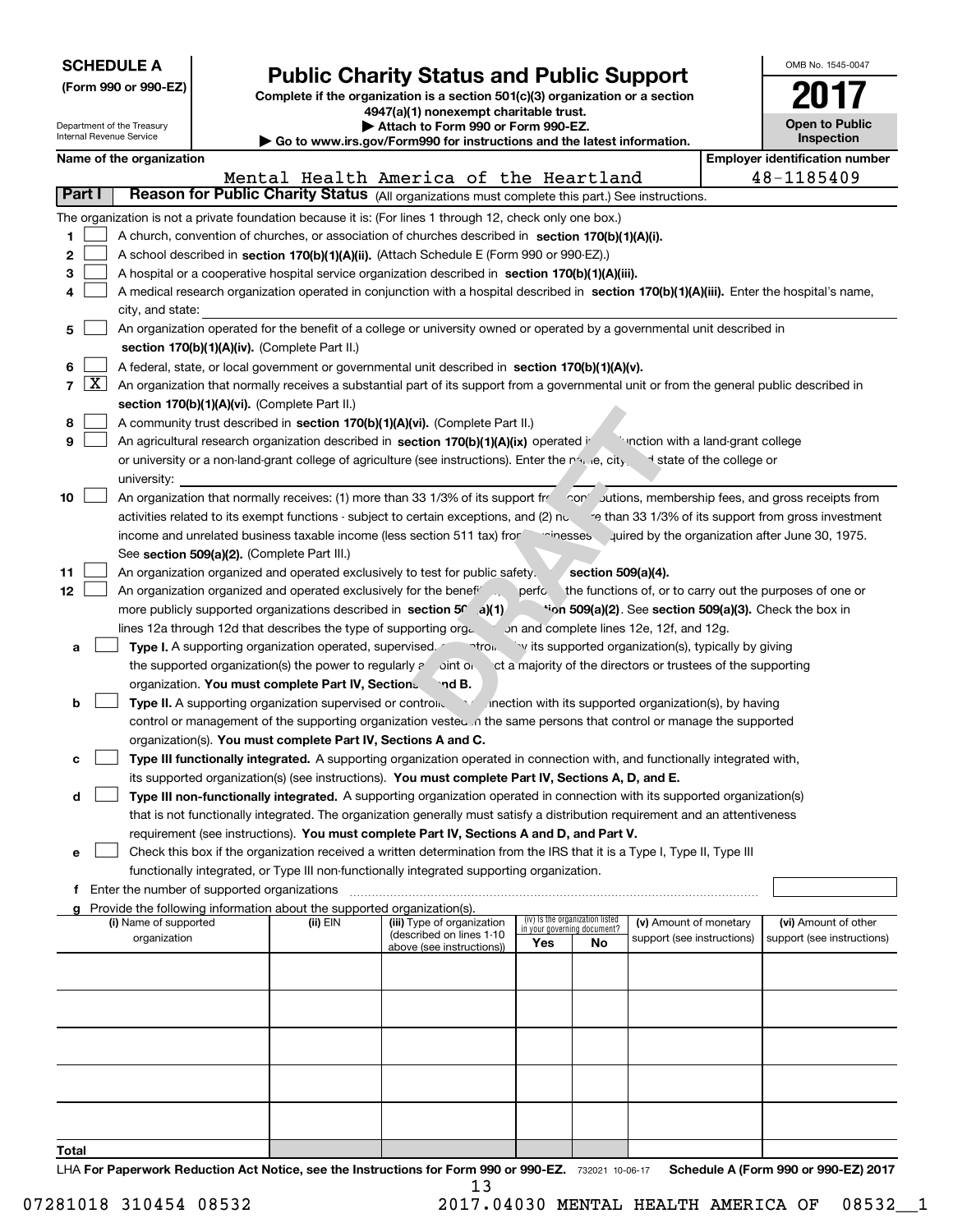**SCHEDULE A**
**(Form 990 or 990-EZ)**

Department of the Treasury
Internal Revenue Service

# Public Charity Status and Public Support

**Complete if the organization is a section 501(c)(3) organization or a section 4947(a)(1) nonexempt charitable trust.**
**▶ Attach to Form 990 or Form 990-EZ.**
**▶ Go to www.irs.gov/Form990 for instructions and the latest information.**

OMB No. 1545-0047
**2017**
**Open to Public Inspection**

**Name of the organization**
Mental Health America of the Heartland

**Employer identification number**
48-1185409

## Part I Reason for Public Charity Status (All organizations must complete this part.) See instructions.

The organization is not a private foundation because it is: (For lines 1 through 12, check only one box.)

1. [ ] A church, convention of churches, or association of churches described in **section 170(b)(1)(A)(i).**
2. [ ] A school described in **section 170(b)(1)(A)(ii).** (Attach Schedule E (Form 990 or 990-EZ).)
3. [ ] A hospital or a cooperative hospital service organization described in **section 170(b)(1)(A)(iii).**
4. [ ] A medical research organization operated in conjunction with a hospital described in **section 170(b)(1)(A)(iii).** Enter the hospital's name, city, and state:
5. [ ] An organization operated for the benefit of a college or university owned or operated by a governmental unit described in **section 170(b)(1)(A)(iv).** (Complete Part II.)
6. [ ] A federal, state, or local government or governmental unit described in **section 170(b)(1)(A)(v).**
7. [X] An organization that normally receives a substantial part of its support from a governmental unit or from the general public described in **section 170(b)(1)(A)(vi).** (Complete Part II.)
8. [ ] A community trust described in **section 170(b)(1)(A)(vi).** (Complete Part II.)
9. [ ] An agricultural research organization described in **section 170(b)(1)(A)(ix)** operated in conjunction with a land-grant college or university or a non-land-grant college of agriculture (see instructions). Enter the name, city, and state of the college or university:
10. [ ] An organization that normally receives: (1) more than 33 1/3% of its support from contributions, membership fees, and gross receipts from activities related to its exempt functions - subject to certain exceptions, and (2) no more than 33 1/3% of its support from gross investment income and unrelated business taxable income (less section 511 tax) from businesses acquired by the organization after June 30, 1975. See **section 509(a)(2).** (Complete Part III.)
11. [ ] An organization organized and operated exclusively to test for public safety. See **section 509(a)(4).**
12. [ ] An organization organized and operated exclusively for the benefit of, to perform the functions of, or to carry out the purposes of one or more publicly supported organizations described in **section 509(a)(1)** or **section 509(a)(2).** See **section 509(a)(3).** Check the box in lines 12a through 12d that describes the type of supporting organization and complete lines 12e, 12f, and 12g.
    - **a** [ ] **Type I.** A supporting organization operated, supervised, or controlled by its supported organization(s), typically by giving the supported organization(s) the power to regularly appoint or elect a majority of the directors or trustees of the supporting organization. **You must complete Part IV, Sections A and B.**
    - **b** [ ] **Type II.** A supporting organization supervised or controlled in connection with its supported organization(s), by having control or management of the supporting organization vested in the same persons that control or manage the supported organization(s). **You must complete Part IV, Sections A and C.**
    - **c** [ ] **Type III functionally integrated.** A supporting organization operated in connection with, and functionally integrated with, its supported organization(s) (see instructions). **You must complete Part IV, Sections A, D, and E.**
    - **d** [ ] **Type III non-functionally integrated.** A supporting organization operated in connection with its supported organization(s) that is not functionally integrated. The organization generally must satisfy a distribution requirement and an attentiveness requirement (see instructions). **You must complete Part IV, Sections A and D, and Part V.**
    - **e** [ ] Check this box if the organization received a written determination from the IRS that it is a Type I, Type II, Type III functionally integrated, or Type III non-functionally integrated supporting organization.
    - **f** Enter the number of supported organizations
    - **g** Provide the following information about the supported organization(s).

| (i) Name of supported organization | (ii) EIN | (iii) Type of organization (described on lines 1-10 above (see instructions)) | (iv) Is the organization listed in your governing document? Yes | No | (v) Amount of monetary support (see instructions) | (vi) Amount of other support (see instructions) |
|---|---|---|---|---|---|---|
| | | | | | | |
| | | | | | | |
| | | | | | | |
| | | | | | | |
| | | | | | | |
| **Total** | | | | | | |

LHA **For Paperwork Reduction Act Notice, see the Instructions for Form 990 or 990-EZ.** 732021 10-06-17 **Schedule A (Form 990 or 990-EZ) 2017**

07281018 310454 08532 2017.04030 MENTAL HEALTH AMERICA OF 08532__1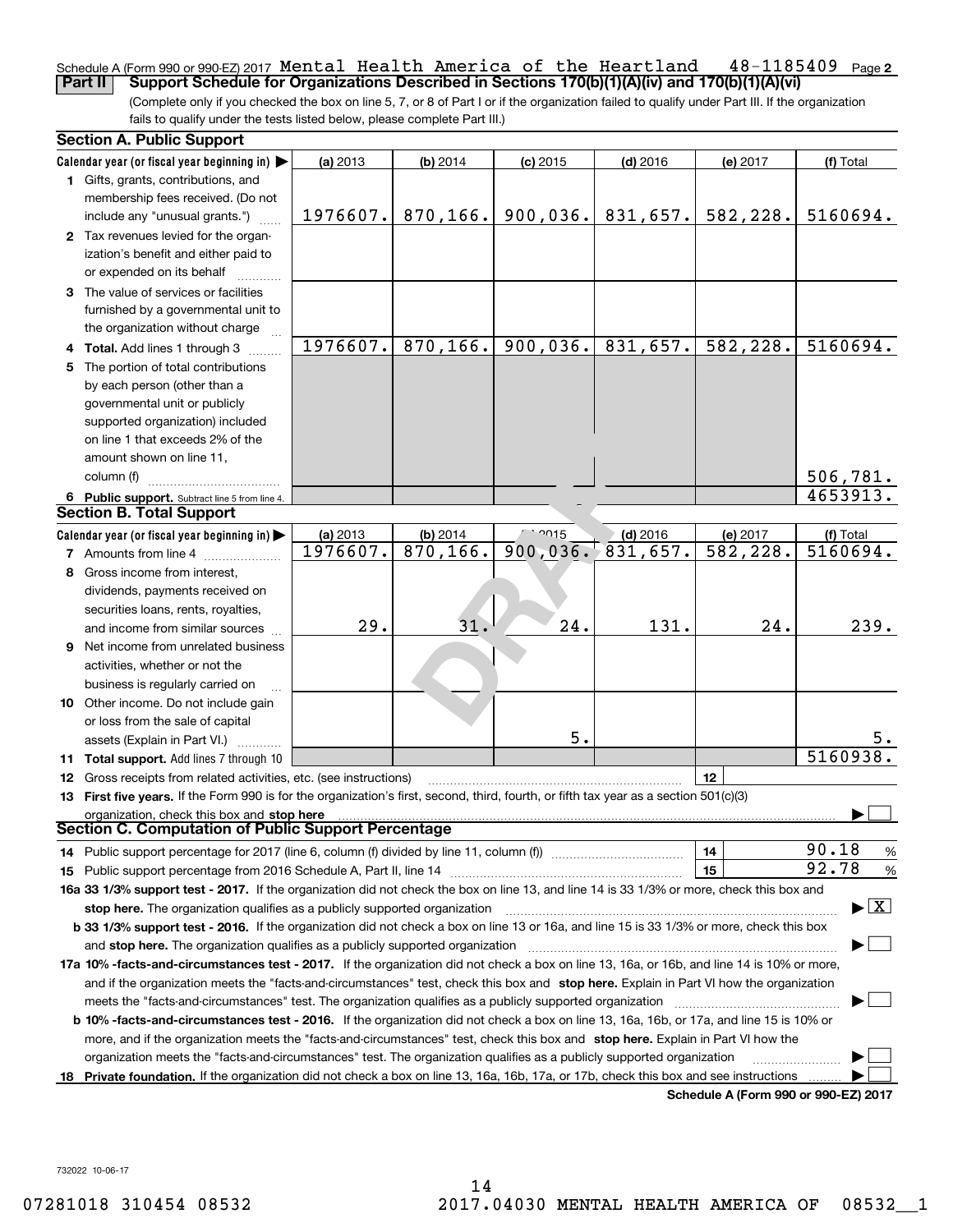Schedule A (Form 990 or 990-EZ) 2017 Mental Health America of the Heartland 48-1185409 Page **2**

## Part II Support Schedule for Organizations Described in Sections 170(b)(1)(A)(iv) and 170(b)(1)(A)(vi)

(Complete only if you checked the box on line 5, 7, or 8 of Part I or if the organization failed to qualify under Part III. If the organization fails to qualify under the tests listed below, please complete Part III.)

### Section A. Public Support

| Calendar year (or fiscal year beginning in) ▶ | (a) 2013 | (b) 2014 | (c) 2015 | (d) 2016 | (e) 2017 | (f) Total |
|---|---|---|---|---|---|---|
| **1** Gifts, grants, contributions, and membership fees received. (Do not include any "unusual grants.") | 1976607. | 870,166. | 900,036. | 831,657. | 582,228. | 5160694. |
| **2** Tax revenues levied for the organization's benefit and either paid to or expended on its behalf | | | | | | |
| **3** The value of services or facilities furnished by a governmental unit to the organization without charge | | | | | | |
| **4 Total.** Add lines 1 through 3 | 1976607. | 870,166. | 900,036. | 831,657. | 582,228. | 5160694. |
| **5** The portion of total contributions by each person (other than a governmental unit or publicly supported organization) included on line 1 that exceeds 2% of the amount shown on line 11, column (f) | | | | | | 506,781. |
| **6 Public support.** Subtract line 5 from line 4. | | | | | | 4653913. |

### Section B. Total Support

| Calendar year (or fiscal year beginning in) ▶ | (a) 2013 | (b) 2014 | (c) 2015 | (d) 2016 | (e) 2017 | (f) Total |
|---|---|---|---|---|---|---|
| **7** Amounts from line 4 | 1976607. | 870,166. | 900,036. | 831,657. | 582,228. | 5160694. |
| **8** Gross income from interest, dividends, payments received on securities loans, rents, royalties, and income from similar sources | 29. | 31. | 24. | 131. | 24. | 239. |
| **9** Net income from unrelated business activities, whether or not the business is regularly carried on | | | | | | |
| **10** Other income. Do not include gain or loss from the sale of capital assets (Explain in Part VI.) | | | 5. | | | 5. |
| **11 Total support.** Add lines 7 through 10 | | | | | | 5160938. |

**12** Gross receipts from related activities, etc. (see instructions) | **12** |

**13 First five years.** If the Form 990 is for the organization's first, second, third, fourth, or fifth tax year as a section 501(c)(3) organization, check this box and **stop here** ▶ ☐

### Section C. Computation of Public Support Percentage

**14** Public support percentage for 2017 (line 6, column (f) divided by line 11, column (f)) | **14** | 90.18 %

**15** Public support percentage from 2016 Schedule A, Part II, line 14 | **15** | 92.78 %

**16a 33 1/3% support test - 2017.** If the organization did not check the box on line 13, and line 14 is 33 1/3% or more, check this box and **stop here.** The organization qualifies as a publicly supported organization ▶ ☒

**b 33 1/3% support test - 2016.** If the organization did not check a box on line 13 or 16a, and line 15 is 33 1/3% or more, check this box and **stop here.** The organization qualifies as a publicly supported organization ▶ ☐

**17a 10% -facts-and-circumstances test - 2017.** If the organization did not check a box on line 13, 16a, or 16b, and line 14 is 10% or more, and if the organization meets the "facts-and-circumstances" test, check this box and **stop here.** Explain in Part VI how the organization meets the "facts-and-circumstances" test. The organization qualifies as a publicly supported organization ▶ ☐

**b 10% -facts-and-circumstances test - 2016.** If the organization did not check a box on line 13, 16a, 16b, or 17a, and line 15 is 10% or more, and if the organization meets the "facts-and-circumstances" test, check this box and **stop here.** Explain in Part VI how the organization meets the "facts-and-circumstances" test. The organization qualifies as a publicly supported organization ▶ ☐

**18 Private foundation.** If the organization did not check a box on line 13, 16a, 16b, 17a, or 17b, check this box and see instructions ▶ ☐

**Schedule A (Form 990 or 990-EZ) 2017**

732022 10-06-17

07281018 310454 08532 2017.04030 MENTAL HEALTH AMERICA OF 08532__1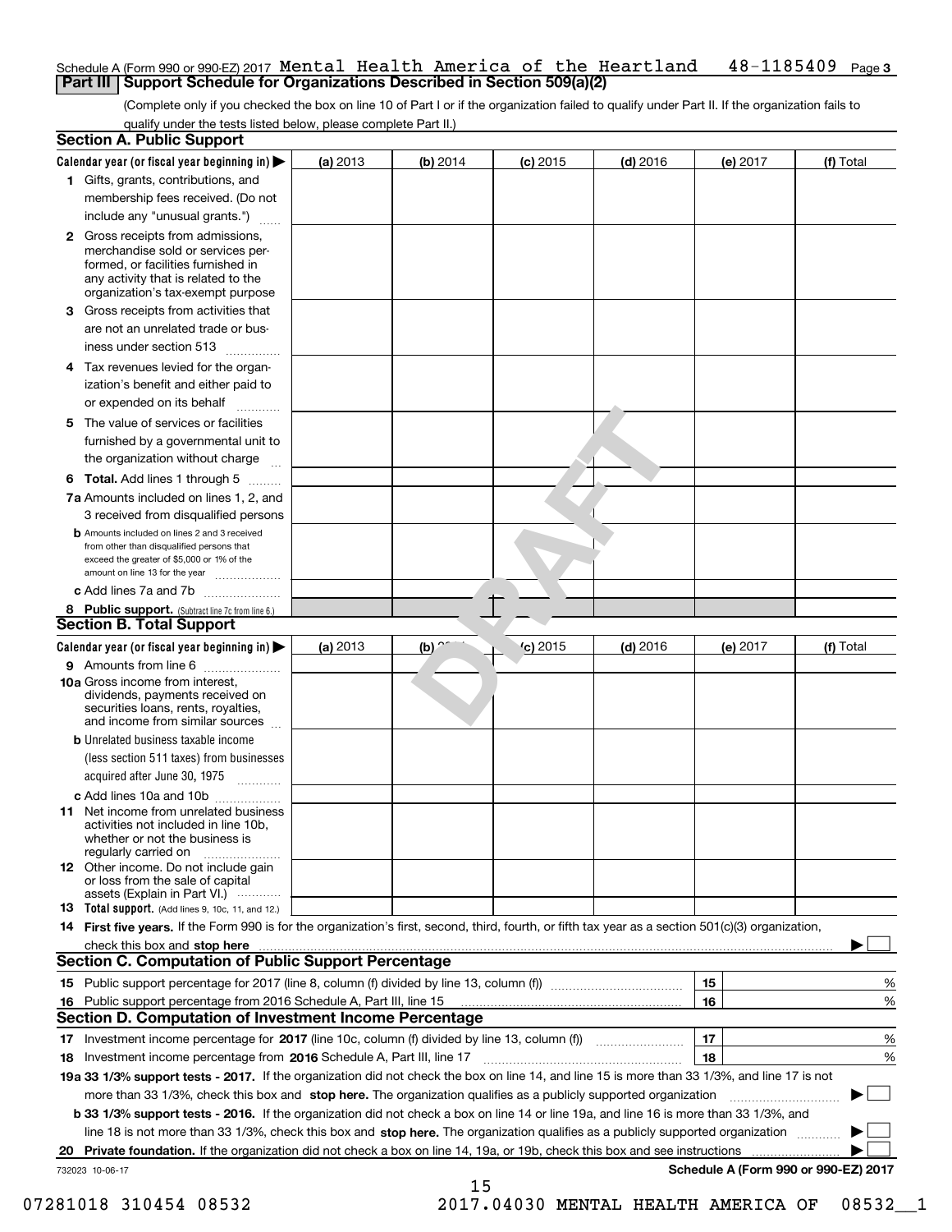Schedule A (Form 990 or 990-EZ) 2017 Mental Health America of the Heartland 48-1185409 Page 3

## Part III Support Schedule for Organizations Described in Section 509(a)(2)

(Complete only if you checked the box on line 10 of Part I or if the organization failed to qualify under Part II. If the organization fails to qualify under the tests listed below, please complete Part II.)

### Section A. Public Support

| Calendar year (or fiscal year beginning in) ▶ | (a) 2013 | (b) 2014 | (c) 2015 | (d) 2016 | (e) 2017 | (f) Total |
|---|---|---|---|---|---|---|
| **1** Gifts, grants, contributions, and membership fees received. (Do not include any "unusual grants.") | | | | | | |
| **2** Gross receipts from admissions, merchandise sold or services performed, or facilities furnished in any activity that is related to the organization's tax-exempt purpose | | | | | | |
| **3** Gross receipts from activities that are not an unrelated trade or business under section 513 | | | | | | |
| **4** Tax revenues levied for the organization's benefit and either paid to or expended on its behalf | | | | | | |
| **5** The value of services or facilities furnished by a governmental unit to the organization without charge | | | | | | |
| **6 Total.** Add lines 1 through 5 | | | | | | |
| **7a** Amounts included on lines 1, 2, and 3 received from disqualified persons | | | | | | |
| **b** Amounts included on lines 2 and 3 received from other than disqualified persons that exceed the greater of $5,000 or 1% of the amount on line 13 for the year | | | | | | |
| **c** Add lines 7a and 7b | | | | | | |
| **8 Public support.** (Subtract line 7c from line 6.) | | | | | | |

### Section B. Total Support

| Calendar year (or fiscal year beginning in) ▶ | (a) 2013 | (b) 2014 | (c) 2015 | (d) 2016 | (e) 2017 | (f) Total |
|---|---|---|---|---|---|---|
| **9** Amounts from line 6 | | | | | | |
| **10a** Gross income from interest, dividends, payments received on securities loans, rents, royalties, and income from similar sources | | | | | | |
| **b** Unrelated business taxable income (less section 511 taxes) from businesses acquired after June 30, 1975 | | | | | | |
| **c** Add lines 10a and 10b | | | | | | |
| **11** Net income from unrelated business activities not included in line 10b, whether or not the business is regularly carried on | | | | | | |
| **12** Other income. Do not include gain or loss from the sale of capital assets (Explain in Part VI.) | | | | | | |
| **13 Total support.** (Add lines 9, 10c, 11, and 12.) | | | | | | |

**14 First five years.** If the Form 990 is for the organization's first, second, third, fourth, or fifth tax year as a section 501(c)(3) organization, check this box and **stop here** ▶ ☐

### Section C. Computation of Public Support Percentage

| | | | |
|---|---|---|---|
| **15** | Public support percentage for 2017 (line 8, column (f) divided by line 13, column (f)) | 15 | % |
| **16** | Public support percentage from 2016 Schedule A, Part III, line 15 | 16 | % |

### Section D. Computation of Investment Income Percentage

| | | | |
|---|---|---|---|
| **17** | Investment income percentage for **2017** (line 10c, column (f) divided by line 13, column (f)) | 17 | % |
| **18** | Investment income percentage from **2016** Schedule A, Part III, line 17 | 18 | % |

**19a 33 1/3% support tests - 2017.** If the organization did not check the box on line 14, and line 15 is more than 33 1/3%, and line 17 is not more than 33 1/3%, check this box and **stop here.** The organization qualifies as a publicly supported organization ▶ ☐

**b 33 1/3% support tests - 2016.** If the organization did not check a box on line 14 or line 19a, and line 16 is more than 33 1/3%, and line 18 is not more than 33 1/3%, check this box and **stop here.** The organization qualifies as a publicly supported organization ▶ ☐

**20 Private foundation.** If the organization did not check a box on line 14, 19a, or 19b, check this box and see instructions ▶ ☐

732023 10-06-17 **Schedule A (Form 990 or 990-EZ) 2017**

07281018 310454 08532 2017.04030 MENTAL HEALTH AMERICA OF 08532__1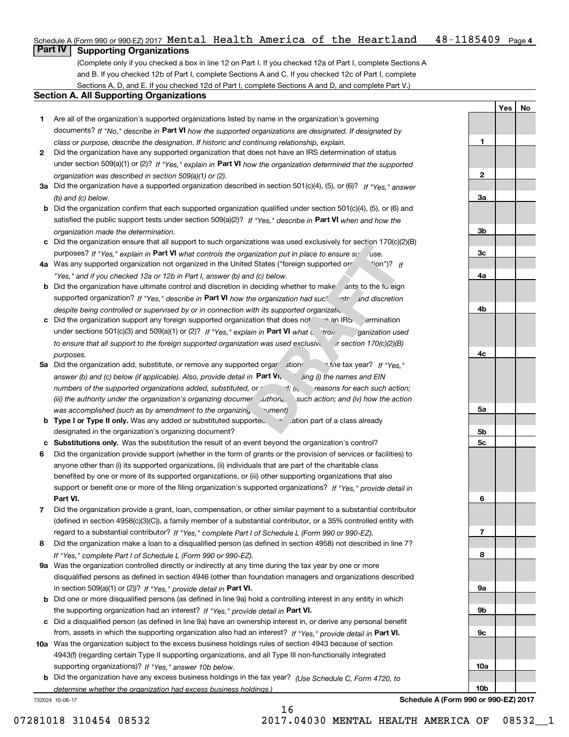Schedule A (Form 990 or 990-EZ) 2017 Mental Health America of the Heartland 48-1185409 Page 4

## Part IV Supporting Organizations

(Complete only if you checked a box in line 12 on Part I. If you checked 12a of Part I, complete Sections A and B. If you checked 12b of Part I, complete Sections A and C. If you checked 12c of Part I, complete Sections A, D, and E. If you checked 12d of Part I, complete Sections A and D, and complete Part V.)

### Section A. All Supporting Organizations

| | | | Yes | No |
|---|---|---|---|---|
| 1 | Are all of the organization's supported organizations listed by name in the organization's governing documents? *If "No," describe in* **Part VI** *how the supported organizations are designated. If designated by class or purpose, describe the designation. If historic and continuing relationship, explain.* | 1 | | |
| 2 | Did the organization have any supported organization that does not have an IRS determination of status under section 509(a)(1) or (2)? *If "Yes," explain in* **Part VI** *how the organization determined that the supported organization was described in section 509(a)(1) or (2).* | 2 | | |
| 3a | Did the organization have a supported organization described in section 501(c)(4), (5), or (6)? *If "Yes," answer (b) and (c) below.* | 3a | | |
| b | Did the organization confirm that each supported organization qualified under section 501(c)(4), (5), or (6) and satisfied the public support tests under section 509(a)(2)? *If "Yes," describe in* **Part VI** *when and how the organization made the determination.* | 3b | | |
| c | Did the organization ensure that all support to such organizations was used exclusively for section 170(c)(2)(B) purposes? *If "Yes," explain in* **Part VI** *what controls the organization put in place to ensure such use.* | 3c | | |
| 4a | Was any supported organization not organized in the United States ("foreign supported organization")? *If "Yes," and if you checked 12a or 12b in Part I, answer (b) and (c) below.* | 4a | | |
| b | Did the organization have ultimate control and discretion in deciding whether to make grants to the foreign supported organization? *If "Yes," describe in* **Part VI** *how the organization had such control and discretion despite being controlled or supervised by or in connection with its supported organizations.* | 4b | | |
| c | Did the organization support any foreign supported organization that does not have an IRS determination under sections 501(c)(3) and 509(a)(1) or (2)? *If "Yes," explain in* **Part VI** *what controls the organization used to ensure that all support to the foreign supported organization was used exclusively for section 170(c)(2)(B) purposes.* | 4c | | |
| 5a | Did the organization add, substitute, or remove any supported organizations during the tax year? *If "Yes," answer (b) and (c) below (if applicable). Also, provide detail in* **Part VI,** *including (i) the names and EIN numbers of the supported organizations added, substituted, or removed; (ii) the reasons for each such action; (iii) the authority under the organization's organizing document authorizing such action; and (iv) how the action was accomplished (such as by amendment to the organizing document).* | 5a | | |
| b | **Type I or Type II only.** Was any added or substituted supported organization part of a class already designated in the organization's organizing document? | 5b | | |
| c | **Substitutions only.** Was the substitution the result of an event beyond the organization's control? | 5c | | |
| 6 | Did the organization provide support (whether in the form of grants or the provision of services or facilities) to anyone other than (i) its supported organizations, (ii) individuals that are part of the charitable class benefited by one or more of its supported organizations, or (iii) other supporting organizations that also support or benefit one or more of the filing organization's supported organizations? *If "Yes," provide detail in* **Part VI.** | 6 | | |
| 7 | Did the organization provide a grant, loan, compensation, or other similar payment to a substantial contributor (defined in section 4958(c)(3)(C)), a family member of a substantial contributor, or a 35% controlled entity with regard to a substantial contributor? *If "Yes," complete Part I of Schedule L (Form 990 or 990-EZ).* | 7 | | |
| 8 | Did the organization make a loan to a disqualified person (as defined in section 4958) not described in line 7? *If "Yes," complete Part I of Schedule L (Form 990 or 990-EZ).* | 8 | | |
| 9a | Was the organization controlled directly or indirectly at any time during the tax year by one or more disqualified persons as defined in section 4946 (other than foundation managers and organizations described in section 509(a)(1) or (2))? *If "Yes," provide detail in* **Part VI.** | 9a | | |
| b | Did one or more disqualified persons (as defined in line 9a) hold a controlling interest in any entity in which the supporting organization had an interest? *If "Yes," provide detail in* **Part VI.** | 9b | | |
| c | Did a disqualified person (as defined in line 9a) have an ownership interest in, or derive any personal benefit from, assets in which the supporting organization also had an interest? *If "Yes," provide detail in* **Part VI.** | 9c | | |
| 10a | Was the organization subject to the excess business holdings rules of section 4943 because of section 4943(f) (regarding certain Type II supporting organizations, and all Type III non-functionally integrated supporting organizations)? *If "Yes," answer 10b below.* | 10a | | |
| b | Did the organization have any excess business holdings in the tax year? *(Use Schedule C, Form 4720, to determine whether the organization had excess business holdings.)* | 10b | | |

Schedule A (Form 990 or 990-EZ) 2017

DRAFT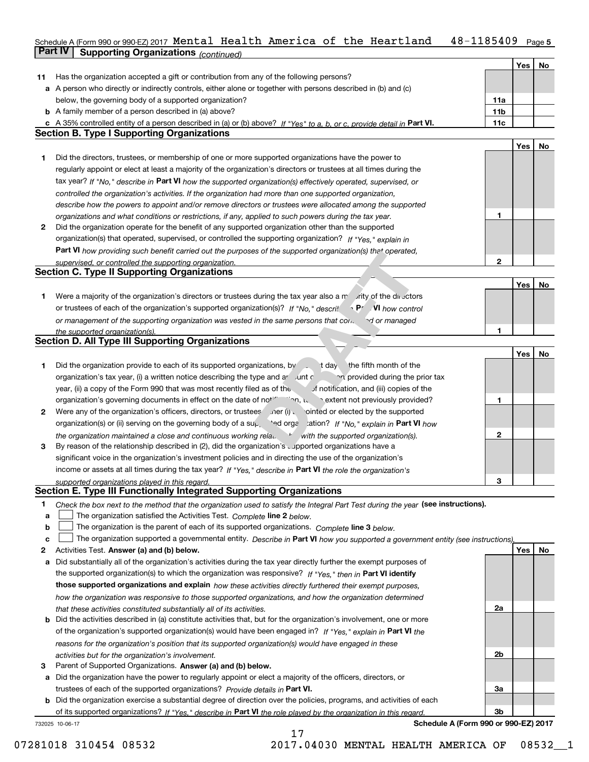Schedule A (Form 990 or 990-EZ) 2017 Mental Health America of the Heartland 48-1185409 Page 5

## Part IV Supporting Organizations *(continued)*

| | | | Yes | No |
|---|---|---|---|---|
| **11** | Has the organization accepted a gift or contribution from any of the following persons? | | | |
| **a** | A person who directly or indirectly controls, either alone or together with persons described in (b) and (c) below, the governing body of a supported organization? | 11a | | |
| **b** | A family member of a person described in (a) above? | 11b | | |
| **c** | A 35% controlled entity of a person described in (a) or (b) above? *If "Yes" to a, b, or c, provide detail in* **Part VI.** | 11c | | |

### Section B. Type I Supporting Organizations

| | | | Yes | No |
|---|---|---|---|---|
| **1** | Did the directors, trustees, or membership of one or more supported organizations have the power to regularly appoint or elect at least a majority of the organization's directors or trustees at all times during the tax year? *If "No," describe in* **Part VI** *how the supported organization(s) effectively operated, supervised, or controlled the organization's activities. If the organization had more than one supported organization, describe how the powers to appoint and/or remove directors or trustees were allocated among the supported organizations and what conditions or restrictions, if any, applied to such powers during the tax year.* | 1 | | |
| **2** | Did the organization operate for the benefit of any supported organization other than the supported organization(s) that operated, supervised, or controlled the supporting organization? *If "Yes," explain in* **Part VI** *how providing such benefit carried out the purposes of the supported organization(s) that operated, supervised, or controlled the supporting organization.* | 2 | | |

### Section C. Type II Supporting Organizations

| | | | Yes | No |
|---|---|---|---|---|
| **1** | Were a majority of the organization's directors or trustees during the tax year also a majority of the directors or trustees of each of the organization's supported organization(s)? *If "No," describe in* **Part VI** *how control or management of the supporting organization was vested in the same persons that controlled or managed the supported organization(s).* | 1 | | |

### Section D. All Type III Supporting Organizations

| | | | Yes | No |
|---|---|---|---|---|
| **1** | Did the organization provide to each of its supported organizations, by the last day of the fifth month of the organization's tax year, (i) a written notice describing the type and amount of support provided during the prior tax year, (ii) a copy of the Form 990 that was most recently filed as of the date of notification, and (iii) copies of the organization's governing documents in effect on the date of notification, to the extent not previously provided? | 1 | | |
| **2** | Were any of the organization's officers, directors, or trustees either (i) appointed or elected by the supported organization(s) or (ii) serving on the governing body of a supported organization? *If "No," explain in* **Part VI** *how the organization maintained a close and continuous working relationship with the supported organization(s).* | 2 | | |
| **3** | By reason of the relationship described in (2), did the organization's supported organizations have a significant voice in the organization's investment policies and in directing the use of the organization's income or assets at all times during the tax year? *If "Yes," describe in* **Part VI** *the role the organization's supported organizations played in this regard.* | 3 | | |

### Section E. Type III Functionally Integrated Supporting Organizations

**1** *Check the box next to the method that the organization used to satisfy the Integral Part Test during the year* **(see instructions).**

- **a** ☐ The organization satisfied the Activities Test. *Complete* **line 2** *below.*
- **b** ☐ The organization is the parent of each of its supported organizations. *Complete* **line 3** *below.*
- **c** ☐ The organization supported a governmental entity. *Describe in* **Part VI** *how you supported a government entity (see instructions).*

| | | | Yes | No |
|---|---|---|---|---|
| **2** | Activities Test. **Answer (a) and (b) below.** | | | |
| **a** | Did substantially all of the organization's activities during the tax year directly further the exempt purposes of the supported organization(s) to which the organization was responsive? *If "Yes," then in* **Part VI identify those supported organizations and explain** *how these activities directly furthered their exempt purposes, how the organization was responsive to those supported organizations, and how the organization determined that these activities constituted substantially all of its activities.* | 2a | | |
| **b** | Did the activities described in (a) constitute activities that, but for the organization's involvement, one or more of the organization's supported organization(s) would have been engaged in? *If "Yes," explain in* **Part VI** *the reasons for the organization's position that its supported organization(s) would have engaged in these activities but for the organization's involvement.* | 2b | | |
| **3** | Parent of Supported Organizations. **Answer (a) and (b) below.** | | | |
| **a** | Did the organization have the power to regularly appoint or elect a majority of the officers, directors, or trustees of each of the supported organizations? *Provide details in* **Part VI.** | 3a | | |
| **b** | Did the organization exercise a substantial degree of direction over the policies, programs, and activities of each of its supported organizations? *If "Yes," describe in* **Part VI** *the role played by the organization in this regard.* | 3b | | |

732025 10-06-17 **Schedule A (Form 990 or 990-EZ) 2017**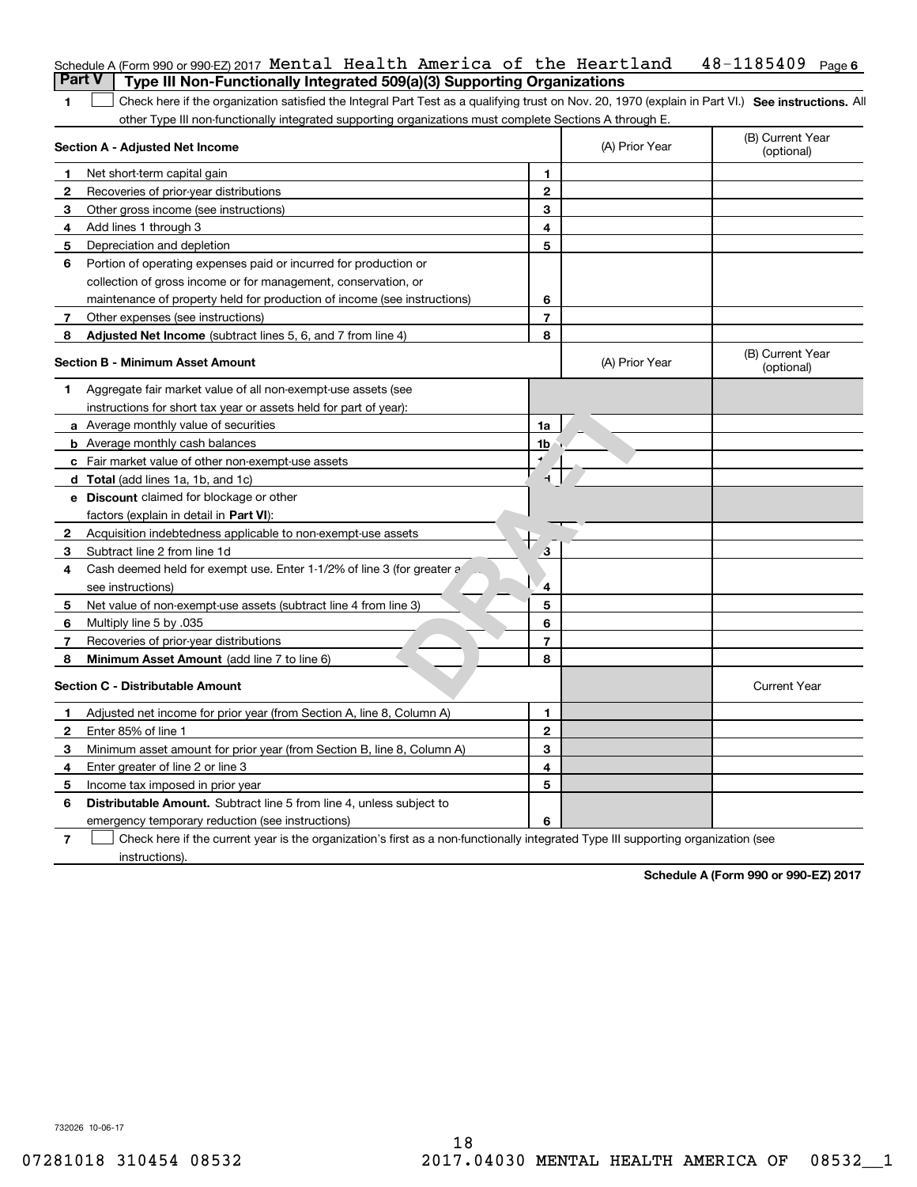Schedule A (Form 990 or 990-EZ) 2017 Mental Health America of the Heartland 48-1185409 Page 6

## Part V Type III Non-Functionally Integrated 509(a)(3) Supporting Organizations

1 ☐ Check here if the organization satisfied the Integral Part Test as a qualifying trust on Nov. 20, 1970 (explain in Part VI.) **See instructions.** All other Type III non-functionally integrated supporting organizations must complete Sections A through E.

| **Section A - Adjusted Net Income** | | (A) Prior Year | (B) Current Year (optional) |
|---|---|---|---|
| 1 Net short-term capital gain | 1 | | |
| 2 Recoveries of prior-year distributions | 2 | | |
| 3 Other gross income (see instructions) | 3 | | |
| 4 Add lines 1 through 3 | 4 | | |
| 5 Depreciation and depletion | 5 | | |
| 6 Portion of operating expenses paid or incurred for production or collection of gross income or for management, conservation, or maintenance of property held for production of income (see instructions) | 6 | | |
| 7 Other expenses (see instructions) | 7 | | |
| 8 **Adjusted Net Income** (subtract lines 5, 6, and 7 from line 4) | 8 | | |

| **Section B - Minimum Asset Amount** | | (A) Prior Year | (B) Current Year (optional) |
|---|---|---|---|
| 1 Aggregate fair market value of all non-exempt-use assets (see instructions for short tax year or assets held for part of year): | | | |
| a Average monthly value of securities | 1a | | |
| b Average monthly cash balances | 1b | | |
| c Fair market value of other non-exempt-use assets | 1c | | |
| d **Total** (add lines 1a, 1b, and 1c) | 1d | | |
| e **Discount** claimed for blockage or other factors (explain in detail in **Part VI**): | | | |
| 2 Acquisition indebtedness applicable to non-exempt-use assets | 2 | | |
| 3 Subtract line 2 from line 1d | 3 | | |
| 4 Cash deemed held for exempt use. Enter 1-1/2% of line 3 (for greater amount, see instructions) | 4 | | |
| 5 Net value of non-exempt-use assets (subtract line 4 from line 3) | 5 | | |
| 6 Multiply line 5 by .035 | 6 | | |
| 7 Recoveries of prior-year distributions | 7 | | |
| 8 **Minimum Asset Amount** (add line 7 to line 6) | 8 | | |

| **Section C - Distributable Amount** | | | Current Year |
|---|---|---|---|
| 1 Adjusted net income for prior year (from Section A, line 8, Column A) | 1 | | |
| 2 Enter 85% of line 1 | 2 | | |
| 3 Minimum asset amount for prior year (from Section B, line 8, Column A) | 3 | | |
| 4 Enter greater of line 2 or line 3 | 4 | | |
| 5 Income tax imposed in prior year | 5 | | |
| 6 **Distributable Amount.** Subtract line 5 from line 4, unless subject to emergency temporary reduction (see instructions) | 6 | | |

7 ☐ Check here if the current year is the organization's first as a non-functionally integrated Type III supporting organization (see instructions).

**Schedule A (Form 990 or 990-EZ) 2017**

732026 10-06-17

07281018 310454 08532 2017.04030 MENTAL HEALTH AMERICA OF 08532__1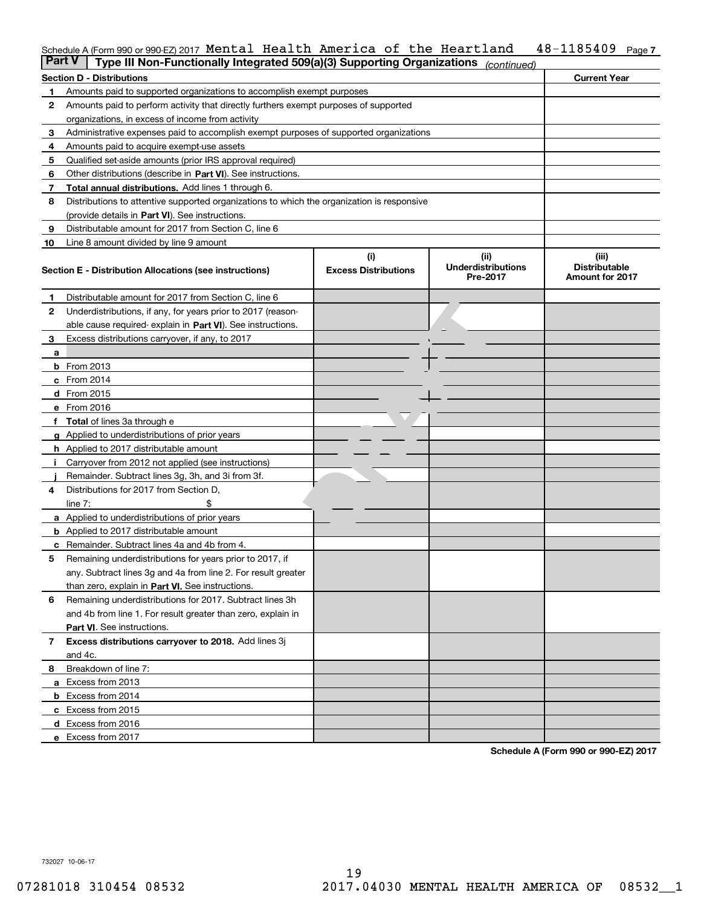Schedule A (Form 990 or 990-EZ) 2017 Mental Health America of the Heartland 48-1185409 Page 7

**Part V | Type III Non-Functionally Integrated 509(a)(3) Supporting Organizations** *(continued)*

| Section D - Distributions | | Current Year |
|---|---|---|
| 1 | Amounts paid to supported organizations to accomplish exempt purposes | |
| 2 | Amounts paid to perform activity that directly furthers exempt purposes of supported organizations, in excess of income from activity | |
| 3 | Administrative expenses paid to accomplish exempt purposes of supported organizations | |
| 4 | Amounts paid to acquire exempt-use assets | |
| 5 | Qualified set-aside amounts (prior IRS approval required) | |
| 6 | Other distributions (describe in **Part VI**). See instructions. | |
| 7 | **Total annual distributions.** Add lines 1 through 6. | |
| 8 | Distributions to attentive supported organizations to which the organization is responsive (provide details in **Part VI**). See instructions. | |
| 9 | Distributable amount for 2017 from Section C, line 6 | |
| 10 | Line 8 amount divided by line 9 amount | |

| Section E - Distribution Allocations (see instructions) | | (i) Excess Distributions | (ii) Underdistributions Pre-2017 | (iii) Distributable Amount for 2017 |
|---|---|---|---|---|
| 1 | Distributable amount for 2017 from Section C, line 6 | | | |
| 2 | Underdistributions, if any, for years prior to 2017 (reasonable cause required- explain in **Part VI**). See instructions. | | | |
| 3 | Excess distributions carryover, if any, to 2017 | | | |
| a | | | | |
| b | From 2013 | | | |
| c | From 2014 | | | |
| d | From 2015 | | | |
| e | From 2016 | | | |
| f | **Total** of lines 3a through e | | | |
| g | Applied to underdistributions of prior years | | | |
| h | Applied to 2017 distributable amount | | | |
| i | Carryover from 2012 not applied (see instructions) | | | |
| j | Remainder. Subtract lines 3g, 3h, and 3i from 3f. | | | |
| 4 | Distributions for 2017 from Section D, line 7: $ | | | |
| a | Applied to underdistributions of prior years | | | |
| b | Applied to 2017 distributable amount | | | |
| c | Remainder. Subtract lines 4a and 4b from 4. | | | |
| 5 | Remaining underdistributions for years prior to 2017, if any. Subtract lines 3g and 4a from line 2. For result greater than zero, explain in **Part VI.** See instructions. | | | |
| 6 | Remaining underdistributions for 2017. Subtract lines 3h and 4b from line 1. For result greater than zero, explain in **Part VI**. See instructions. | | | |
| 7 | **Excess distributions carryover to 2018.** Add lines 3j and 4c. | | | |
| 8 | Breakdown of line 7: | | | |
| a | Excess from 2013 | | | |
| b | Excess from 2014 | | | |
| c | Excess from 2015 | | | |
| d | Excess from 2016 | | | |
| e | Excess from 2017 | | | |

**Schedule A (Form 990 or 990-EZ) 2017**

732027 10-06-17

07281018 310454 08532 2017.04030 MENTAL HEALTH AMERICA OF 08532__1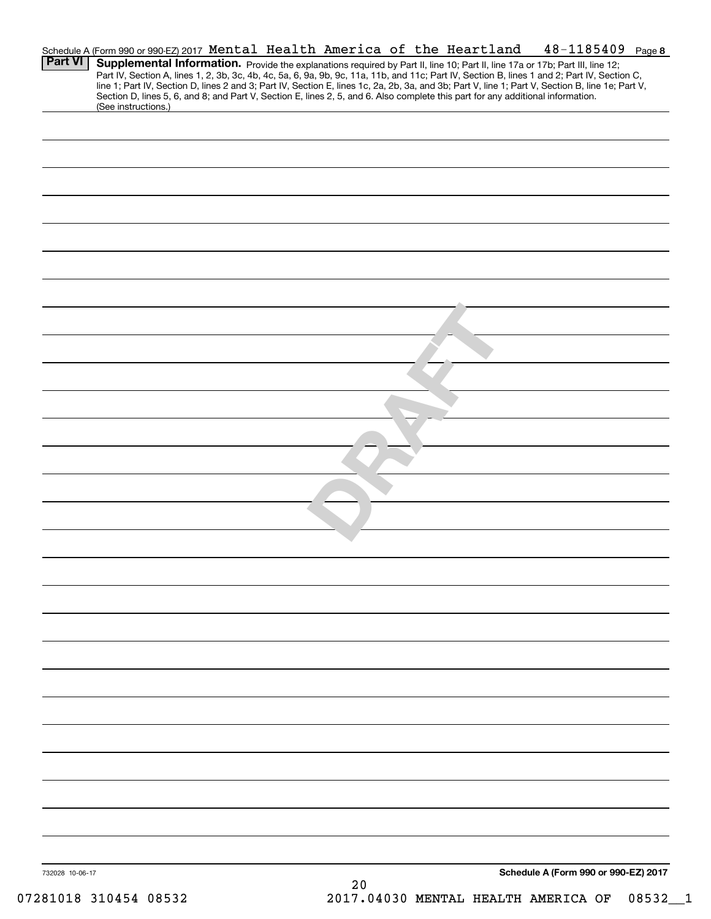Schedule A (Form 990 or 990-EZ) 2017 Mental Health America of the Heartland 48-1185409 Page 8

## Part VI Supplemental Information.

Provide the explanations required by Part II, line 10; Part II, line 17a or 17b; Part III, line 12; Part IV, Section A, lines 1, 2, 3b, 3c, 4b, 4c, 5a, 6, 9a, 9b, 9c, 11a, 11b, and 11c; Part IV, Section B, lines 1 and 2; Part IV, Section C, line 1; Part IV, Section D, lines 2 and 3; Part IV, Section E, lines 1c, 2a, 2b, 3a, and 3b; Part V, line 1; Part V, Section B, line 1e; Part V, Section D, lines 5, 6, and 8; and Part V, Section E, lines 2, 5, and 6. Also complete this part for any additional information. (See instructions.)

DRAFT

732028 10-06-17

Schedule A (Form 990 or 990-EZ) 2017

07281018 310454 08532 2017.04030 MENTAL HEALTH AMERICA OF 08532__1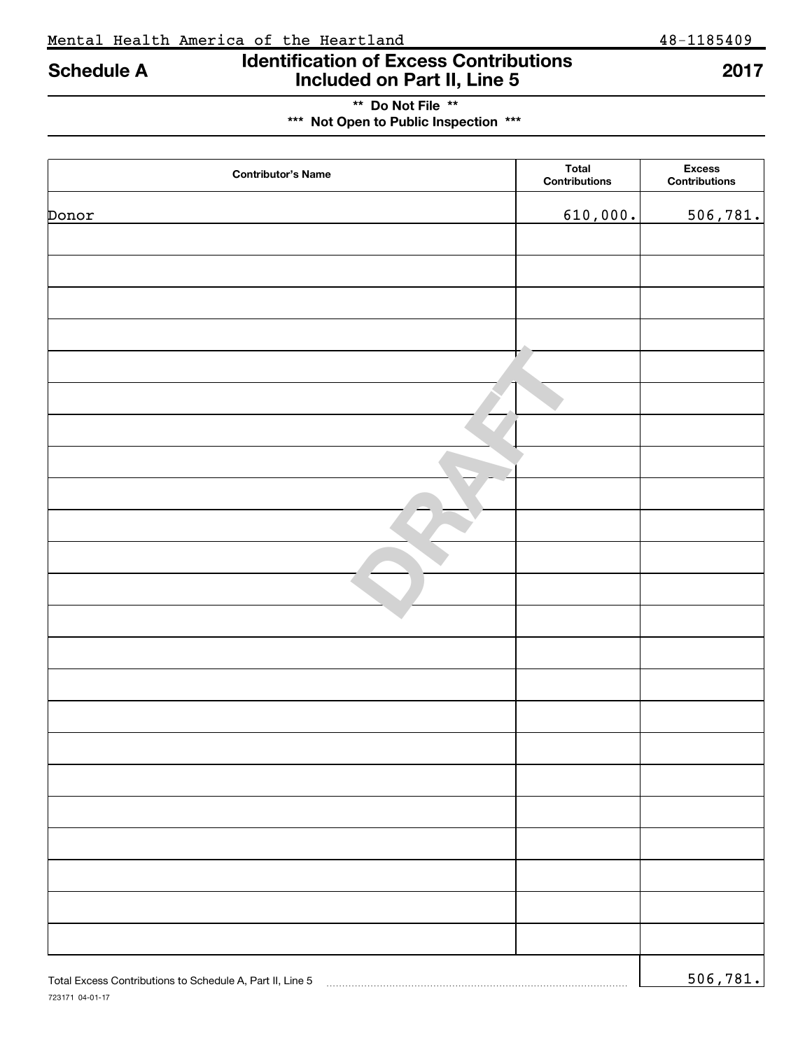Mental Health America of the Heartland 48-1185409

# Schedule A — Identification of Excess Contributions Included on Part II, Line 5 — 2017

**\*\* Do Not File \*\***

**\*\*\* Not Open to Public Inspection \*\*\***

| Contributor's Name | Total Contributions | Excess Contributions |
|---|---|---|
| Donor | 610,000. | 506,781. |
| | | |
| | | |
| | | |
| | | |
| | | |
| | | |
| | | |
| | | |
| | | |
| | | |
| | | |
| | | |
| | | |
| | | |
| | | |
| | | |
| | | |
| | | |
| | | |
| | | |
| | | |
| | | |
| | | |

Total Excess Contributions to Schedule A, Part II, Line 5 ............ 506,781.

723171 04-01-17

DRAFT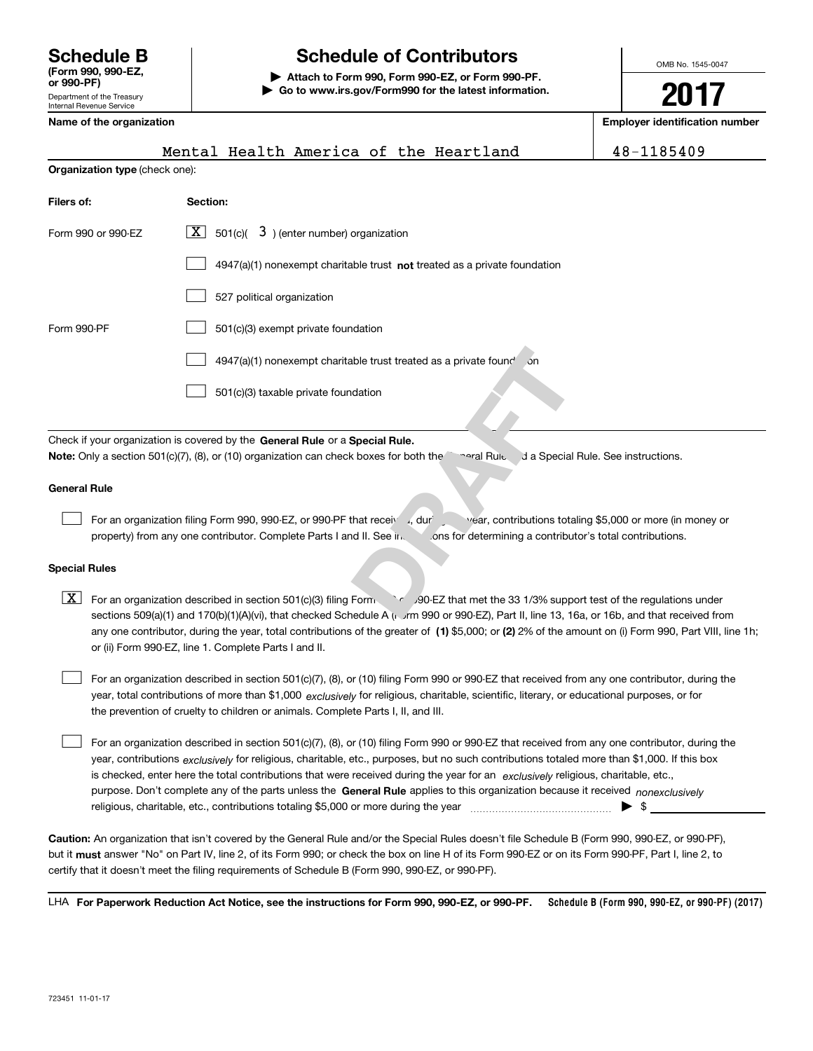# Schedule B

**(Form 990, 990-EZ, or 990-PF)**

Department of the Treasury
Internal Revenue Service

# Schedule of Contributors

**▶ Attach to Form 990, Form 990-EZ, or Form 990-PF.**
**▶ Go to www.irs.gov/Form990 for the latest information.**

OMB No. 1545-0047

**2017**

**Name of the organization**: Mental Health America of the Heartland

**Employer identification number**: 48-1185409

**Organization type** (check one):

| **Filers of:** | **Section:** |
|---|---|
| Form 990 or 990-EZ | [X] 501(c)( 3 ) (enter number) organization |
| | [ ] 4947(a)(1) nonexempt charitable trust **not** treated as a private foundation |
| | [ ] 527 political organization |
| Form 990-PF | [ ] 501(c)(3) exempt private foundation |
| | [ ] 4947(a)(1) nonexempt charitable trust treated as a private foundation |
| | [ ] 501(c)(3) taxable private foundation |

Check if your organization is covered by the **General Rule** or a **Special Rule.**

**Note:** Only a section 501(c)(7), (8), or (10) organization can check boxes for both the General Rule and a Special Rule. See instructions.

### General Rule

[ ] For an organization filing Form 990, 990-EZ, or 990-PF that received, during the year, contributions totaling $5,000 or more (in money or property) from any one contributor. Complete Parts I and II. See instructions for determining a contributor's total contributions.

### Special Rules

[X] For an organization described in section 501(c)(3) filing Form 990 or 990-EZ that met the 33 1/3% support test of the regulations under sections 509(a)(1) and 170(b)(1)(A)(vi), that checked Schedule A (Form 990 or 990-EZ), Part II, line 13, 16a, or 16b, and that received from any one contributor, during the year, total contributions of the greater of **(1)** $5,000; or **(2)** 2% of the amount on (i) Form 990, Part VIII, line 1h; or (ii) Form 990-EZ, line 1. Complete Parts I and II.

[ ] For an organization described in section 501(c)(7), (8), or (10) filing Form 990 or 990-EZ that received from any one contributor, during the year, total contributions of more than $1,000 *exclusively* for religious, charitable, scientific, literary, or educational purposes, or for the prevention of cruelty to children or animals. Complete Parts I, II, and III.

[ ] For an organization described in section 501(c)(7), (8), or (10) filing Form 990 or 990-EZ that received from any one contributor, during the year, contributions *exclusively* for religious, charitable, etc., purposes, but no such contributions totaled more than $1,000. If this box is checked, enter here the total contributions that were received during the year for an *exclusively* religious, charitable, etc., purpose. Don't complete any of the parts unless the **General Rule** applies to this organization because it received *nonexclusively* religious, charitable, etc., contributions totaling $5,000 or more during the year ▶ $ ________

**Caution:** An organization that isn't covered by the General Rule and/or the Special Rules doesn't file Schedule B (Form 990, 990-EZ, or 990-PF), but it **must** answer "No" on Part IV, line 2, of its Form 990; or check the box on line H of its Form 990-EZ or on its Form 990-PF, Part I, line 2, to certify that it doesn't meet the filing requirements of Schedule B (Form 990, 990-EZ, or 990-PF).

LHA **For Paperwork Reduction Act Notice, see the instructions for Form 990, 990-EZ, or 990-PF.** **Schedule B (Form 990, 990-EZ, or 990-PF) (2017)**

723451 11-01-17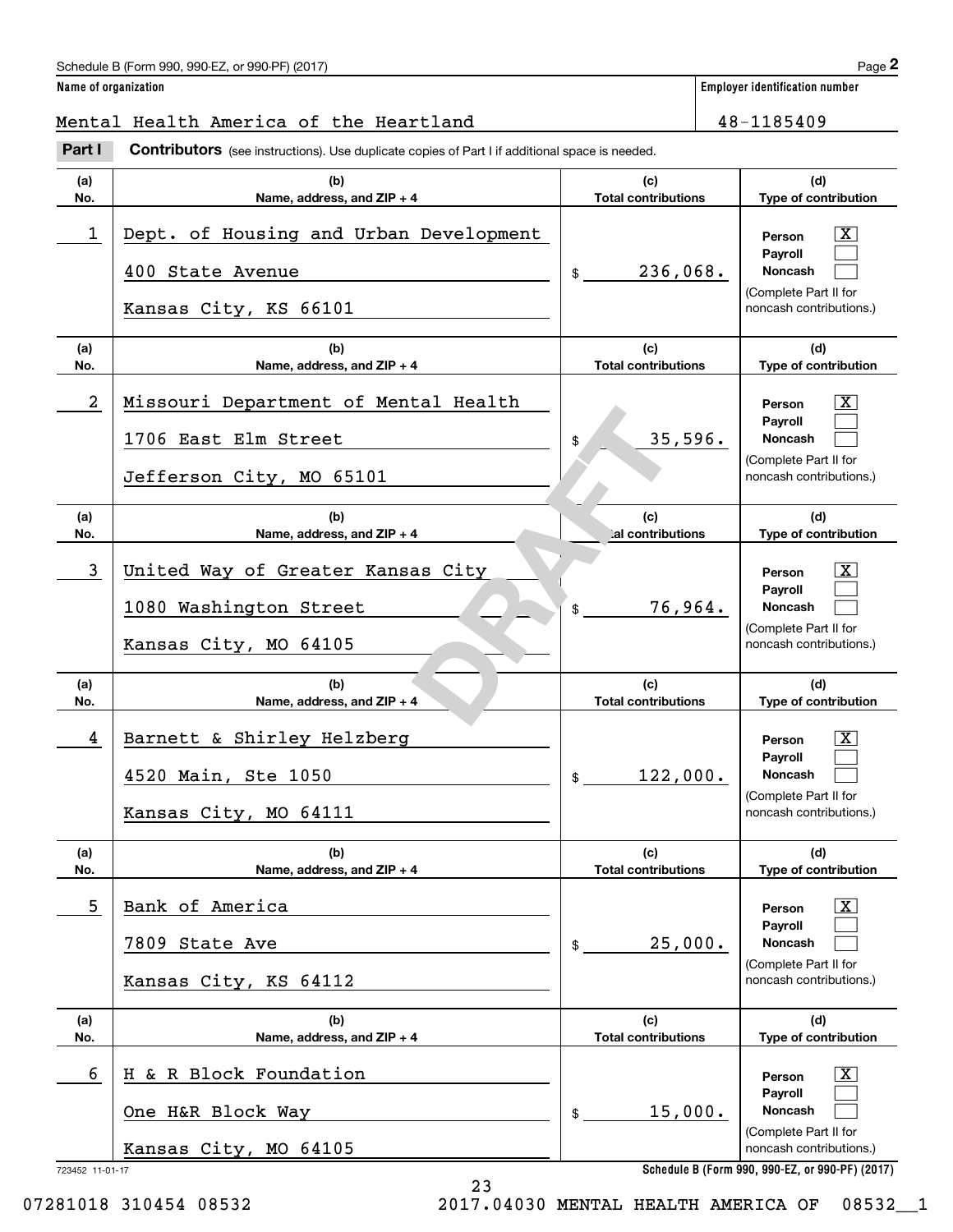Schedule B (Form 990, 990-EZ, or 990-PF) (2017) Page **2**

**Name of organization**

Mental Health America of the Heartland

**Employer identification number**

48-1185409

**Part I** **Contributors** (see instructions). Use duplicate copies of Part I if additional space is needed.

| (a) No. | (b) Name, address, and ZIP + 4 | (c) Total contributions | (d) Type of contribution |
|---|---|---|---|
| 1 | Dept. of Housing and Urban Development<br>400 State Avenue<br>Kansas City, KS 66101 | $ 236,068. | Person [X]<br>Payroll [ ]<br>Noncash [ ]<br>(Complete Part II for noncash contributions.) |
| 2 | Missouri Department of Mental Health<br>1706 East Elm Street<br>Jefferson City, MO 65101 | $ 35,596. | Person [X]<br>Payroll [ ]<br>Noncash [ ]<br>(Complete Part II for noncash contributions.) |
| 3 | United Way of Greater Kansas City<br>1080 Washington Street<br>Kansas City, MO 64105 | $ 76,964. | Person [X]<br>Payroll [ ]<br>Noncash [ ]<br>(Complete Part II for noncash contributions.) |
| 4 | Barnett & Shirley Helzberg<br>4520 Main, Ste 1050<br>Kansas City, MO 64111 | $ 122,000. | Person [X]<br>Payroll [ ]<br>Noncash [ ]<br>(Complete Part II for noncash contributions.) |
| 5 | Bank of America<br>7809 State Ave<br>Kansas City, KS 64112 | $ 25,000. | Person [X]<br>Payroll [ ]<br>Noncash [ ]<br>(Complete Part II for noncash contributions.) |
| 6 | H & R Block Foundation<br>One H&R Block Way<br>Kansas City, MO 64105 | $ 15,000. | Person [X]<br>Payroll [ ]<br>Noncash [ ]<br>(Complete Part II for noncash contributions.) |

DRAFT

723452 11-01-17 **Schedule B (Form 990, 990-EZ, or 990-PF) (2017)**

07281018 310454 08532 2017.04030 MENTAL HEALTH AMERICA OF 08532__1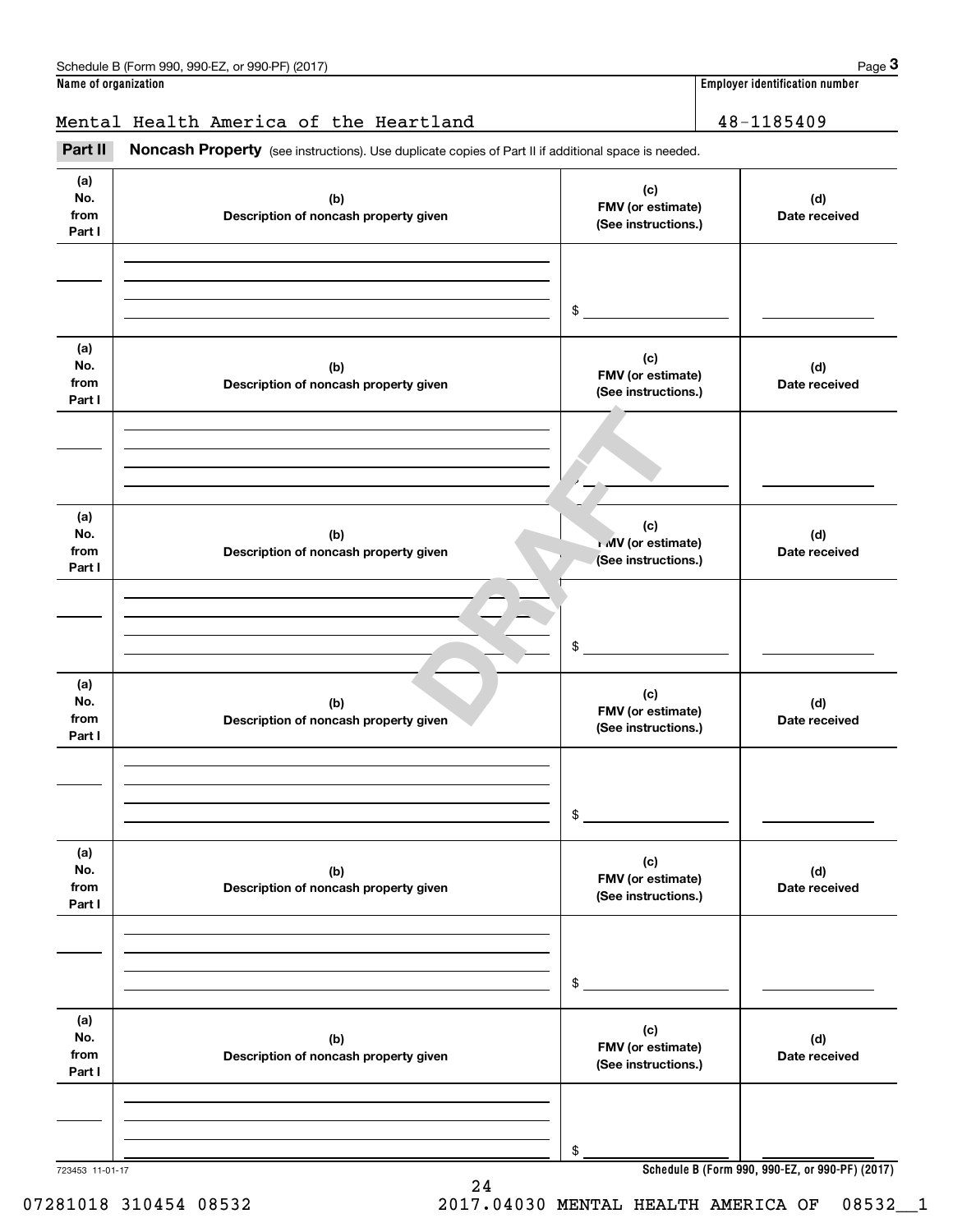Schedule B (Form 990, 990-EZ, or 990-PF) (2017) Page **3**

**Name of organization** | **Employer identification number**

Mental Health America of the Heartland | 48-1185409

**Part II** **Noncash Property** (see instructions). Use duplicate copies of Part II if additional space is needed.

| (a) No. from Part I | (b) Description of noncash property given | (c) FMV (or estimate) (See instructions.) | (d) Date received |
|---|---|---|---|
| | | $ | |

| (a) No. from Part I | (b) Description of noncash property given | (c) FMV (or estimate) (See instructions.) | (d) Date received |
|---|---|---|---|
| | | $ | |

| (a) No. from Part I | (b) Description of noncash property given | (c) FMV (or estimate) (See instructions.) | (d) Date received |
|---|---|---|---|
| | | $ | |

| (a) No. from Part I | (b) Description of noncash property given | (c) FMV (or estimate) (See instructions.) | (d) Date received |
|---|---|---|---|
| | | $ | |

| (a) No. from Part I | (b) Description of noncash property given | (c) FMV (or estimate) (See instructions.) | (d) Date received |
|---|---|---|---|
| | | $ | |

| (a) No. from Part I | (b) Description of noncash property given | (c) FMV (or estimate) (See instructions.) | (d) Date received |
|---|---|---|---|
| | | $ | |

DRAFT

723453 11-01-17 **Schedule B (Form 990, 990-EZ, or 990-PF) (2017)**

07281018 310454 08532 2017.04030 MENTAL HEALTH AMERICA OF 08532__1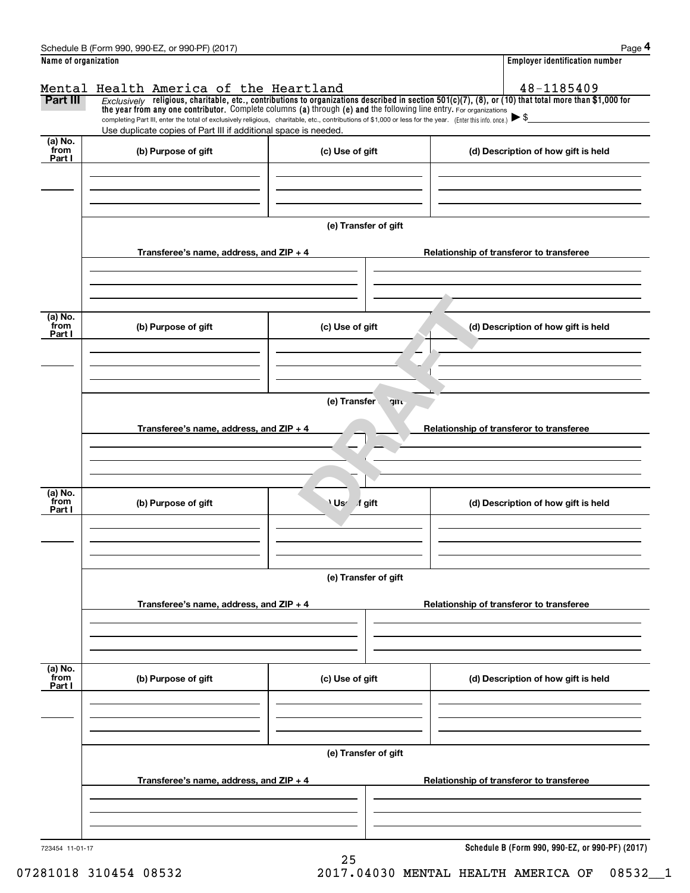Schedule B (Form 990, 990-EZ, or 990-PF) (2017)

**Name of organization**

Mental Health America of the Heartland

**Employer identification number**

48-1185409

**Part III** *Exclusively* **religious, charitable, etc., contributions to organizations described in section 501(c)(7), (8), or (10) that total more than $1,000 for the year from any one contributor.** Complete columns **(a)** through **(e)** and the following line entry. For organizations completing Part III, enter the total of exclusively religious, charitable, etc., contributions of $1,000 or less for the year. (Enter this info. once.) ▶ $

Use duplicate copies of Part III if additional space is needed.

| (a) No. from Part I | (b) Purpose of gift | (c) Use of gift | (d) Description of how gift is held |
|---|---|---|---|
| | | | |

**(e) Transfer of gift**

| Transferee's name, address, and ZIP + 4 | Relationship of transferor to transferee |
|---|---|
| | |

| (a) No. from Part I | (b) Purpose of gift | (c) Use of gift | (d) Description of how gift is held |
|---|---|---|---|
| | | | |

**(e) Transfer of gift**

| Transferee's name, address, and ZIP + 4 | Relationship of transferor to transferee |
|---|---|
| | |

| (a) No. from Part I | (b) Purpose of gift | (c) Use of gift | (d) Description of how gift is held |
|---|---|---|---|
| | | | |

**(e) Transfer of gift**

| Transferee's name, address, and ZIP + 4 | Relationship of transferor to transferee |
|---|---|
| | |

| (a) No. from Part I | (b) Purpose of gift | (c) Use of gift | (d) Description of how gift is held |
|---|---|---|---|
| | | | |

**(e) Transfer of gift**

| Transferee's name, address, and ZIP + 4 | Relationship of transferor to transferee |
|---|---|
| | |

DRAFT

723454 11-01-17

**Schedule B (Form 990, 990-EZ, or 990-PF) (2017)**

07281018 310454 08532 2017.04030 MENTAL HEALTH AMERICA OF 08532__1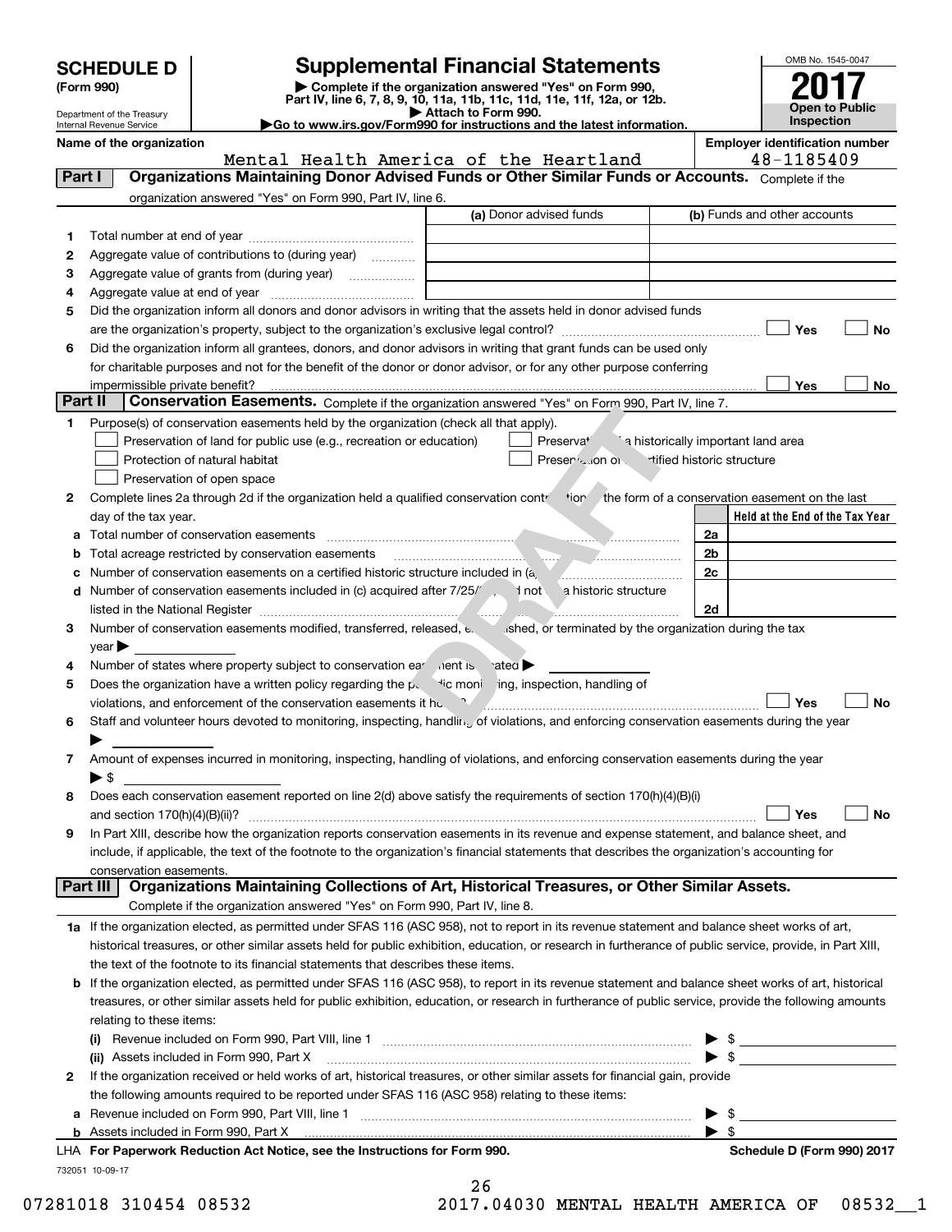# SCHEDULE D (Form 990)

Department of the Treasury
Internal Revenue Service

## Supplemental Financial Statements

▶ Complete if the organization answered "Yes" on Form 990, Part IV, line 6, 7, 8, 9, 10, 11a, 11b, 11c, 11d, 11e, 11f, 12a, or 12b.
▶ Attach to Form 990.
▶Go to www.irs.gov/Form990 for instructions and the latest information.

OMB No. 1545-0047

**2017**

**Open to Public Inspection**

**Name of the organization:** Mental Health America of the Heartland

**Employer identification number:** 48-1185409

## Part I Organizations Maintaining Donor Advised Funds or Other Similar Funds or Accounts. Complete if the organization answered "Yes" on Form 990, Part IV, line 6.

| | | (a) Donor advised funds | (b) Funds and other accounts |
|---|---|---|---|
| 1 | Total number at end of year | | |
| 2 | Aggregate value of contributions to (during year) | | |
| 3 | Aggregate value of grants from (during year) | | |
| 4 | Aggregate value at end of year | | |

5 Did the organization inform all donors and donor advisors in writing that the assets held in donor advised funds are the organization's property, subject to the organization's exclusive legal control? ☐ Yes ☐ No

6 Did the organization inform all grantees, donors, and donor advisors in writing that grant funds can be used only for charitable purposes and not for the benefit of the donor or donor advisor, or for any other purpose conferring impermissible private benefit? ☐ Yes ☐ No

## Part II Conservation Easements. Complete if the organization answered "Yes" on Form 990, Part IV, line 7.

1 Purpose(s) of conservation easements held by the organization (check all that apply).
- ☐ Preservation of land for public use (e.g., recreation or education)
- ☐ Protection of natural habitat
- ☐ Preservation of open space
- ☐ Preservation of a historically important land area
- ☐ Preservation of a certified historic structure

2 Complete lines 2a through 2d if the organization held a qualified conservation contribution in the form of a conservation easement on the last day of the tax year.

| | | | Held at the End of the Tax Year |
|---|---|---|---|
| a | Total number of conservation easements | 2a | |
| b | Total acreage restricted by conservation easements | 2b | |
| c | Number of conservation easements on a certified historic structure included in (a) | 2c | |
| d | Number of conservation easements included in (c) acquired after 7/25/06, and not on a historic structure listed in the National Register | 2d | |

3 Number of conservation easements modified, transferred, released, extinguished, or terminated by the organization during the tax year ▶

4 Number of states where property subject to conservation easement is located ▶

5 Does the organization have a written policy regarding the periodic monitoring, inspection, handling of violations, and enforcement of the conservation easements it holds? ☐ Yes ☐ No

6 Staff and volunteer hours devoted to monitoring, inspecting, handling of violations, and enforcing conservation easements during the year ▶

7 Amount of expenses incurred in monitoring, inspecting, handling of violations, and enforcing conservation easements during the year ▶ $

8 Does each conservation easement reported on line 2(d) above satisfy the requirements of section 170(h)(4)(B)(i) and section 170(h)(4)(B)(ii)? ☐ Yes ☐ No

9 In Part XIII, describe how the organization reports conservation easements in its revenue and expense statement, and balance sheet, and include, if applicable, the text of the footnote to the organization's financial statements that describes the organization's accounting for conservation easements.

## Part III Organizations Maintaining Collections of Art, Historical Treasures, or Other Similar Assets. Complete if the organization answered "Yes" on Form 990, Part IV, line 8.

1a If the organization elected, as permitted under SFAS 116 (ASC 958), not to report in its revenue statement and balance sheet works of art, historical treasures, or other similar assets held for public exhibition, education, or research in furtherance of public service, provide, in Part XIII, the text of the footnote to its financial statements that describes these items.

b If the organization elected, as permitted under SFAS 116 (ASC 958), to report in its revenue statement and balance sheet works of art, historical treasures, or other similar assets held for public exhibition, education, or research in furtherance of public service, provide the following amounts relating to these items:

(i) Revenue included on Form 990, Part VIII, line 1 ▶ $

(ii) Assets included in Form 990, Part X ▶ $

2 If the organization received or held works of art, historical treasures, or other similar assets for financial gain, provide the following amounts required to be reported under SFAS 116 (ASC 958) relating to these items:

a Revenue included on Form 990, Part VIII, line 1 ▶ $

b Assets included in Form 990, Part X ▶ $

LHA For Paperwork Reduction Act Notice, see the Instructions for Form 990. Schedule D (Form 990) 2017

732051 10-09-17

DRAFT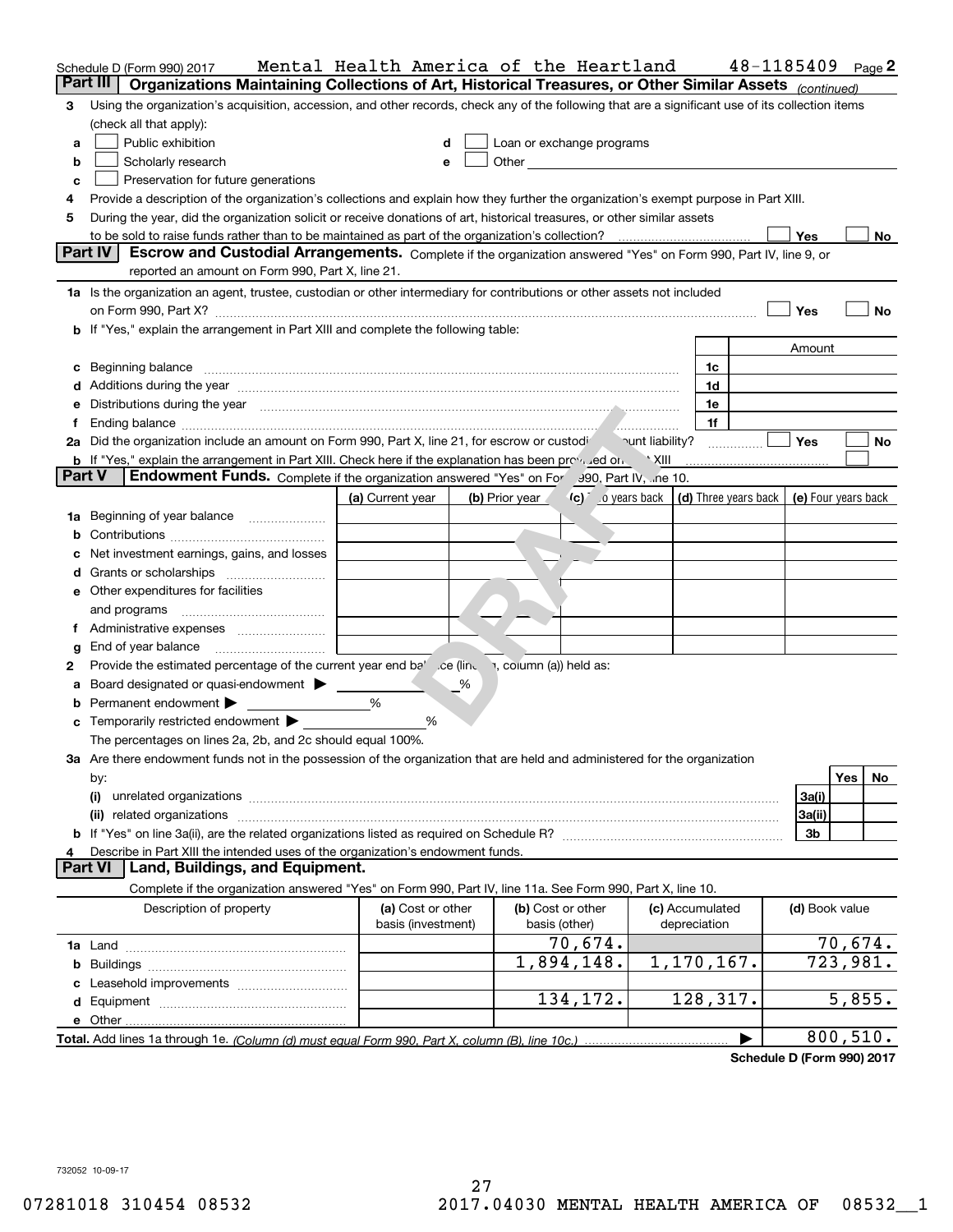Schedule D (Form 990) 2017 Mental Health America of the Heartland 48-1185409 Page 2

## Part III Organizations Maintaining Collections of Art, Historical Treasures, or Other Similar Assets *(continued)*

**3** Using the organization's acquisition, accession, and other records, check any of the following that are a significant use of its collection items (check all that apply):

- **a** ☐ Public exhibition
- **b** ☐ Scholarly research
- **c** ☐ Preservation for future generations
- **d** ☐ Loan or exchange programs
- **e** ☐ Other

**4** Provide a description of the organization's collections and explain how they further the organization's exempt purpose in Part XIII.

**5** During the year, did the organization solicit or receive donations of art, historical treasures, or other similar assets to be sold to raise funds rather than to be maintained as part of the organization's collection? ☐ Yes ☐ No

## Part IV Escrow and Custodial Arrangements.

Complete if the organization answered "Yes" on Form 990, Part IV, line 9, or reported an amount on Form 990, Part X, line 21.

**1a** Is the organization an agent, trustee, custodian or other intermediary for contributions or other assets not included on Form 990, Part X? ☐ Yes ☐ No

**b** If "Yes," explain the arrangement in Part XIII and complete the following table:

| | | Amount |
|---|---|---|
| **c** Beginning balance | 1c | |
| **d** Additions during the year | 1d | |
| **e** Distributions during the year | 1e | |
| **f** Ending balance | 1f | |

**2a** Did the organization include an amount on Form 990, Part X, line 21, for escrow or custodial account liability? ☐ Yes ☐ No

**b** If "Yes," explain the arrangement in Part XIII. Check here if the explanation has been provided on Part XIII ☐

## Part V Endowment Funds.

Complete if the organization answered "Yes" on Form 990, Part IV, line 10.

| | (a) Current year | (b) Prior year | (c) Two years back | (d) Three years back | (e) Four years back |
|---|---|---|---|---|---|
| **1a** Beginning of year balance | | | | | |
| **b** Contributions | | | | | |
| **c** Net investment earnings, gains, and losses | | | | | |
| **d** Grants or scholarships | | | | | |
| **e** Other expenditures for facilities and programs | | | | | |
| **f** Administrative expenses | | | | | |
| **g** End of year balance | | | | | |

**2** Provide the estimated percentage of the current year end balance (line 1g, column (a)) held as:

- **a** Board designated or quasi-endowment ▶ ______ %
- **b** Permanent endowment ▶ ______ %
- **c** Temporarily restricted endowment ▶ ______ %

The percentages on lines 2a, 2b, and 2c should equal 100%.

**3a** Are there endowment funds not in the possession of the organization that are held and administered for the organization by:

| | | Yes | No |
|---|---|---|---|
| **(i)** unrelated organizations | 3a(i) | | |
| **(ii)** related organizations | 3a(ii) | | |
| **b** If "Yes" on line 3a(ii), are the related organizations listed as required on Schedule R? | 3b | | |

**4** Describe in Part XIII the intended uses of the organization's endowment funds.

## Part VI Land, Buildings, and Equipment.

Complete if the organization answered "Yes" on Form 990, Part IV, line 11a. See Form 990, Part X, line 10.

| Description of property | (a) Cost or other basis (investment) | (b) Cost or other basis (other) | (c) Accumulated depreciation | (d) Book value |
|---|---|---|---|---|
| **1a** Land | | 70,674. | | 70,674. |
| **b** Buildings | | 1,894,148. | 1,170,167. | 723,981. |
| **c** Leasehold improvements | | | | |
| **d** Equipment | | 134,172. | 128,317. | 5,855. |
| **e** Other | | | | |
| **Total.** Add lines 1a through 1e. *(Column (d) must equal Form 990, Part X, column (B), line 10c.)* ▶ | | | | 800,510. |

Schedule D (Form 990) 2017

732052 10-09-17

07281018 310454 08532 2017.04030 MENTAL HEALTH AMERICA OF 08532__1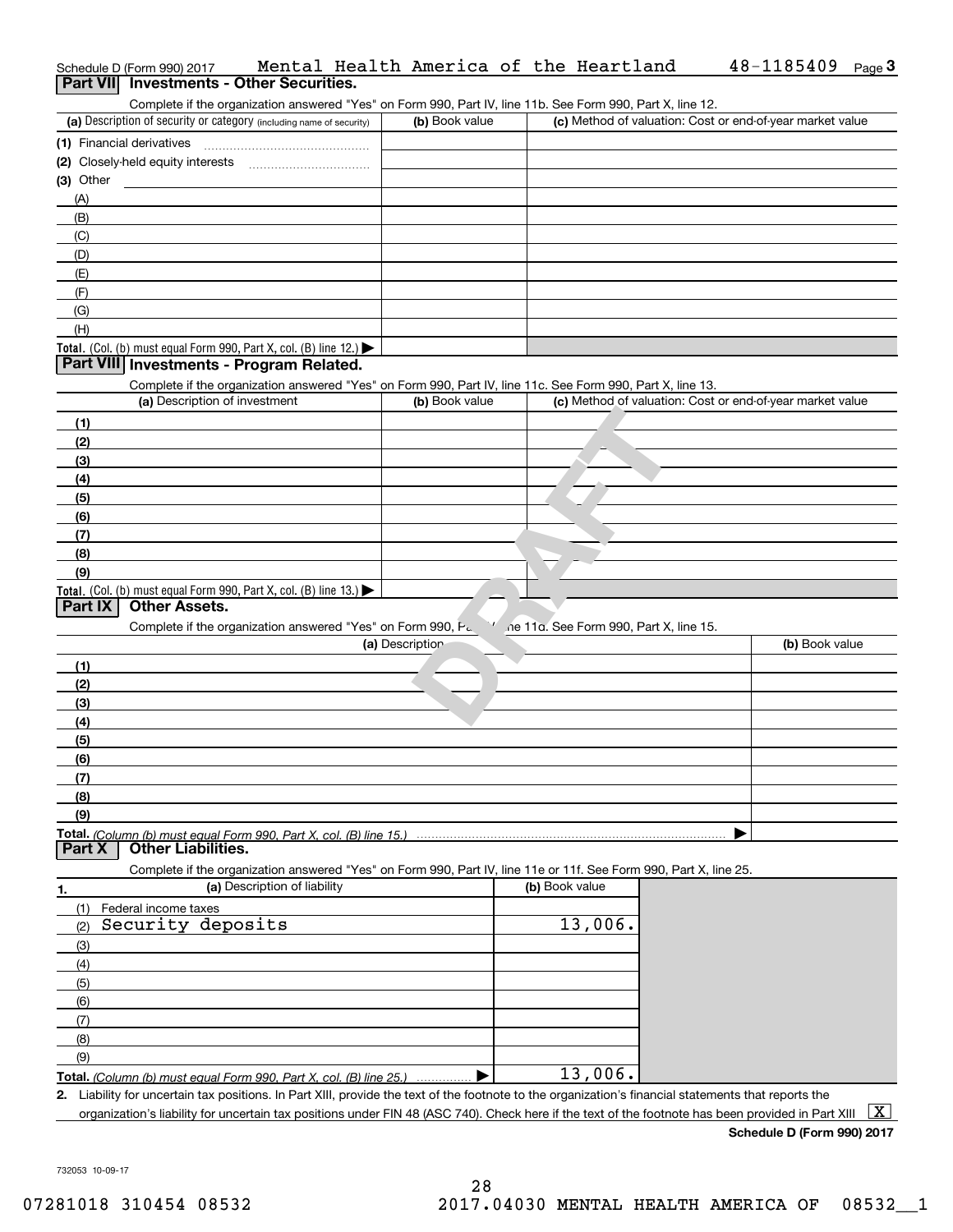Schedule D (Form 990) 2017 Mental Health America of the Heartland 48-1185409 Page 3

## Part VII Investments - Other Securities.

Complete if the organization answered "Yes" on Form 990, Part IV, line 11b. See Form 990, Part X, line 12.

| (a) Description of security or category (including name of security) | (b) Book value | (c) Method of valuation: Cost or end-of-year market value |
|---|---|---|
| (1) Financial derivatives | | |
| (2) Closely-held equity interests | | |
| (3) Other | | |
| (A) | | |
| (B) | | |
| (C) | | |
| (D) | | |
| (E) | | |
| (F) | | |
| (G) | | |
| (H) | | |
| **Total.** (Col. (b) must equal Form 990, Part X, col. (B) line 12.) ▶ | | |

## Part VIII Investments - Program Related.

Complete if the organization answered "Yes" on Form 990, Part IV, line 11c. See Form 990, Part X, line 13.

| (a) Description of investment | (b) Book value | (c) Method of valuation: Cost or end-of-year market value |
|---|---|---|
| (1) | | |
| (2) | | |
| (3) | | |
| (4) | | |
| (5) | | |
| (6) | | |
| (7) | | |
| (8) | | |
| (9) | | |
| **Total.** (Col. (b) must equal Form 990, Part X, col. (B) line 13.) ▶ | | |

## Part IX Other Assets.

Complete if the organization answered "Yes" on Form 990, Part IV, line 11d. See Form 990, Part X, line 15.

| (a) Description | (b) Book value |
|---|---|
| (1) | |
| (2) | |
| (3) | |
| (4) | |
| (5) | |
| (6) | |
| (7) | |
| (8) | |
| (9) | |
| **Total.** *(Column (b) must equal Form 990, Part X, col. (B) line 15.)* ▶ | |

## Part X Other Liabilities.

Complete if the organization answered "Yes" on Form 990, Part IV, line 11e or 11f. See Form 990, Part X, line 25.

| 1. (a) Description of liability | (b) Book value |
|---|---|
| (1) Federal income taxes | |
| (2) Security deposits | 13,006. |
| (3) | |
| (4) | |
| (5) | |
| (6) | |
| (7) | |
| (8) | |
| (9) | |
| **Total.** *(Column (b) must equal Form 990, Part X, col. (B) line 25.)* ▶ | 13,006. |

2. Liability for uncertain tax positions. In Part XIII, provide the text of the footnote to the organization's financial statements that reports the organization's liability for uncertain tax positions under FIN 48 (ASC 740). Check here if the text of the footnote has been provided in Part XIII [X]

**Schedule D (Form 990) 2017**

732053 10-09-17

07281018 310454 08532 2017.04030 MENTAL HEALTH AMERICA OF 08532__1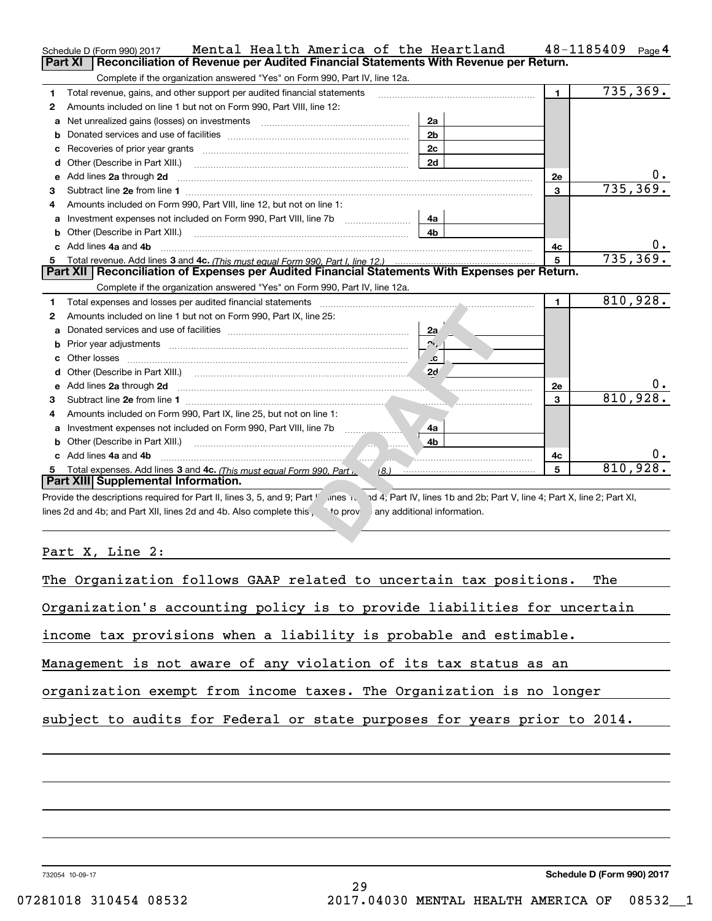Schedule D (Form 990) 2017 Mental Health America of the Heartland 48-1185409 Page 4

## Part XI Reconciliation of Revenue per Audited Financial Statements With Revenue per Return.

Complete if the organization answered "Yes" on Form 990, Part IV, line 12a.

| | | | | | |
|---|---|---|---|---|---|
| 1 | Total revenue, gains, and other support per audited financial statements | | | 1 | 735,369. |
| 2 | Amounts included on line 1 but not on Form 990, Part VIII, line 12: | | | | |
| a | Net unrealized gains (losses) on investments | 2a | | | |
| b | Donated services and use of facilities | 2b | | | |
| c | Recoveries of prior year grants | 2c | | | |
| d | Other (Describe in Part XIII.) | 2d | | | |
| e | Add lines 2a through 2d | | | 2e | 0. |
| 3 | Subtract line 2e from line 1 | | | 3 | 735,369. |
| 4 | Amounts included on Form 990, Part VIII, line 12, but not on line 1: | | | | |
| a | Investment expenses not included on Form 990, Part VIII, line 7b | 4a | | | |
| b | Other (Describe in Part XIII.) | 4b | | | |
| c | Add lines 4a and 4b | | | 4c | 0. |
| 5 | Total revenue. Add lines 3 and 4c. *(This must equal Form 990, Part I, line 12.)* | | | 5 | 735,369. |

## Part XII Reconciliation of Expenses per Audited Financial Statements With Expenses per Return.

Complete if the organization answered "Yes" on Form 990, Part IV, line 12a.

| | | | | | |
|---|---|---|---|---|---|
| 1 | Total expenses and losses per audited financial statements | | | 1 | 810,928. |
| 2 | Amounts included on line 1 but not on Form 990, Part IX, line 25: | | | | |
| a | Donated services and use of facilities | 2a | | | |
| b | Prior year adjustments | 2b | | | |
| c | Other losses | 2c | | | |
| d | Other (Describe in Part XIII.) | 2d | | | |
| e | Add lines 2a through 2d | | | 2e | 0. |
| 3 | Subtract line 2e from line 1 | | | 3 | 810,928. |
| 4 | Amounts included on Form 990, Part IX, line 25, but not on line 1: | | | | |
| a | Investment expenses not included on Form 990, Part VIII, line 7b | 4a | | | |
| b | Other (Describe in Part XIII.) | 4b | | | |
| c | Add lines 4a and 4b | | | 4c | 0. |
| 5 | Total expenses. Add lines 3 and 4c. *(This must equal Form 990, Part I, line 18.)* | | | 5 | 810,928. |

## Part XIII Supplemental Information.

Provide the descriptions required for Part II, lines 3, 5, and 9; Part III, lines 1a and 4; Part IV, lines 1b and 2b; Part V, line 4; Part X, line 2; Part XI, lines 2d and 4b; and Part XII, lines 2d and 4b. Also complete this part to provide any additional information.

Part X, Line 2:

The Organization follows GAAP related to uncertain tax positions. The Organization's accounting policy is to provide liabilities for uncertain income tax provisions when a liability is probable and estimable. Management is not aware of any violation of its tax status as an organization exempt from income taxes. The Organization is no longer subject to audits for Federal or state purposes for years prior to 2014.

Schedule D (Form 990) 2017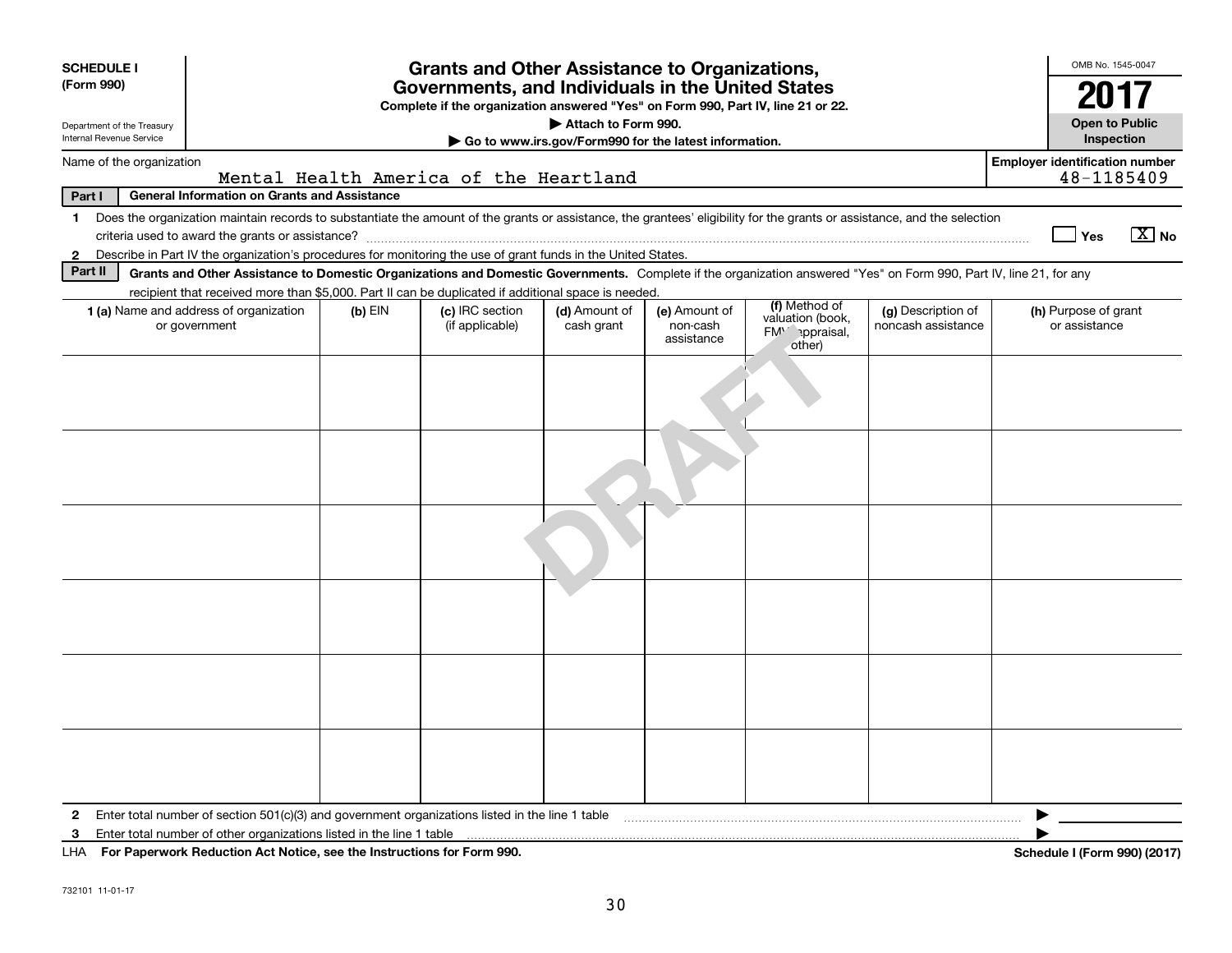**SCHEDULE I (Form 990)**

Department of the Treasury
Internal Revenue Service

# Grants and Other Assistance to Organizations, Governments, and Individuals in the United States

**Complete if the organization answered "Yes" on Form 990, Part IV, line 21 or 22.**
**▶ Attach to Form 990.**
**▶ Go to www.irs.gov/Form990 for the latest information.**

OMB No. 1545-0047

**2017**

**Open to Public Inspection**

Name of the organization: Mental Health America of the Heartland

Employer identification number: 48-1185409

**Part I — General Information on Grants and Assistance**

1 Does the organization maintain records to substantiate the amount of the grants or assistance, the grantees' eligibility for the grants or assistance, and the selection criteria used to award the grants or assistance? ☐ Yes ☒ No

2 Describe in Part IV the organization's procedures for monitoring the use of grant funds in the United States.

**Part II — Grants and Other Assistance to Domestic Organizations and Domestic Governments.** Complete if the organization answered "Yes" on Form 990, Part IV, line 21, for any recipient that received more than $5,000. Part II can be duplicated if additional space is needed.

| 1 (a) Name and address of organization or government | (b) EIN | (c) IRC section (if applicable) | (d) Amount of cash grant | (e) Amount of non-cash assistance | (f) Method of valuation (book, FMV, appraisal, other) | (g) Description of noncash assistance | (h) Purpose of grant or assistance |
|---|---|---|---|---|---|---|---|
| | | | | | | | |
| | | | | | | | |
| | | | | | | | |
| | | | | | | | |
| | | | | | | | |
| | | | | | | | |

2 Enter total number of section 501(c)(3) and government organizations listed in the line 1 table ▶

3 Enter total number of other organizations listed in the line 1 table ▶

LHA **For Paperwork Reduction Act Notice, see the Instructions for Form 990.** **Schedule I (Form 990) (2017)**

732101 11-01-17

DRAFT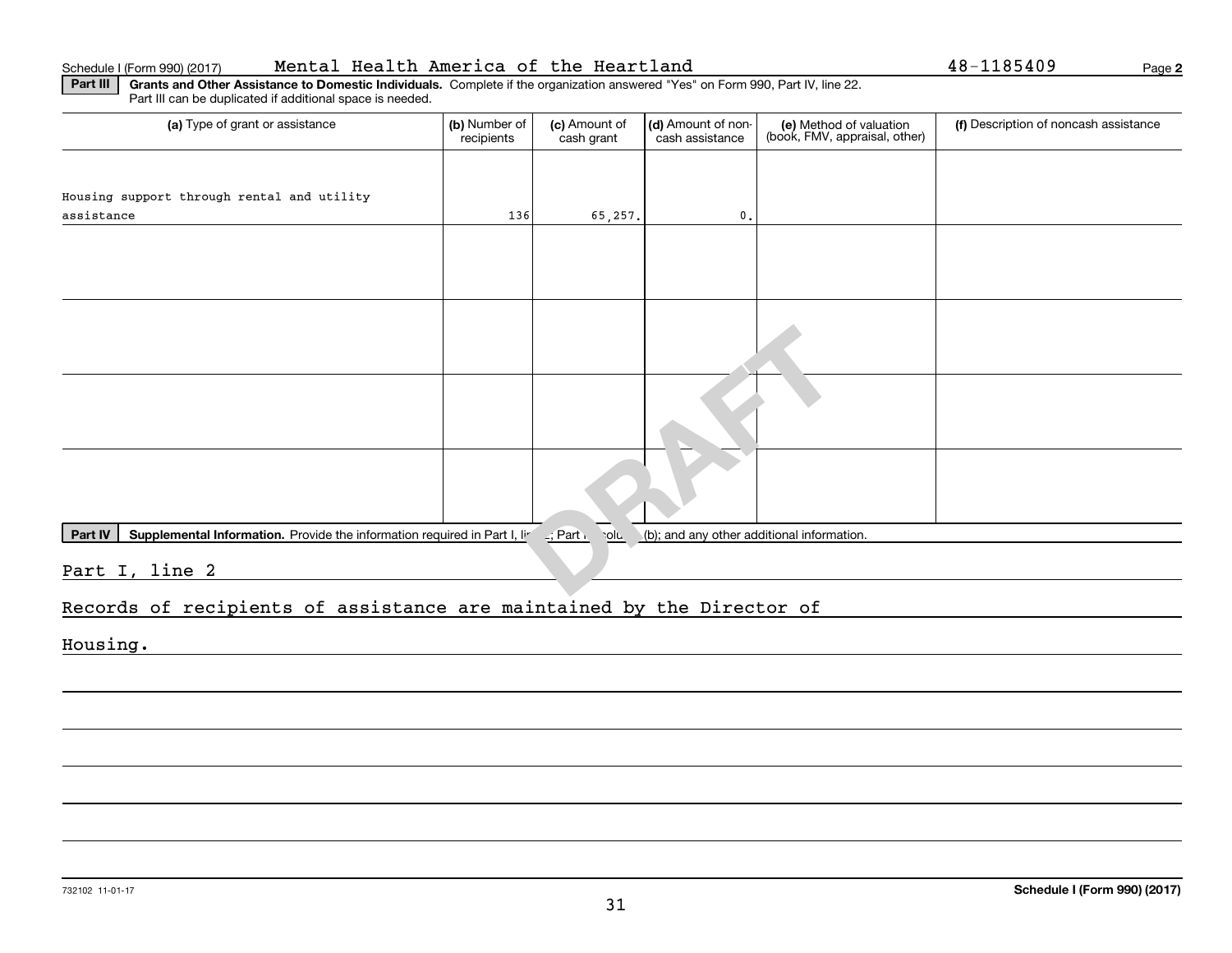Schedule I (Form 990) (2017) Mental Health America of the Heartland 48-1185409

**Part III** **Grants and Other Assistance to Domestic Individuals.** Complete if the organization answered "Yes" on Form 990, Part IV, line 22. Part III can be duplicated if additional space is needed.

| (a) Type of grant or assistance | (b) Number of recipients | (c) Amount of cash grant | (d) Amount of non-cash assistance | (e) Method of valuation (book, FMV, appraisal, other) | (f) Description of noncash assistance |
|---|---|---|---|---|---|
| Housing support through rental and utility assistance | 136 | 65,257. | 0. | | |
| | | | | | |
| | | | | | |
| | | | | | |
| | | | | | |

**Part IV** **Supplemental Information.** Provide the information required in Part I, line 2; Part III, column (b); and any other additional information.

Part I, line 2

Records of recipients of assistance are maintained by the Director of Housing.

DRAFT

732102 11-01-17

**Schedule I (Form 990) (2017)**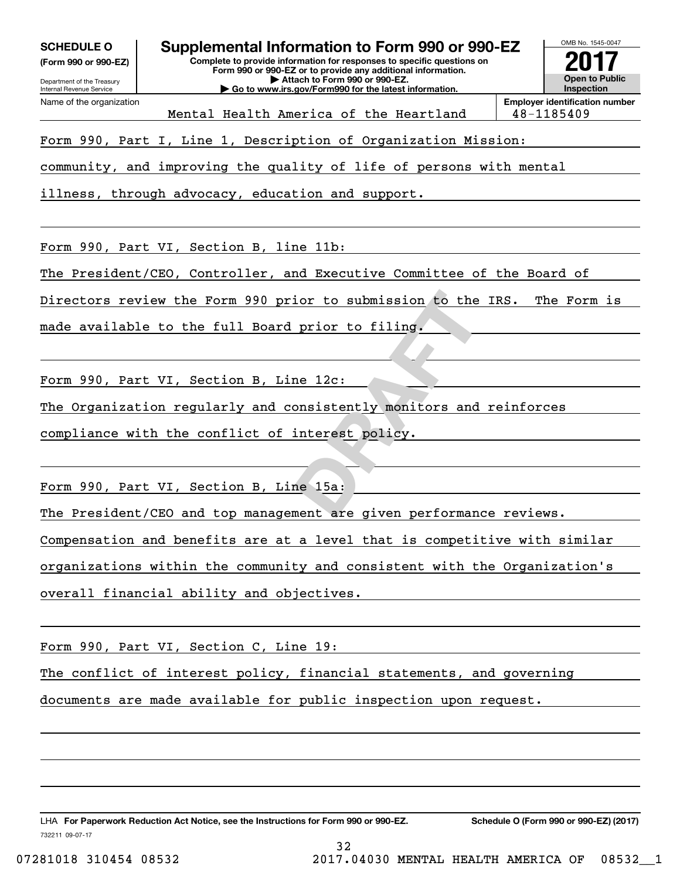**SCHEDULE O**
**(Form 990 or 990-EZ)**

Department of the Treasury
Internal Revenue Service

# Supplemental Information to Form 990 or 990-EZ

**Complete to provide information for responses to specific questions on Form 990 or 990-EZ or to provide any additional information.**
**▶ Attach to Form 990 or 990-EZ.**
**▶ Go to www.irs.gov/Form990 for the latest information.**

OMB No. 1545-0047
**2017**
**Open to Public Inspection**

| Name of the organization | Employer identification number |
|---|---|
| Mental Health America of the Heartland | 48-1185409 |

Form 990, Part I, Line 1, Description of Organization Mission:

community, and improving the quality of life of persons with mental illness, through advocacy, education and support.

Form 990, Part VI, Section B, line 11b:

The President/CEO, Controller, and Executive Committee of the Board of Directors review the Form 990 prior to submission to the IRS. The Form is made available to the full Board prior to filing.

Form 990, Part VI, Section B, Line 12c:

The Organization regularly and consistently monitors and reinforces compliance with the conflict of interest policy.

Form 990, Part VI, Section B, Line 15a:

The President/CEO and top management are given performance reviews. Compensation and benefits are at a level that is competitive with similar organizations within the community and consistent with the Organization's overall financial ability and objectives.

Form 990, Part VI, Section C, Line 19:

The conflict of interest policy, financial statements, and governing documents are made available for public inspection upon request.

LHA **For Paperwork Reduction Act Notice, see the Instructions for Form 990 or 990-EZ.** **Schedule O (Form 990 or 990-EZ) (2017)**
732211 09-07-17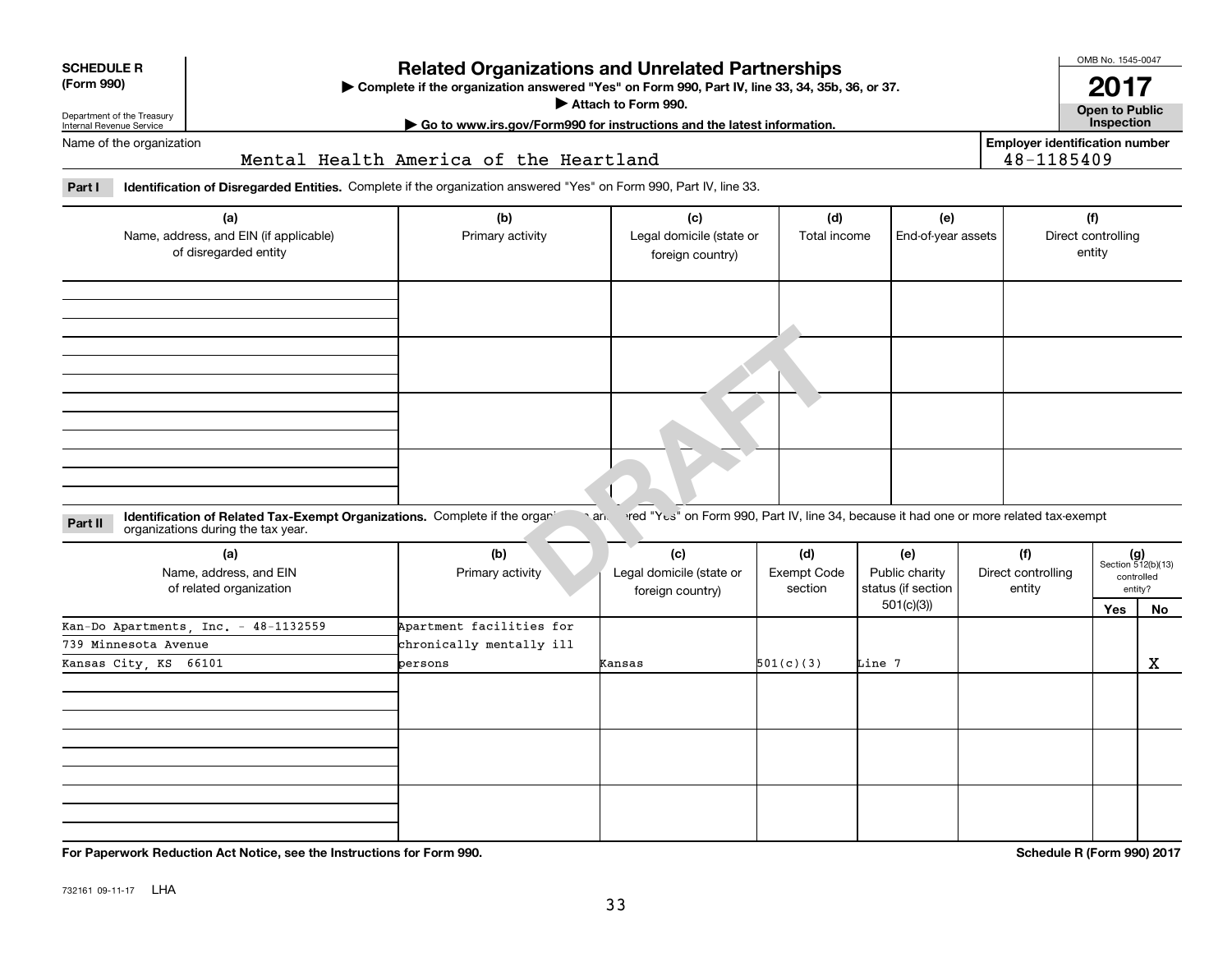**SCHEDULE R (Form 990)**

Department of the Treasury Internal Revenue Service

# Related Organizations and Unrelated Partnerships

▶ Complete if the organization answered "Yes" on Form 990, Part IV, line 33, 34, 35b, 36, or 37.

▶ Attach to Form 990.

▶ Go to www.irs.gov/Form990 for instructions and the latest information.

OMB No. 1545-0047

**2017**

**Open to Public Inspection**

Name of the organization: Mental Health America of the Heartland

Employer identification number: 48-1185409

**Part I** **Identification of Disregarded Entities.** Complete if the organization answered "Yes" on Form 990, Part IV, line 33.

| (a) Name, address, and EIN (if applicable) of disregarded entity | (b) Primary activity | (c) Legal domicile (state or foreign country) | (d) Total income | (e) End-of-year assets | (f) Direct controlling entity |
|---|---|---|---|---|---|
| | | | | | |
| | | | | | |
| | | | | | |
| | | | | | |

**Part II** **Identification of Related Tax-Exempt Organizations.** Complete if the organization answered "Yes" on Form 990, Part IV, line 34, because it had one or more related tax-exempt organizations during the tax year.

| (a) Name, address, and EIN of related organization | (b) Primary activity | (c) Legal domicile (state or foreign country) | (d) Exempt Code section | (e) Public charity status (if section 501(c)(3)) | (f) Direct controlling entity | (g) Section 512(b)(13) controlled entity? Yes | No |
|---|---|---|---|---|---|---|---|
| Kan-Do Apartments, Inc. - 48-1132559<br>739 Minnesota Avenue<br>Kansas City, KS 66101 | Apartment facilities for chronically mentally ill persons | Kansas | 501(c)(3) | Line 7 | | | X |
| | | | | | | | |
| | | | | | | | |
| | | | | | | | |

For Paperwork Reduction Act Notice, see the Instructions for Form 990.

Schedule R (Form 990) 2017

732161 09-11-17 LHA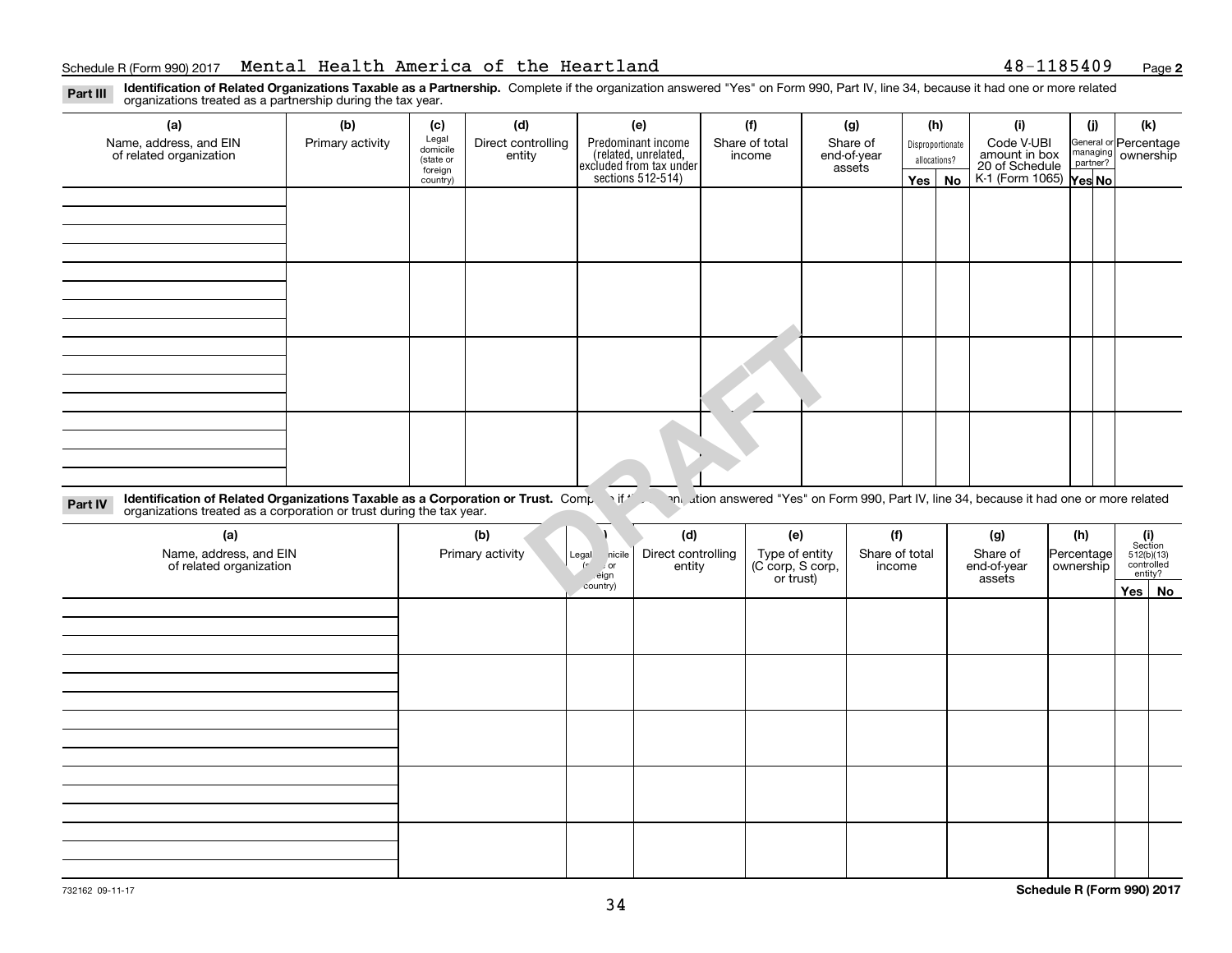Schedule R (Form 990) 2017 Mental Health America of the Heartland 48-1185409 Page **2**

**Part III** **Identification of Related Organizations Taxable as a Partnership.** Complete if the organization answered "Yes" on Form 990, Part IV, line 34, because it had one or more related organizations treated as a partnership during the tax year.

| (a) Name, address, and EIN of related organization | (b) Primary activity | (c) Legal domicile (state or foreign country) | (d) Direct controlling entity | (e) Predominant income (related, unrelated, excluded from tax under sections 512-514) | (f) Share of total income | (g) Share of end-of-year assets | (h) Disproportionate allocations? Yes | No | (i) Code V-UBI amount in box 20 of Schedule K-1 (Form 1065) | (j) General or managing partner? Yes | No | (k) Percentage ownership |
|---|---|---|---|---|---|---|---|---|---|---|---|---|
| | | | | | | | | | | | | |
| | | | | | | | | | | | | |
| | | | | | | | | | | | | |
| | | | | | | | | | | | | |

**Part IV** **Identification of Related Organizations Taxable as a Corporation or Trust.** Complete if the organization answered "Yes" on Form 990, Part IV, line 34, because it had one or more related organizations treated as a corporation or trust during the tax year.

| (a) Name, address, and EIN of related organization | (b) Primary activity | (c) Legal domicile (state or foreign country) | (d) Direct controlling entity | (e) Type of entity (C corp, S corp, or trust) | (f) Share of total income | (g) Share of end-of-year assets | (h) Percentage ownership | (i) Section 512(b)(13) controlled entity? Yes | No |
|---|---|---|---|---|---|---|---|---|---|
| | | | | | | | | | |
| | | | | | | | | | |
| | | | | | | | | | |
| | | | | | | | | | |
| | | | | | | | | | |

DRAFT

732162 09-11-17

**Schedule R (Form 990) 2017**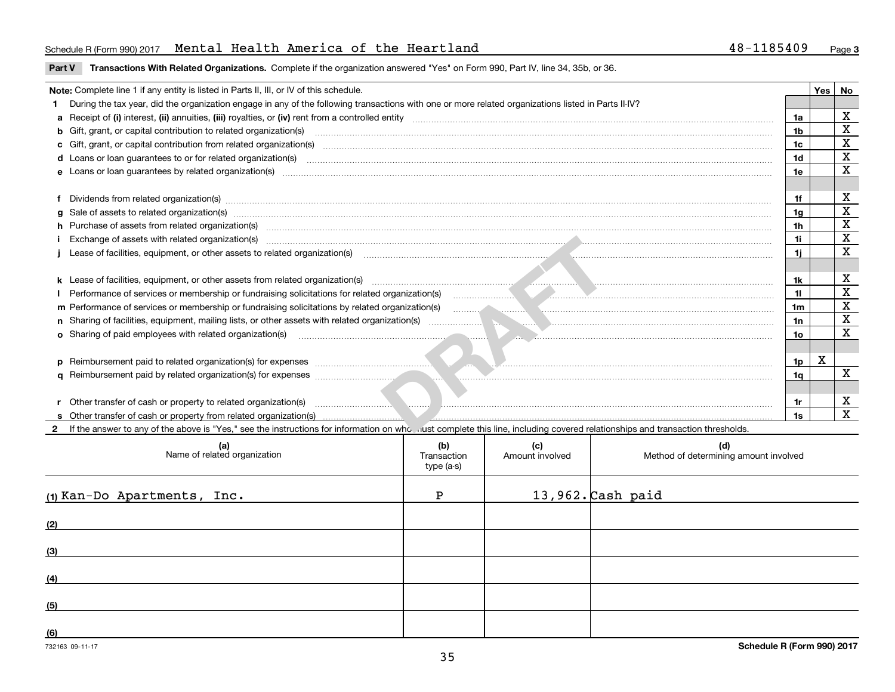Schedule R (Form 990) 2017 Mental Health America of the Heartland 48-1185409

**Part V** **Transactions With Related Organizations.** Complete if the organization answered "Yes" on Form 990, Part IV, line 34, 35b, or 36.

| Note: Complete line 1 if any entity is listed in Parts II, III, or IV of this schedule. | | Yes | No |
|---|---|---|---|
| **1** During the tax year, did the organization engage in any of the following transactions with one or more related organizations listed in Parts II-IV? | | | |
| **a** Receipt of (i) interest, (ii) annuities, (iii) royalties, or (iv) rent from a controlled entity | 1a | | X |
| **b** Gift, grant, or capital contribution to related organization(s) | 1b | | X |
| **c** Gift, grant, or capital contribution from related organization(s) | 1c | | X |
| **d** Loans or loan guarantees to or for related organization(s) | 1d | | X |
| **e** Loans or loan guarantees by related organization(s) | 1e | | X |
| **f** Dividends from related organization(s) | 1f | | X |
| **g** Sale of assets to related organization(s) | 1g | | X |
| **h** Purchase of assets from related organization(s) | 1h | | X |
| **i** Exchange of assets with related organization(s) | 1i | | X |
| **j** Lease of facilities, equipment, or other assets to related organization(s) | 1j | | X |
| **k** Lease of facilities, equipment, or other assets from related organization(s) | 1k | | X |
| **l** Performance of services or membership or fundraising solicitations for related organization(s) | 1l | | X |
| **m** Performance of services or membership or fundraising solicitations by related organization(s) | 1m | | X |
| **n** Sharing of facilities, equipment, mailing lists, or other assets with related organization(s) | 1n | | X |
| **o** Sharing of paid employees with related organization(s) | 1o | | X |
| **p** Reimbursement paid to related organization(s) for expenses | 1p | X | |
| **q** Reimbursement paid by related organization(s) for expenses | 1q | | X |
| **r** Other transfer of cash or property to related organization(s) | 1r | | X |
| **s** Other transfer of cash or property from related organization(s) | 1s | | X |

**2** If the answer to any of the above is "Yes," see the instructions for information on who must complete this line, including covered relationships and transaction thresholds.

| (a) Name of related organization | (b) Transaction type (a-s) | (c) Amount involved | (d) Method of determining amount involved |
|---|---|---|---|
| (1) Kan-Do Apartments, Inc. | P | 13,962. | Cash paid |
| (2) | | | |
| (3) | | | |
| (4) | | | |
| (5) | | | |
| (6) | | | |

732163 09-11-17

**Schedule R (Form 990) 2017**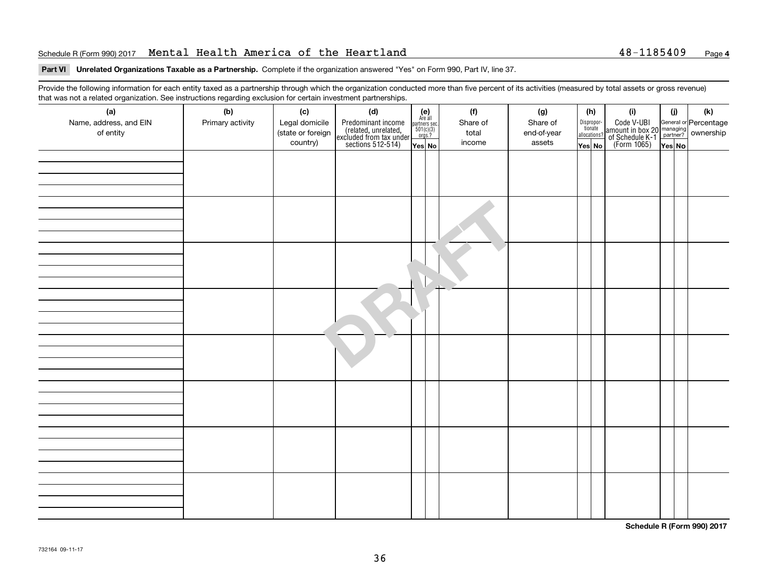Schedule R (Form 990) 2017 Mental Health America of the Heartland 48-1185409 Page 4

**Part VI Unrelated Organizations Taxable as a Partnership.** Complete if the organization answered "Yes" on Form 990, Part IV, line 37.

Provide the following information for each entity taxed as a partnership through which the organization conducted more than five percent of its activities (measured by total assets or gross revenue) that was not a related organization. See instructions regarding exclusion for certain investment partnerships.

| (a) Name, address, and EIN of entity | (b) Primary activity | (c) Legal domicile (state or foreign country) | (d) Predominant income (related, unrelated, excluded from tax under sections 512-514) | (e) Are all partners sec. 501(c)(3) orgs.? Yes | No | (f) Share of total income | (g) Share of end-of-year assets | (h) Dispropor-tionate allocations? Yes | No | (i) Code V-UBI amount in box 20 of Schedule K-1 (Form 1065) | (j) General or managing partner? Yes | No | (k) Percentage ownership |
|---|---|---|---|---|---|---|---|---|---|---|---|---|---|
| | | | | | | | | | | | | | |
| | | | | | | | | | | | | | |
| | | | | | | | | | | | | | |
| | | | | | | | | | | | | | |
| | | | | | | | | | | | | | |
| | | | | | | | | | | | | | |
| | | | | | | | | | | | | | |
| | | | | | | | | | | | | | |

DRAFT

**Schedule R (Form 990) 2017**

732164 09-11-17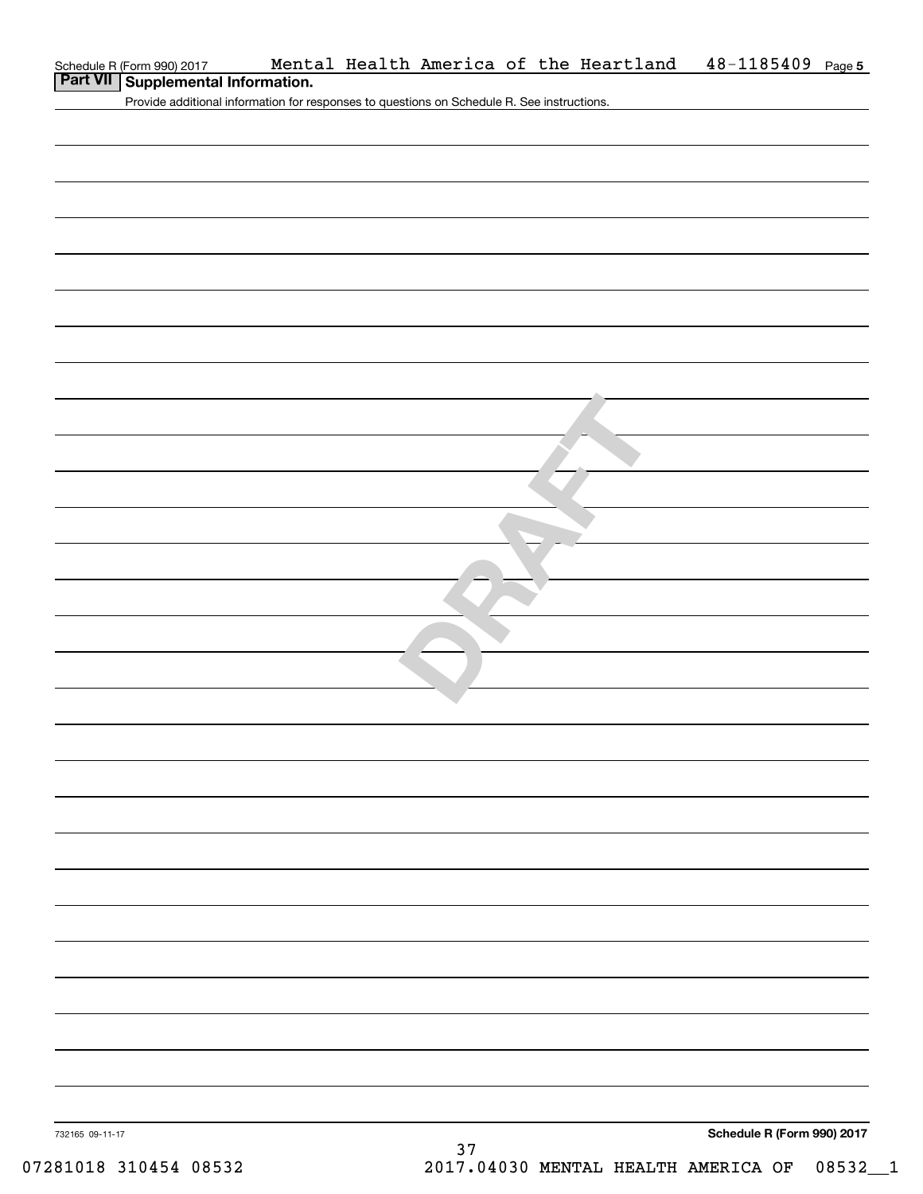Schedule R (Form 990) 2017 Mental Health America of the Heartland 48-1185409 Page 5

## Part VII Supplemental Information.

Provide additional information for responses to questions on Schedule R. See instructions.

DRAFT

732165 09-11-17

Schedule R (Form 990) 2017

07281018 310454 08532 2017.04030 MENTAL HEALTH AMERICA OF 08532__1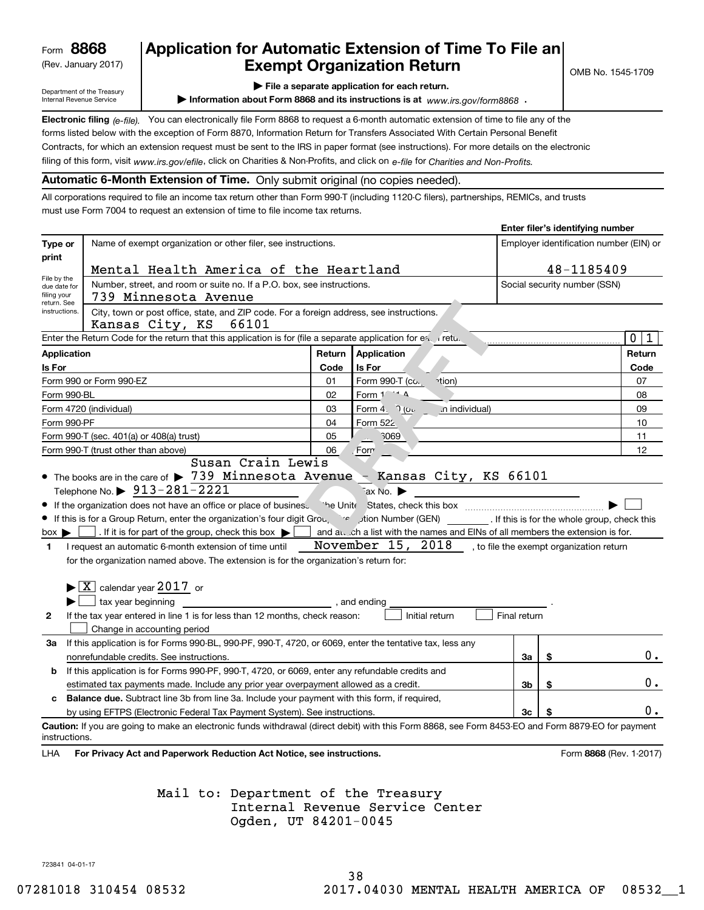Form **8868**
(Rev. January 2017)

Department of the Treasury
Internal Revenue Service

# Application for Automatic Extension of Time To File an Exempt Organization Return

OMB No. 1545-1709

▶ **File a separate application for each return.**

▶ **Information about Form 8868 and its instructions is at** *www.irs.gov/form8868* .

**Electronic filing** *(e-file).* You can electronically file Form 8868 to request a 6-month automatic extension of time to file any of the forms listed below with the exception of Form 8870, Information Return for Transfers Associated With Certain Personal Benefit Contracts, for which an extension request must be sent to the IRS in paper format (see instructions). For more details on the electronic filing of this form, visit *www.irs.gov/efile*, click on Charities & Non-Profits, and click on *e-file* for *Charities and Non-Profits.*

**Automatic 6-Month Extension of Time.** Only submit original (no copies needed).

All corporations required to file an income tax return other than Form 990-T (including 1120-C filers), partnerships, REMICs, and trusts must use Form 7004 to request an extension of time to file income tax returns.

| | | Enter filer's identifying number |
|---|---|---|
| **Type or print** | Name of exempt organization or other filer, see instructions.<br>Mental Health America of the Heartland | Employer identification number (EIN) or<br>48-1185409 |
| File by the due date for filing your return. See instructions. | Number, street, and room or suite no. If a P.O. box, see instructions.<br>739 Minnesota Avenue | Social security number (SSN) |
| | City, town or post office, state, and ZIP code. For a foreign address, see instructions.<br>Kansas City, KS 66101 | |

Enter the Return Code for the return that this application is for (file a separate application for each return) ........ 0 1

| Application Is For | Return Code | Application Is For | Return Code |
|---|---|---|---|
| Form 990 or Form 990-EZ | 01 | Form 990-T (corporation) | 07 |
| Form 990-BL | 02 | Form 1041-A | 08 |
| Form 4720 (individual) | 03 | Form 4720 (other than individual) | 09 |
| Form 990-PF | 04 | Form 5227 | 10 |
| Form 990-T (sec. 401(a) or 408(a) trust) | 05 | Form 6069 | 11 |
| Form 990-T (trust other than above) | 06 | Form 8870 | 12 |

DRAFT

- The books are in the care of ▶ Susan Crain Lewis 739 Minnesota Avenue - Kansas City, KS 66101
  Telephone No. ▶ 913-281-2221 Fax No. ▶
- If the organization does not have an office or place of business in the United States, check this box ........ ▶ ☐
- If this is for a Group Return, enter the organization's four digit Group Exemption Number (GEN) ______ . If this is for the whole group, check this box ▶ ☐ . If it is for part of the group, check this box ▶ ☐ and attach a list with the names and EINs of all members the extension is for.

**1** I request an automatic 6-month extension of time until November 15, 2018 , to file the exempt organization return for the organization named above. The extension is for the organization's return for:

▶ ☒ calendar year 2017 or
▶ ☐ tax year beginning ____________ , and ending ____________ .

**2** If the tax year entered in line 1 is for less than 12 months, check reason: ☐ Initial return ☐ Final return ☐ Change in accounting period

| | | | |
|---|---|---|---|
| **3a** | If this application is for Forms 990-BL, 990-PF, 990-T, 4720, or 6069, enter the tentative tax, less any nonrefundable credits. See instructions. | 3a | $ 0. |
| **b** | If this application is for Forms 990-PF, 990-T, 4720, or 6069, enter any refundable credits and estimated tax payments made. Include any prior year overpayment allowed as a credit. | 3b | $ 0. |
| **c** | **Balance due.** Subtract line 3b from line 3a. Include your payment with this form, if required, by using EFTPS (Electronic Federal Tax Payment System). See instructions. | 3c | $ 0. |

**Caution:** If you are going to make an electronic funds withdrawal (direct debit) with this Form 8868, see Form 8453-EO and Form 8879-EO for payment instructions.

LHA **For Privacy Act and Paperwork Reduction Act Notice, see instructions.** Form **8868** (Rev. 1-2017)

Mail to: Department of the Treasury
Internal Revenue Service Center
Ogden, UT 84201-0045

723841 04-01-17

07281018 310454 08532 2017.04030 MENTAL HEALTH AMERICA OF 08532__1